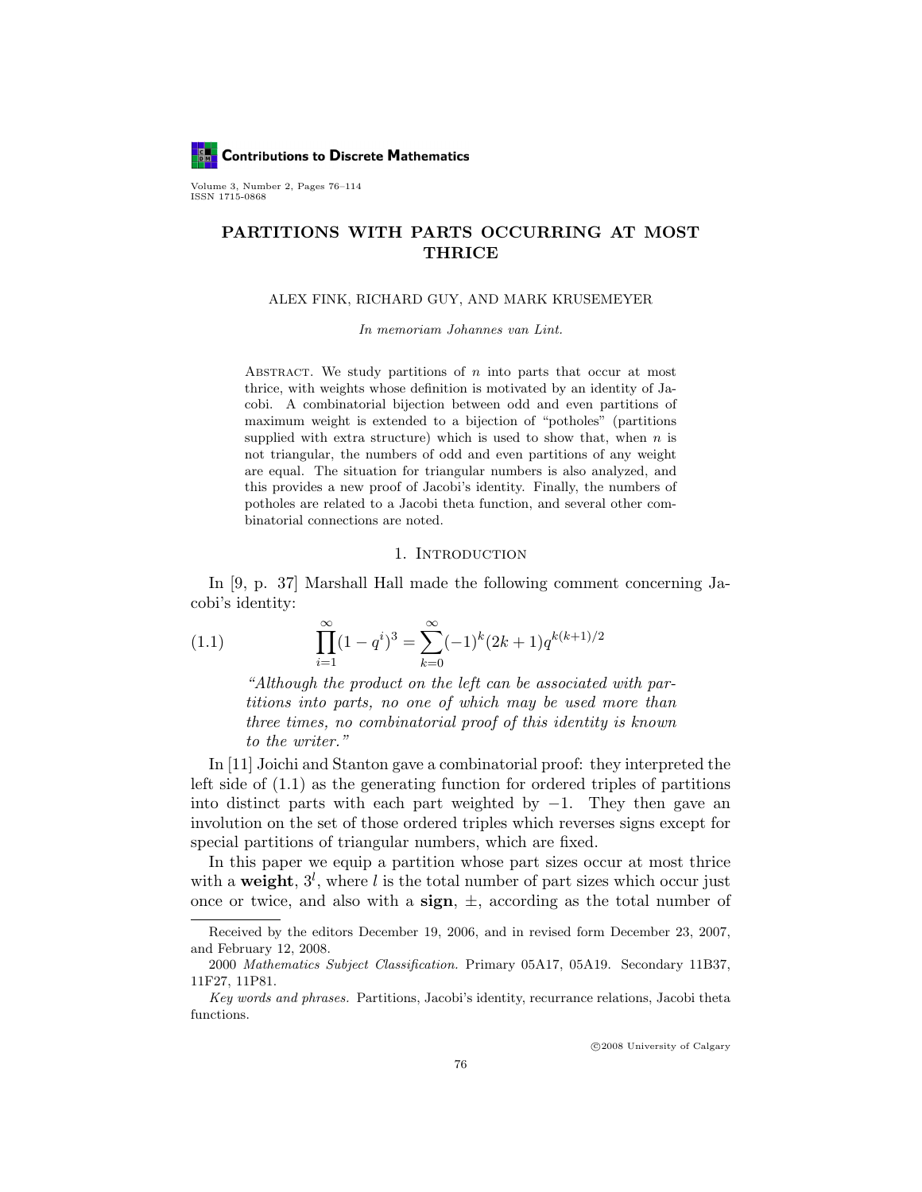# PARTITIONS WITH PARTS OCCURRING AT MOST THRICE

ALEX FINK, RICHARD GUY, AND MARK KRUSEMEYER

*In memoriam Johannes van Lint.*

Abstract. We study partitions of $n$ into parts that occur at most thrice, with weights whose definition is motivated by an identity of Jacobi. A combinatorial bijection between odd and even partitions of maximum weight is extended to a bijection of "potholes" (partitions supplied with extra structure) which is used to show that, when $n$ is not triangular, the numbers of odd and even partitions of any weight are equal. The situation for triangular numbers is also analyzed, and this provides a new proof of Jacobi's identity. Finally, the numbers of potholes are related to a Jacobi theta function, and several other combinatorial connections are noted.

## 1. Introduction

In [9, p. 37] Marshall Hall made the following comment concerning Jacobi's identity:

$$\prod_{i=1}^{\infty}(1-q^i)^3 = \sum_{k=0}^{\infty}(-1)^k(2k+1)q^{k(k+1)/2} \tag{1.1}$$

> *"Although the product on the left can be associated with partitions into parts, no one of which may be used more than three times, no combinatorial proof of this identity is known to the writer."*

In [11] Joichi and Stanton gave a combinatorial proof: they interpreted the left side of (1.1) as the generating function for ordered triples of partitions into distinct parts with each part weighted by $-1$. They then gave an involution on the set of those ordered triples which reverses signs except for special partitions of triangular numbers, which are fixed.

In this paper we equip a partition whose part sizes occur at most thrice with a **weight**, $3^l$, where $l$ is the total number of part sizes which occur just once or twice, and also with a **sign**, $\pm$, according as the total number of

---

Received by the editors December 19, 2006, and in revised form December 23, 2007, and February 12, 2008.

2000 *Mathematics Subject Classification.* Primary 05A17, 05A19. Secondary 11B37, 11F27, 11P81.

*Key words and phrases.* Partitions, Jacobi's identity, recurrance relations, Jacobi theta functions.

©2008 University of Calgary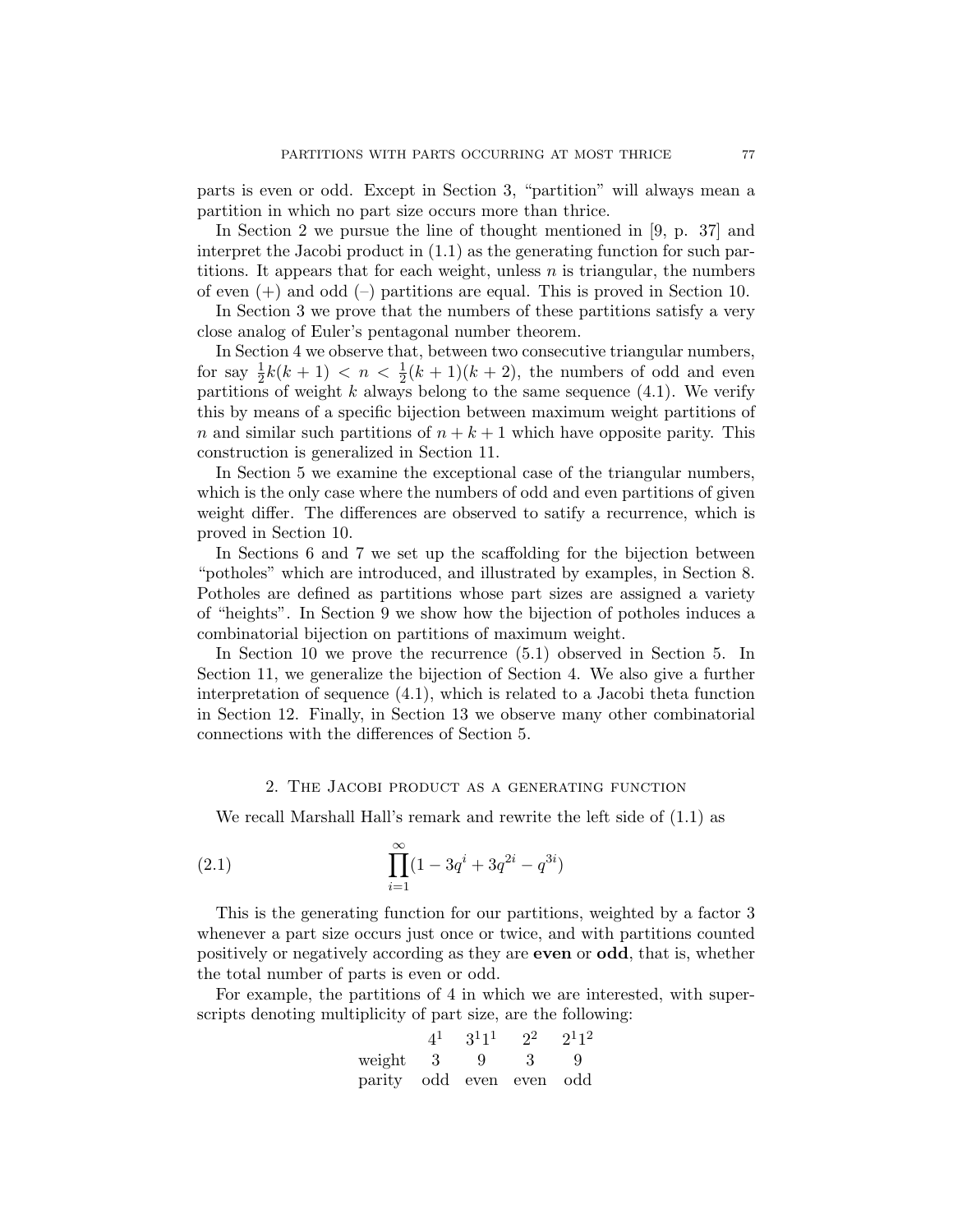parts is even or odd. Except in Section 3, "partition" will always mean a partition in which no part size occurs more than thrice.

In Section 2 we pursue the line of thought mentioned in [9, p. 37] and interpret the Jacobi product in (1.1) as the generating function for such partitions. It appears that for each weight, unless $n$ is triangular, the numbers of even (+) and odd (–) partitions are equal. This is proved in Section 10.

In Section 3 we prove that the numbers of these partitions satisfy a very close analog of Euler's pentagonal number theorem.

In Section 4 we observe that, between two consecutive triangular numbers, for say $\frac{1}{2}k(k+1) < n < \frac{1}{2}(k+1)(k+2)$, the numbers of odd and even partitions of weight $k$ always belong to the same sequence (4.1). We verify this by means of a specific bijection between maximum weight partitions of $n$ and similar such partitions of $n+k+1$ which have opposite parity. This construction is generalized in Section 11.

In Section 5 we examine the exceptional case of the triangular numbers, which is the only case where the numbers of odd and even partitions of given weight differ. The differences are observed to satisfy a recurrence, which is proved in Section 10.

In Sections 6 and 7 we set up the scaffolding for the bijection between "potholes" which are introduced, and illustrated by examples, in Section 8. Potholes are defined as partitions whose part sizes are assigned a variety of "heights". In Section 9 we show how the bijection of potholes induces a combinatorial bijection on partitions of maximum weight.

In Section 10 we prove the recurrence (5.1) observed in Section 5. In Section 11, we generalize the bijection of Section 4. We also give a further interpretation of sequence (4.1), which is related to a Jacobi theta function in Section 12. Finally, in Section 13 we observe many other combinatorial connections with the differences of Section 5.

## 2. The Jacobi product as a generating function

We recall Marshall Hall's remark and rewrite the left side of (1.1) as

$$\prod_{i=1}^{\infty}(1 - 3q^i + 3q^{2i} - q^{3i}) \tag{2.1}$$

This is the generating function for our partitions, weighted by a factor 3 whenever a part size occurs just once or twice, and with partitions counted positively or negatively according as they are **even** or **odd**, that is, whether the total number of parts is even or odd.

For example, the partitions of 4 in which we are interested, with superscripts denoting multiplicity of part size, are the following:

| | $4^1$ | $3^1 1^1$ | $2^2$ | $2^1 1^2$ |
|---|---|---|---|---|
| weight | 3 | 9 | 3 | 9 |
| parity | odd | even | even | odd |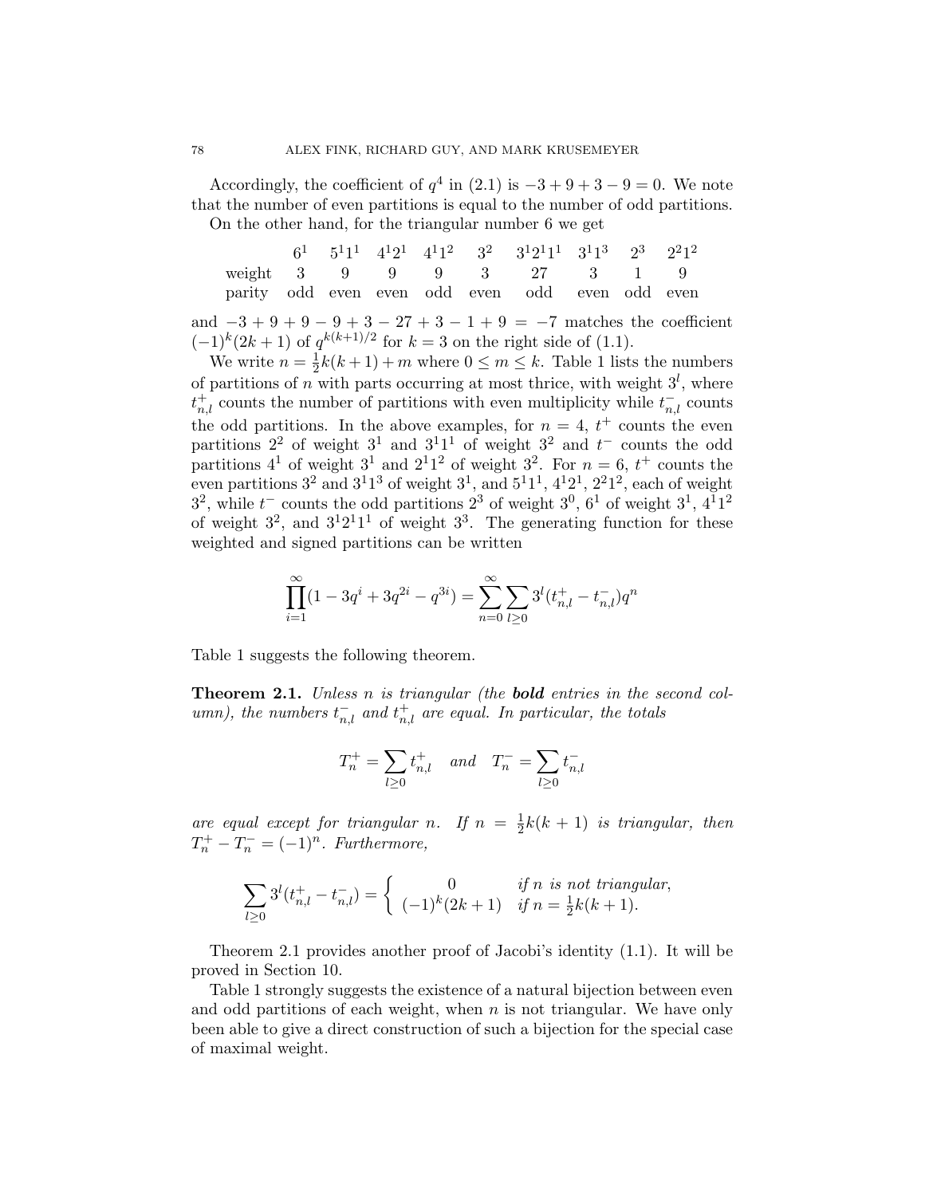Accordingly, the coefficient of $q^4$ in (2.1) is $-3+9+3-9=0$. We note that the number of even partitions is equal to the number of odd partitions.

On the other hand, for the triangular number 6 we get

| | $6^1$ | $5^11^1$ | $4^12^1$ | $4^11^2$ | $3^2$ | $3^12^11^1$ | $3^11^3$ | $2^3$ | $2^21^2$ |
|---|---|---|---|---|---|---|---|---|---|
| weight | 3 | 9 | 9 | 9 | 3 | 27 | 3 | 1 | 9 |
| parity | odd | even | even | odd | even | odd | even | odd | even |

and $-3+9+9-9+3-27+3-1+9 = -7$ matches the coefficient $(-1)^k(2k+1)$ of $q^{k(k+1)/2}$ for $k=3$ on the right side of (1.1).

We write $n = \frac{1}{2}k(k+1)+m$ where $0 \le m \le k$. Table 1 lists the numbers of partitions of $n$ with parts occurring at most thrice, with weight $3^l$, where $t^+_{n,l}$ counts the number of partitions with even multiplicity while $t^-_{n,l}$ counts the odd partitions. In the above examples, for $n=4$, $t^+$ counts the even partitions $2^2$ of weight $3^1$ and $3^11^1$ of weight $3^2$ and $t^-$ counts the odd partitions $4^1$ of weight $3^1$ and $2^11^2$ of weight $3^2$. For $n=6$, $t^+$ counts the even partitions $3^2$ and $3^11^3$ of weight $3^1$, and $5^11^1$, $4^12^1$, $2^21^2$, each of weight $3^2$, while $t^-$ counts the odd partitions $2^3$ of weight $3^0$, $6^1$ of weight $3^1$, $4^11^2$ of weight $3^2$, and $3^12^11^1$ of weight $3^3$. The generating function for these weighted and signed partitions can be written

$$\prod_{i=1}^{\infty}(1-3q^i+3q^{2i}-q^{3i}) = \sum_{n=0}^{\infty}\sum_{l\ge 0}3^l(t^+_{n,l}-t^-_{n,l})q^n$$

Table 1 suggests the following theorem.

**Theorem 2.1.** *Unless $n$ is triangular (the* ***bold*** *entries in the second column), the numbers $t^-_{n,l}$ and $t^+_{n,l}$ are equal. In particular, the totals*

$$T^+_n = \sum_{l\ge 0} t^+_{n,l} \quad \text{and} \quad T^-_n = \sum_{l \ge 0} t^-_{n,l}$$

*are equal except for triangular $n$. If $n = \frac{1}{2}k(k+1)$ is triangular, then $T^+_n - T^-_n = (-1)^n$. Furthermore,*

$$\sum_{l\ge 0} 3^l(t^+_{n,l}-t^-_{n,l}) = \begin{cases} 0 & \text{if } n \text{ is not triangular,} \\ (-1)^k(2k+1) & \text{if } n = \frac{1}{2}k(k+1). \end{cases}$$

Theorem 2.1 provides another proof of Jacobi's identity (1.1). It will be proved in Section 10.

Table 1 strongly suggests the existence of a natural bijection between even and odd partitions of each weight, when $n$ is not triangular. We have only been able to give a direct construction of such a bijection for the special case of maximal weight.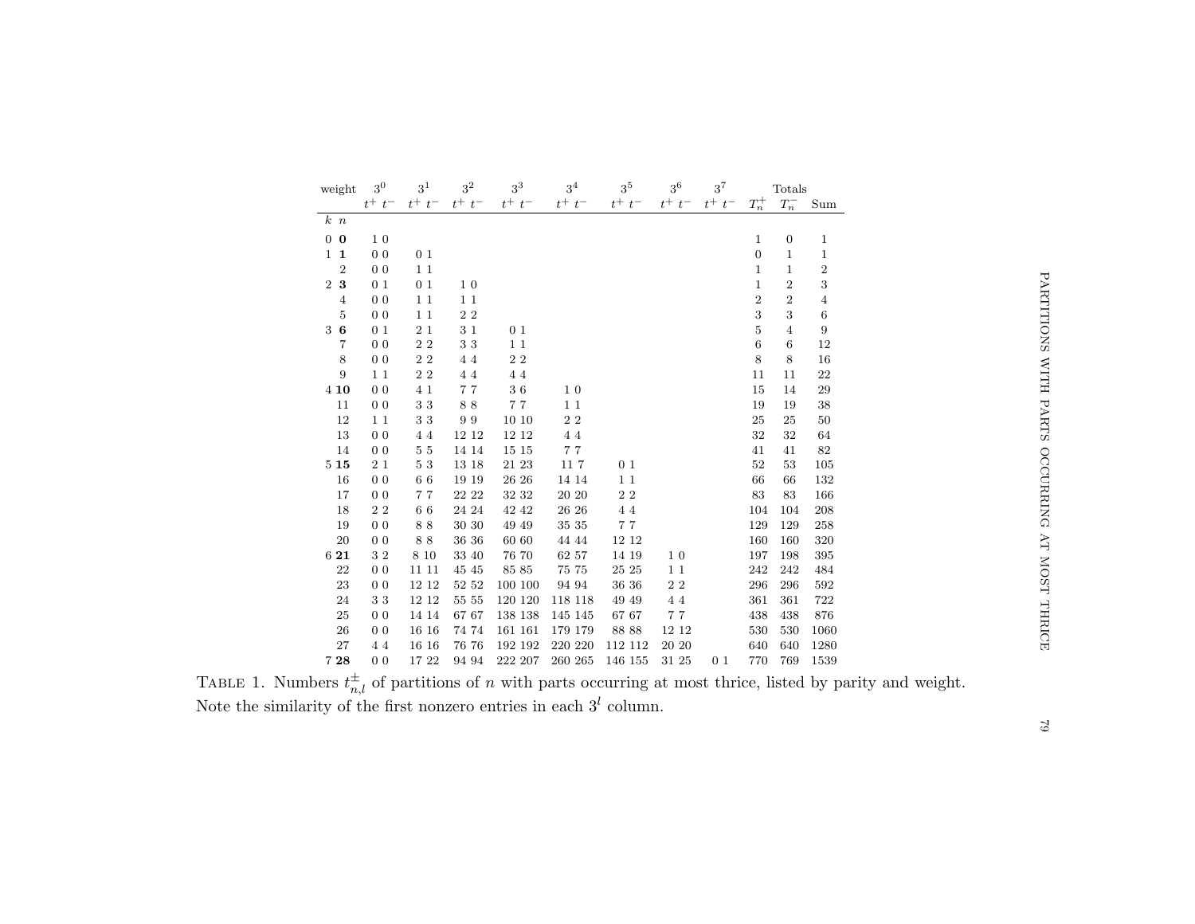| weight | | $3^0$ | | $3^1$ | | $3^2$ | | $3^3$ | | $3^4$ | | $3^5$ | | $3^6$ | | $3^7$ | | Totals | | |
|---|---|---|---|---|---|---|---|---|---|---|---|---|---|---|---|---|---|---|---|---|
| | | $t^+$ | $t^-$ | $t^+$ | $t^-$ | $t^+$ | $t^-$ | $t^+$ | $t^-$ | $t^+$ | $t^-$ | $t^+$ | $t^-$ | $t^+$ | $t^-$ | $t^+$ | $t^-$ | $T_n^+$ | $T_n^-$ | Sum |
| $k$ | $n$ | | | | | | | | | | | | | | | | | | | |
| 0 | **0** | 1 | 0 | | | | | | | | | | | | | | | 1 | 0 | 1 |
| 1 | **1** | 0 | 0 | 0 | 1 | | | | | | | | | | | | | 0 | 1 | 1 |
| | 2 | 0 | 0 | 1 | 1 | | | | | | | | | | | | | 1 | 1 | 2 |
| 2 | **3** | 0 | 1 | 0 | 1 | 1 | 0 | | | | | | | | | | | 1 | 2 | 3 |
| | 4 | 0 | 0 | 1 | 1 | 1 | 1 | | | | | | | | | | | 2 | 2 | 4 |
| | 5 | 0 | 0 | 1 | 1 | 2 | 2 | | | | | | | | | | | 3 | 3 | 6 |
| 3 | **6** | 0 | 1 | 2 | 1 | 3 | 1 | 0 | 1 | | | | | | | | | 5 | 4 | 9 |
| | 7 | 0 | 0 | 2 | 2 | 3 | 3 | 1 | 1 | | | | | | | | | 6 | 6 | 12 |
| | 8 | 0 | 0 | 2 | 2 | 4 | 4 | 2 | 2 | | | | | | | | | 8 | 8 | 16 |
| | 9 | 1 | 1 | 2 | 2 | 4 | 4 | 4 | 4 | | | | | | | | | 11 | 11 | 22 |
| 4 | **10** | 0 | 0 | 4 | 1 | 7 | 7 | 3 | 6 | 1 | 0 | | | | | | | 15 | 14 | 29 |
| | 11 | 0 | 0 | 3 | 3 | 8 | 8 | 7 | 7 | 1 | 1 | | | | | | | 19 | 19 | 38 |
| | 12 | 1 | 1 | 3 | 3 | 9 | 9 | 10 | 10 | 2 | 2 | | | | | | | 25 | 25 | 50 |
| | 13 | 0 | 0 | 4 | 4 | 12 | 12 | 12 | 12 | 4 | 4 | | | | | | | 32 | 32 | 64 |
| | 14 | 0 | 0 | 5 | 5 | 14 | 14 | 15 | 15 | 7 | 7 | | | | | | | 41 | 41 | 82 |
| 5 | **15** | 2 | 1 | 5 | 3 | 13 | 18 | 21 | 23 | 11 | 7 | 0 | 1 | | | | | 52 | 53 | 105 |
| | 16 | 0 | 0 | 6 | 6 | 19 | 19 | 26 | 26 | 14 | 14 | 1 | 1 | | | | | 66 | 66 | 132 |
| | 17 | 0 | 0 | 7 | 7 | 22 | 22 | 32 | 32 | 20 | 20 | 2 | 2 | | | | | 83 | 83 | 166 |
| | 18 | 2 | 2 | 6 | 6 | 24 | 24 | 42 | 42 | 26 | 26 | 4 | 4 | | | | | 104 | 104 | 208 |
| | 19 | 0 | 0 | 8 | 8 | 30 | 30 | 49 | 49 | 35 | 35 | 7 | 7 | | | | | 129 | 129 | 258 |
| | 20 | 0 | 0 | 8 | 8 | 36 | 36 | 60 | 60 | 44 | 44 | 12 | 12 | | | | | 160 | 160 | 320 |
| 6 | **21** | 3 | 2 | 8 | 10 | 33 | 40 | 76 | 70 | 62 | 57 | 14 | 19 | 1 | 0 | | | 197 | 198 | 395 |
| | 22 | 0 | 0 | 11 | 11 | 45 | 45 | 85 | 85 | 75 | 75 | 25 | 25 | 1 | 1 | | | 242 | 242 | 484 |
| | 23 | 0 | 0 | 12 | 12 | 52 | 52 | 100 | 100 | 94 | 94 | 36 | 36 | 2 | 2 | | | 296 | 296 | 592 |
| | 24 | 3 | 3 | 12 | 12 | 55 | 55 | 120 | 120 | 118 | 118 | 49 | 49 | 4 | 4 | | | 361 | 361 | 722 |
| | 25 | 0 | 0 | 14 | 14 | 67 | 67 | 138 | 138 | 145 | 145 | 67 | 67 | 7 | 7 | | | 438 | 438 | 876 |
| | 26 | 0 | 0 | 16 | 16 | 74 | 74 | 161 | 161 | 179 | 179 | 88 | 88 | 12 | 12 | | | 530 | 530 | 1060 |
| | 27 | 4 | 4 | 16 | 16 | 76 | 76 | 192 | 192 | 220 | 220 | 112 | 112 | 20 | 20 | | | 640 | 640 | 1280 |
| 7 | **28** | 0 | 0 | 17 | 22 | 94 | 94 | 222 | 207 | 260 | 265 | 146 | 155 | 31 | 25 | 0 | 1 | 770 | 769 | 1539 |

TABLE 1. Numbers $t^{\pm}_{n,l}$ of partitions of $n$ with parts occurring at most thrice, listed by parity and weight. Note the similarity of the first nonzero entries in each $3^l$ column.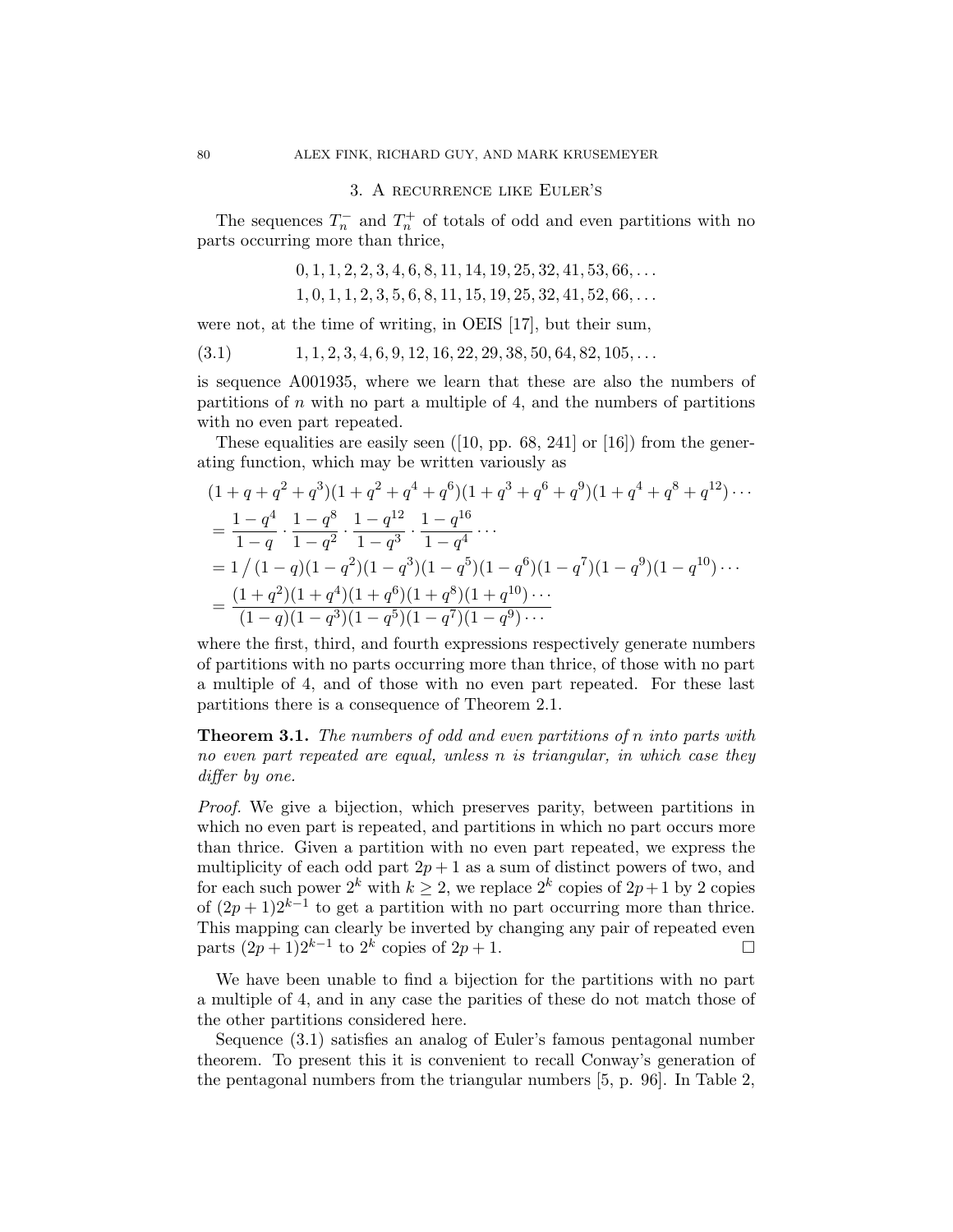## 3. A recurrence like Euler's

The sequences $T_n^-$ and $T_n^+$ of totals of odd and even partitions with no parts occurring more than thrice,

$$0, 1, 1, 2, 2, 3, 4, 6, 8, 11, 14, 19, 25, 32, 41, 53, 66, \ldots$$

$$1, 0, 1, 1, 2, 3, 5, 6, 8, 11, 15, 19, 25, 32, 41, 52, 66, \ldots$$

were not, at the time of writing, in OEIS [17], but their sum,

$$1, 1, 2, 3, 4, 6, 9, 12, 16, 22, 29, 38, 50, 64, 82, 105, \ldots \tag{3.1}$$

is sequence A001935, where we learn that these are also the numbers of partitions of $n$ with no part a multiple of 4, and the numbers of partitions with no even part repeated.

These equalities are easily seen ([10, pp. 68, 241] or [16]) from the generating function, which may be written variously as

$$\begin{aligned}
&(1+q+q^2+q^3)(1+q^2+q^4+q^6)(1+q^3+q^6+q^9)(1+q^4+q^8+q^{12})\cdots \\
&= \frac{1-q^4}{1-q}\cdot\frac{1-q^8}{1-q^2}\cdot\frac{1-q^{12}}{1-q^3}\cdot\frac{1-q^{16}}{1-q^4}\cdots \\
&= 1\big/(1-q)(1-q^2)(1-q^3)(1-q^5)(1-q^6)(1-q^7)(1-q^9)(1-q^{10})\cdots \\
&= \frac{(1+q^2)(1+q^4)(1+q^6)(1+q^8)(1+q^{10})\cdots}{(1-q)(1-q^3)(1-q^5)(1-q^7)(1-q^9)\cdots}
\end{aligned}$$

where the first, third, and fourth expressions respectively generate numbers of partitions with no parts occurring more than thrice, of those with no part a multiple of 4, and of those with no even part repeated. For these last partitions there is a consequence of Theorem 2.1.

**Theorem 3.1.** *The numbers of odd and even partitions of $n$ into parts with no even part repeated are equal, unless $n$ is triangular, in which case they differ by one.*

*Proof.* We give a bijection, which preserves parity, between partitions in which no even part is repeated, and partitions in which no part occurs more than thrice. Given a partition with no even part repeated, we express the multiplicity of each odd part $2p+1$ as a sum of distinct powers of two, and for each such power $2^k$ with $k \geq 2$, we replace $2^k$ copies of $2p+1$ by 2 copies of $(2p+1)2^{k-1}$ to get a partition with no part occurring more than thrice. This mapping can clearly be inverted by changing any pair of repeated even parts $(2p+1)2^{k-1}$ to $2^k$ copies of $2p+1$. □

We have been unable to find a bijection for the partitions with no part a multiple of 4, and in any case the parities of these do not match those of the other partitions considered here.

Sequence (3.1) satisfies an analog of Euler's famous pentagonal number theorem. To present this it is convenient to recall Conway's generation of the pentagonal numbers from the triangular numbers [5, p. 96]. In Table 2,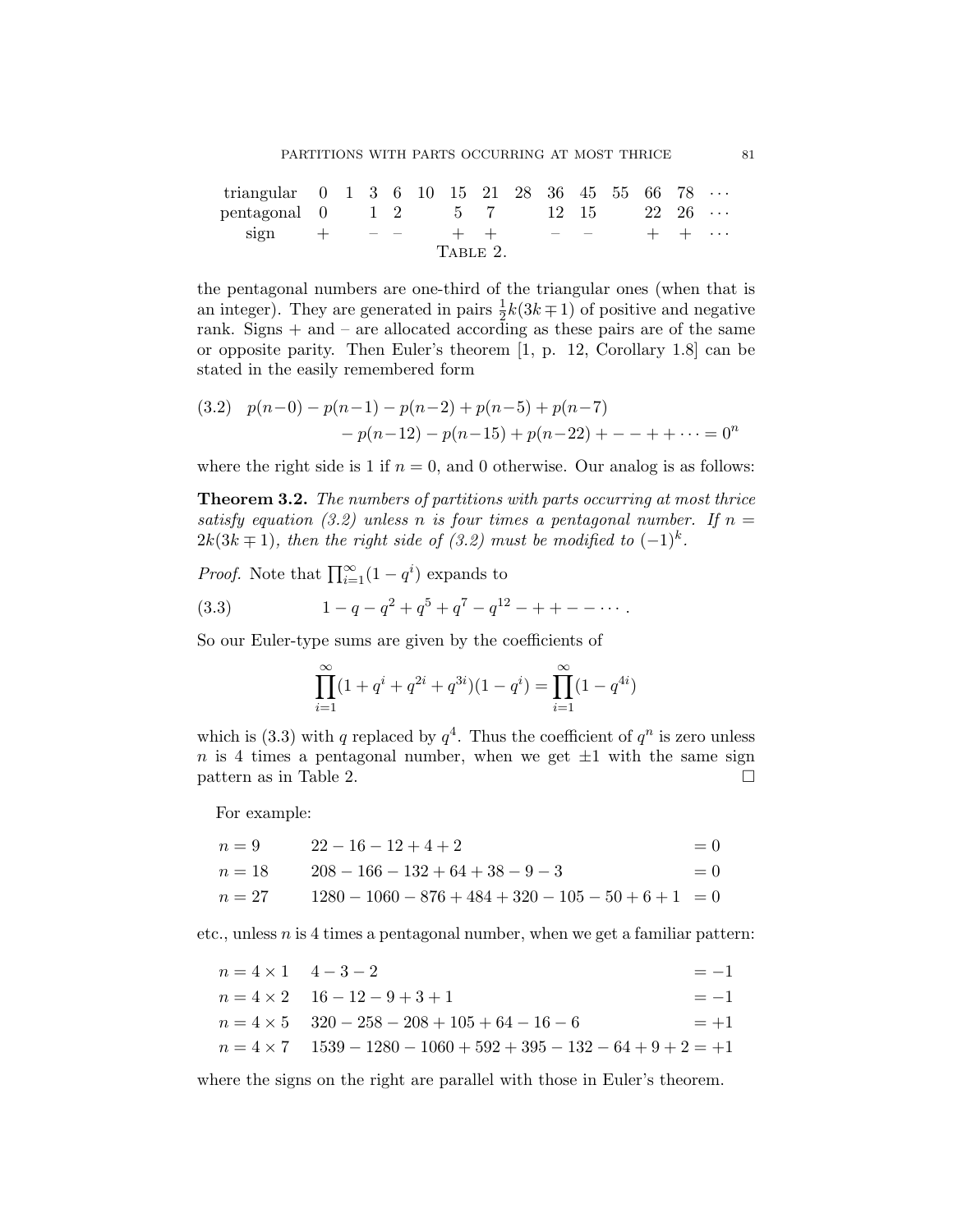| triangular | 0 | 1 | 3 | 6 | 10 | 15 | 21 | 28 | 36 | 45 | 55 | 66 | 78 | ··· |
|---|---|---|---|---|---|---|---|---|---|---|---|---|---|---|
| pentagonal | 0 | | 1 | 2 | | 5 | 7 | | 12 | 15 | | 22 | 26 | ··· |
| sign | + | | – | – | | + | + | | – | – | | + | + | ··· |

TABLE 2.

the pentagonal numbers are one-third of the triangular ones (when that is an integer). They are generated in pairs $\frac{1}{2}k(3k \mp 1)$ of positive and negative rank. Signs + and – are allocated according as these pairs are of the same or opposite parity. Then Euler's theorem [1, p. 12, Corollary 1.8] can be stated in the easily remembered form

$$
\begin{aligned}
(3.2)\quad p(n-0) - p(n-1) - p(n-2) + p(n-5) + p(n-7)& \\
- p(n-12) - p(n-15) + p(n-22) + - - + + \cdots &= 0^n
\end{aligned}
$$

where the right side is 1 if $n = 0$, and 0 otherwise. Our analog is as follows:

**Theorem 3.2.** *The numbers of partitions with parts occurring at most thrice satisfy equation (3.2) unless $n$ is four times a pentagonal number. If $n = 2k(3k \mp 1)$, then the right side of (3.2) must be modified to $(-1)^k$.*

*Proof.* Note that $\prod_{i=1}^{\infty}(1 - q^i)$ expands to

$$
(3.3)\qquad 1 - q - q^2 + q^5 + q^7 - q^{12} - + + - - \cdots .
$$

So our Euler-type sums are given by the coefficients of

$$
\prod_{i=1}^{\infty}(1 + q^i + q^{2i} + q^{3i})(1 - q^i) = \prod_{i=1}^{\infty}(1 - q^{4i})
$$

which is (3.3) with $q$ replaced by $q^4$. Thus the coefficient of $q^n$ is zero unless $n$ is 4 times a pentagonal number, when we get $\pm 1$ with the same sign pattern as in Table 2. □

For example:

$$
\begin{aligned}
n &= 9 & 22 - 16 - 12 + 4 + 2 &= 0 \\
n &= 18 & 208 - 166 - 132 + 64 + 38 - 9 - 3 &= 0 \\
n &= 27 & 1280 - 1060 - 876 + 484 + 320 - 105 - 50 + 6 + 1 &= 0
\end{aligned}
$$

etc., unless $n$ is 4 times a pentagonal number, when we get a familiar pattern:

$$
\begin{aligned}
n &= 4 \times 1 & 4 - 3 - 2 &= -1 \\
n &= 4 \times 2 & 16 - 12 - 9 + 3 + 1 &= -1 \\
n &= 4 \times 5 & 320 - 258 - 208 + 105 + 64 - 16 - 6 &= +1 \\
n &= 4 \times 7 & 1539 - 1280 - 1060 + 592 + 395 - 132 - 64 + 9 + 2 &= +1
\end{aligned}
$$

where the signs on the right are parallel with those in Euler's theorem.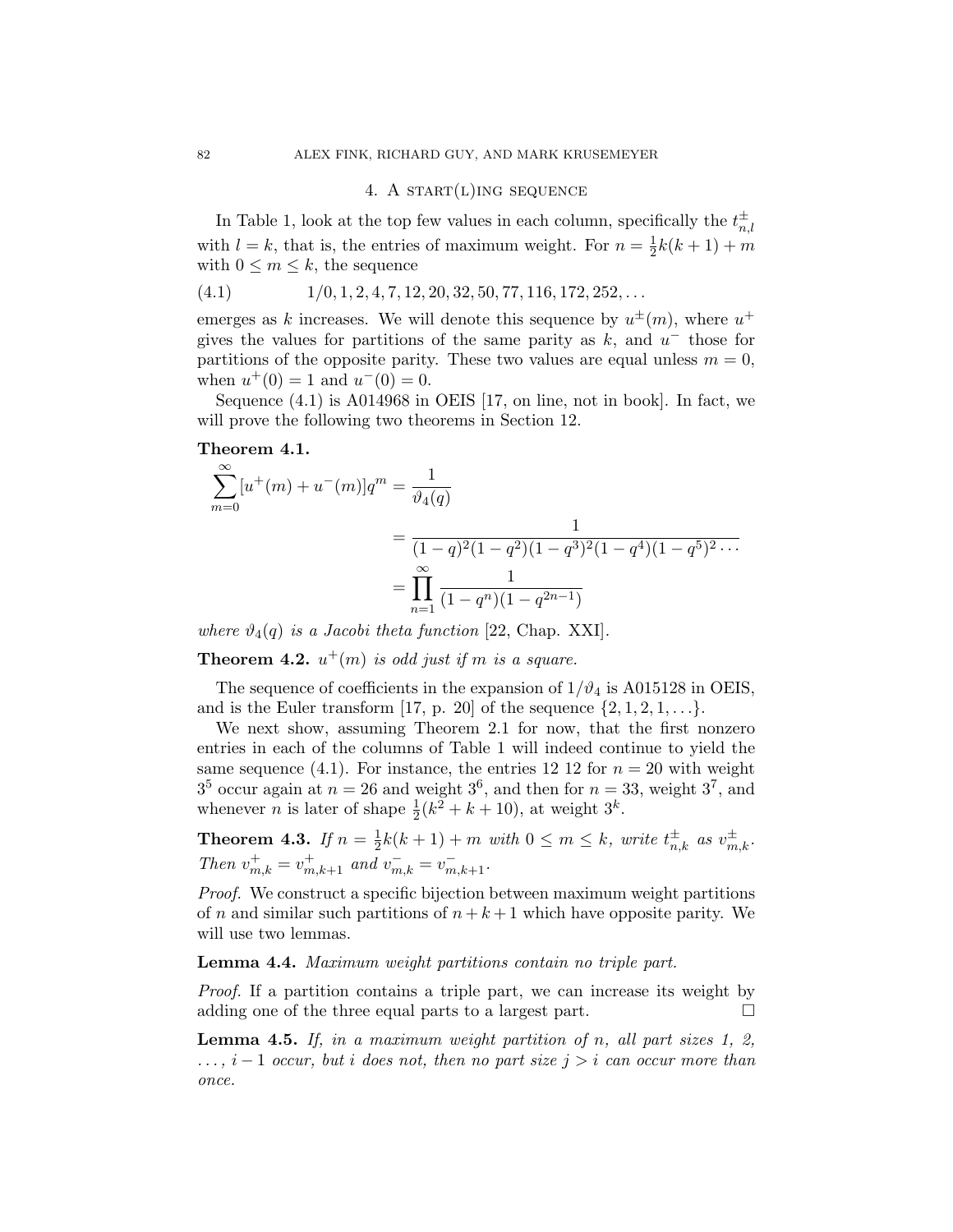## 4. A start(l)ing sequence

In Table 1, look at the top few values in each column, specifically the $t^{\pm}_{n,l}$ with $l = k$, that is, the entries of maximum weight. For $n = \frac{1}{2}k(k+1) + m$ with $0 \le m \le k$, the sequence

$$1/0, 1, 2, 4, 7, 12, 20, 32, 50, 77, 116, 172, 252, \ldots \tag{4.1}$$

emerges as $k$ increases. We will denote this sequence by $u^{\pm}(m)$, where $u^+$ gives the values for partitions of the same parity as $k$, and $u^-$ those for partitions of the opposite parity. These two values are equal unless $m = 0$, when $u^+(0) = 1$ and $u^-(0) = 0$.

Sequence (4.1) is A014968 in OEIS [17, on line, not in book]. In fact, we will prove the following two theorems in Section 12.

**Theorem 4.1.**

$$\begin{aligned}\sum_{m=0}^{\infty}[u^+(m) + u^-(m)]q^m &= \frac{1}{\vartheta_4(q)}\\ &= \frac{1}{(1-q)^2(1-q^2)(1-q^3)^2(1-q^4)(1-q^5)^2\cdots}\\ &= \prod_{n=1}^{\infty}\frac{1}{(1-q^n)(1-q^{2n-1})}\end{aligned}$$

*where $\vartheta_4(q)$ is a Jacobi theta function* [22, Chap. XXI].

**Theorem 4.2.** *$u^+(m)$ is odd just if $m$ is a square.*

The sequence of coefficients in the expansion of $1/\vartheta_4$ is A015128 in OEIS, and is the Euler transform [17, p. 20] of the sequence $\{2, 1, 2, 1, \ldots\}$.

We next show, assuming Theorem 2.1 for now, that the first nonzero entries in each of the columns of Table 1 will indeed continue to yield the same sequence (4.1). For instance, the entries 12 12 for $n = 20$ with weight $3^5$ occur again at $n = 26$ and weight $3^6$, and then for $n = 33$, weight $3^7$, and whenever $n$ is later of shape $\frac{1}{2}(k^2 + k + 10)$, at weight $3^k$.

**Theorem 4.3.** *If $n = \frac{1}{2}k(k+1) + m$ with $0 \le m \le k$, write $t^{\pm}_{n,k}$ as $v^{\pm}_{m,k}$. Then $v^+_{m,k} = v^+_{m,k+1}$ and $v^-_{m,k} = v^-_{m,k+1}$.*

*Proof.* We construct a specific bijection between maximum weight partitions of $n$ and similar such partitions of $n + k + 1$ which have opposite parity. We will use two lemmas.

**Lemma 4.4.** *Maximum weight partitions contain no triple part.*

*Proof.* If a partition contains a triple part, we can increase its weight by adding one of the three equal parts to a largest part. □

**Lemma 4.5.** *If, in a maximum weight partition of $n$, all part sizes 1, 2, $\ldots$, $i - 1$ occur, but $i$ does not, then no part size $j > i$ can occur more than once.*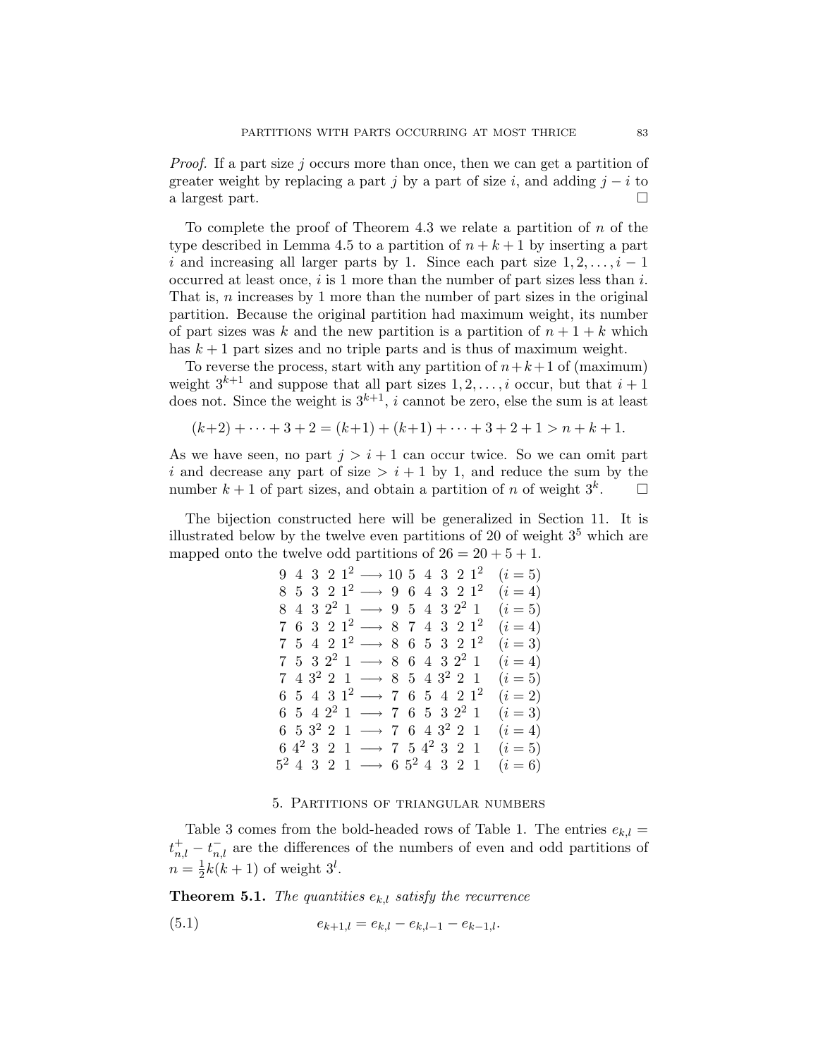*Proof.* If a part size $j$ occurs more than once, then we can get a partition of greater weight by replacing a part $j$ by a part of size $i$, and adding $j-i$ to a largest part. $\square$

To complete the proof of Theorem 4.3 we relate a partition of $n$ of the type described in Lemma 4.5 to a partition of $n+k+1$ by inserting a part $i$ and increasing all larger parts by 1. Since each part size $1, 2, \ldots, i-1$ occurred at least once, $i$ is 1 more than the number of part sizes less than $i$. That is, $n$ increases by 1 more than the number of part sizes in the original partition. Because the original partition had maximum weight, its number of part sizes was $k$ and the new partition is a partition of $n+1+k$ which has $k+1$ part sizes and no triple parts and is thus of maximum weight.

To reverse the process, start with any partition of $n+k+1$ of (maximum) weight $3^{k+1}$ and suppose that all part sizes $1, 2, \ldots, i$ occur, but that $i+1$ does not. Since the weight is $3^{k+1}$, $i$ cannot be zero, else the sum is at least

$$(k+2) + \cdots + 3 + 2 = (k+1) + (k+1) + \cdots + 3 + 2 + 1 > n + k + 1.$$

As we have seen, no part $j > i+1$ can occur twice. So we can omit part $i$ and decrease any part of size $> i+1$ by 1, and reduce the sum by the number $k+1$ of part sizes, and obtain a partition of $n$ of weight $3^k$. $\square$

The bijection constructed here will be generalized in Section 11. It is illustrated below by the twelve even partitions of 20 of weight $3^5$ which are mapped onto the twelve odd partitions of $26 = 20 + 5 + 1$.

$$
\begin{array}{lll}
9\ 4\ 3\ 2\ 1^2 & \longrightarrow 10\ 5\ 4\ 3\ 2\ 1^2 & (i=5) \\
8\ 5\ 3\ 2\ 1^2 & \longrightarrow 9\ 6\ 4\ 3\ 2\ 1^2 & (i=4) \\
8\ 4\ 3\ 2^2\ 1 & \longrightarrow 9\ 5\ 4\ 3\ 2^2\ 1 & (i=5) \\
7\ 6\ 3\ 2\ 1^2 & \longrightarrow 8\ 7\ 4\ 3\ 2\ 1^2 & (i=4) \\
7\ 5\ 4\ 2\ 1^2 & \longrightarrow 8\ 6\ 5\ 3\ 2\ 1^2 & (i=3) \\
7\ 5\ 3\ 2^2\ 1 & \longrightarrow 8\ 6\ 4\ 3\ 2^2\ 1 & (i=4) \\
7\ 4\ 3^2\ 2\ 1 & \longrightarrow 8\ 5\ 4\ 3^2\ 2\ 1 & (i=5) \\
6\ 5\ 4\ 3\ 1^2 & \longrightarrow 7\ 6\ 5\ 4\ 2\ 1^2 & (i=2) \\
6\ 5\ 4\ 2^2\ 1 & \longrightarrow 7\ 6\ 5\ 3\ 2^2\ 1 & (i=3) \\
6\ 5\ 3^2\ 2\ 1 & \longrightarrow 7\ 6\ 4\ 3^2\ 2\ 1 & (i=4) \\
6\ 4^2\ 3\ 2\ 1 & \longrightarrow 7\ 5\ 4^2\ 3\ 2\ 1 & (i=5) \\
5^2\ 4\ 3\ 2\ 1 & \longrightarrow 6\ 5^2\ 4\ 3\ 2\ 1 & (i=6)
\end{array}
$$

## 5. Partitions of triangular numbers

Table 3 comes from the bold-headed rows of Table 1. The entries $e_{k,l} = t^+_{n,l} - t^-_{n,l}$ are the differences of the numbers of even and odd partitions of $n = \frac{1}{2}k(k+1)$ of weight $3^l$.

**Theorem 5.1.** *The quantities $e_{k,l}$ satisfy the recurrence*

$$e_{k+1,l} = e_{k,l} - e_{k,l-1} - e_{k-1,l}. \tag{5.1}$$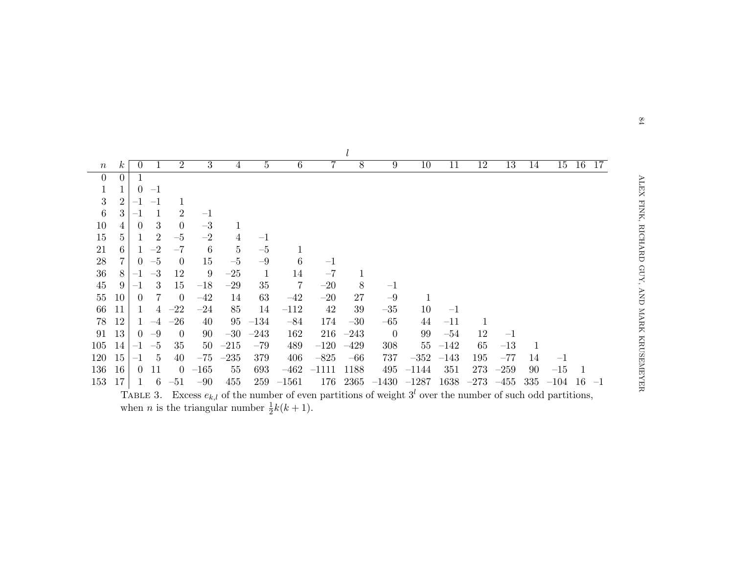| $n$ | $k$ | $l$ = 0 | 1 | 2 | 3 | 4 | 5 | 6 | 7 | 8 | 9 | 10 | 11 | 12 | 13 | 14 | 15 | 16 | 17 |
|---|---|---|---|---|---|---|---|---|---|---|---|---|---|---|---|---|---|---|---|
| 0 | 0 | 1 | | | | | | | | | | | | | | | | | |
| 1 | 1 | 0 | –1 | | | | | | | | | | | | | | | | |
| 3 | 2 | –1 | –1 | 1 | | | | | | | | | | | | | | | |
| 6 | 3 | –1 | 1 | 2 | –1 | | | | | | | | | | | | | | |
| 10 | 4 | 0 | 3 | 0 | –3 | 1 | | | | | | | | | | | | | |
| 15 | 5 | 1 | 2 | –5 | –2 | 4 | –1 | | | | | | | | | | | | |
| 21 | 6 | 1 | –2 | –7 | 6 | 5 | –5 | 1 | | | | | | | | | | | |
| 28 | 7 | 0 | –5 | 0 | 15 | –5 | –9 | 6 | –1 | | | | | | | | | | |
| 36 | 8 | –1 | –3 | 12 | 9 | –25 | 1 | 14 | –7 | 1 | | | | | | | | | |
| 45 | 9 | –1 | 3 | 15 | –18 | –29 | 35 | 7 | –20 | 8 | –1 | | | | | | | | |
| 55 | 10 | 0 | 7 | 0 | –42 | 14 | 63 | –42 | –20 | 27 | –9 | 1 | | | | | | | |
| 66 | 11 | 1 | 4 | –22 | –24 | 85 | 14 | –112 | 42 | 39 | –35 | 10 | –1 | | | | | | |
| 78 | 12 | 1 | –4 | –26 | 40 | 95 | –134 | –84 | 174 | –30 | –65 | 44 | –11 | 1 | | | | | |
| 91 | 13 | 0 | –9 | 0 | 90 | –30 | –243 | 162 | 216 | –243 | 0 | 99 | –54 | 12 | –1 | | | | |
| 105 | 14 | –1 | –5 | 35 | 50 | –215 | –79 | 489 | –120 | –429 | 308 | 55 | –142 | 65 | –13 | 1 | | | |
| 120 | 15 | –1 | 5 | 40 | –75 | –235 | 379 | 406 | –825 | –66 | 737 | –352 | –143 | 195 | –77 | 14 | –1 | | |
| 136 | 16 | 0 | 11 | 0 | –165 | 55 | 693 | –462 | –1111 | 1188 | 495 | –1144 | 351 | 273 | –259 | 90 | –15 | 1 | |
| 153 | 17 | 1 | 6 | –51 | –90 | 455 | 259 | –1561 | 176 | 2365 | –1430 | –1287 | 1638 | –273 | –455 | 335 | –104 | 16 | –1 |

Table 3. Excess $e_{k,l}$ of the number of even partitions of weight $3^l$ over the number of such odd partitions, when $n$ is the triangular number $\frac{1}{2}k(k+1)$.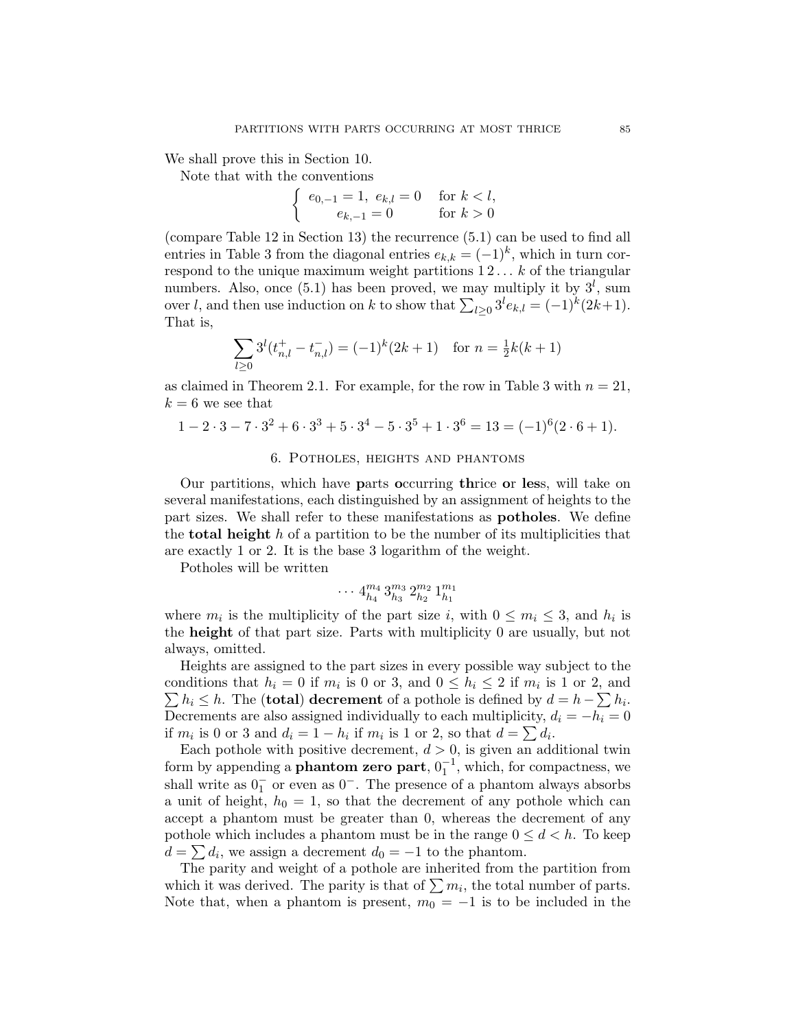We shall prove this in Section 10.

Note that with the conventions

$$\begin{cases} e_{0,-1} = 1,\ e_{k,l} = 0 & \text{for } k < l, \\ \quad e_{k,-1} = 0 & \text{for } k > 0 \end{cases}$$

(compare Table 12 in Section 13) the recurrence (5.1) can be used to find all entries in Table 3 from the diagonal entries $e_{k,k} = (-1)^k$, which in turn correspond to the unique maximum weight partitions $1\,2\ldots\,k$ of the triangular numbers. Also, once (5.1) has been proved, we may multiply it by $3^l$, sum over $l$, and then use induction on $k$ to show that $\sum_{l\geq 0} 3^l e_{k,l} = (-1)^k(2k+1)$. That is,

$$\sum_{l\geq 0} 3^l (t^+_{n,l} - t^-_{n,l}) = (-1)^k(2k+1) \quad \text{for } n = \tfrac{1}{2}k(k+1)$$

as claimed in Theorem 2.1. For example, for the row in Table 3 with $n = 21$, $k = 6$ we see that

$$1 - 2\cdot 3 - 7\cdot 3^2 + 6\cdot 3^3 + 5\cdot 3^4 - 5\cdot 3^5 + 1\cdot 3^6 = 13 = (-1)^6(2\cdot 6+1).$$

## 6. Potholes, heights and phantoms

Our partitions, which have **p**arts **o**ccurring **th**rice **o**r **les**s, will take on several manifestations, each distinguished by an assignment of heights to the part sizes. We shall refer to these manifestations as **potholes**. We define the **total height** $h$ of a partition to be the number of its multiplicities that are exactly 1 or 2. It is the base 3 logarithm of the weight.

Potholes will be written

$$\cdots\, 4^{m_4}_{h_4}\, 3^{m_3}_{h_3}\, 2^{m_2}_{h_2}\, 1^{m_1}_{h_1}$$

where $m_i$ is the multiplicity of the part size $i$, with $0 \leq m_i \leq 3$, and $h_i$ is the **height** of that part size. Parts with multiplicity 0 are usually, but not always, omitted.

Heights are assigned to the part sizes in every possible way subject to the conditions that $h_i = 0$ if $m_i$ is 0 or 3, and $0 \leq h_i \leq 2$ if $m_i$ is 1 or 2, and $\sum h_i \leq h$. The (**total**) **decrement** of a pothole is defined by $d = h - \sum h_i$. Decrements are also assigned individually to each multiplicity, $d_i = -h_i = 0$ if $m_i$ is 0 or 3 and $d_i = 1 - h_i$ if $m_i$ is 1 or 2, so that $d = \sum d_i$.

Each pothole with positive decrement, $d > 0$, is given an additional twin form by appending a **phantom zero part**, $0^{-1}_1$, which, for compactness, we shall write as $0^-_1$ or even as $0^-$. The presence of a phantom always absorbs a unit of height, $h_0 = 1$, so that the decrement of any pothole which can accept a phantom must be greater than 0, whereas the decrement of any pothole which includes a phantom must be in the range $0 \leq d < h$. To keep $d = \sum d_i$, we assign a decrement $d_0 = -1$ to the phantom.

The parity and weight of a pothole are inherited from the partition from which it was derived. The parity is that of $\sum m_i$, the total number of parts. Note that, when a phantom is present, $m_0 = -1$ is to be included in the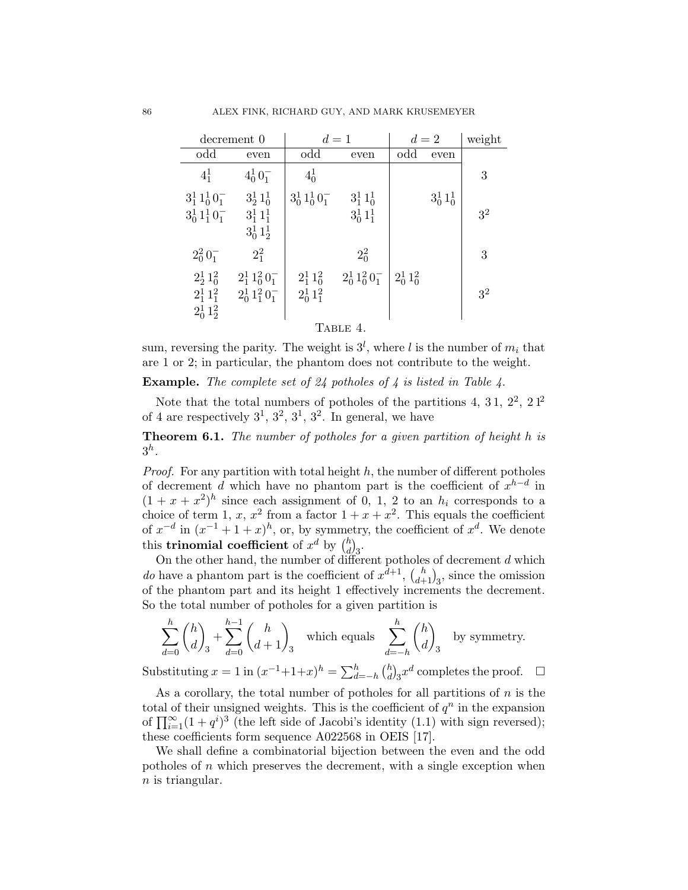| decrement 0 | | $d=1$ | | $d=2$ | | weight |
|---|---|---|---|---|---|---|
| odd | even | odd | even | odd | even | |
| $4^1_1$ | $4^1_0\,0^-_1$ | $4^1_0$ | | | | 3 |
| $3^1_1\,1^1_0\,0^-_1$ | $3^1_2\,1^1_0$ | $3^1_0\,1^1_0\,0^-_1$ | $3^1_1\,1^1_0$ | | $3^1_0\,1^1_0$ | |
| $3^1_0\,1^1_1\,0^-_1$ | $3^1_1\,1^1_1$ | | $3^1_0\,1^1_1$ | | | $3^2$ |
| | $3^1_0\,1^1_2$ | | | | | |
| $2^2_0\,0^-_1$ | $2^2_1$ | | $2^2_0$ | | | 3 |
| $2^1_2\,1^2_0$ | $2^1_1\,1^2_0\,0^-_1$ | $2^1_1\,1^2_0$ | $2^1_0\,1^2_0\,0^-_1$ | $2^1_0\,1^2_0$ | | |
| $2^1_1\,1^2_1$ | $2^1_0\,1^2_1\,0^-_1$ | $2^1_0\,1^2_1$ | | | | $3^2$ |
| $2^1_0\,1^2_2$ | | | | | | |

TABLE 4.

sum, reversing the parity. The weight is $3^l$, where $l$ is the number of $m_i$ that are 1 or 2; in particular, the phantom does not contribute to the weight.

**Example.** *The complete set of 24 potholes of 4 is listed in Table 4.*

Note that the total numbers of potholes of the partitions 4, 3 1, $2^2$, $2\,1^2$ of 4 are respectively $3^1$, $3^2$, $3^1$, $3^2$. In general, we have

**Theorem 6.1.** *The number of potholes for a given partition of height $h$ is $3^h$.*

*Proof.* For any partition with total height $h$, the number of different potholes of decrement $d$ which have no phantom part is the coefficient of $x^{h-d}$ in $(1+x+x^2)^h$ since each assignment of 0, 1, 2 to an $h_i$ corresponds to a choice of term 1, $x$, $x^2$ from a factor $1+x+x^2$. This equals the coefficient of $x^{-d}$ in $(x^{-1}+1+x)^h$, or, by symmetry, the coefficient of $x^d$. We denote this **trinomial coefficient** of $x^d$ by $\binom{h}{d}_3$.

On the other hand, the number of different potholes of decrement $d$ which *do* have a phantom part is the coefficient of $x^{d+1}$, $\binom{h}{d+1}_3$, since the omission of the phantom part and its height 1 effectively increments the decrement. So the total number of potholes for a given partition is

$$\sum_{d=0}^{h}\binom{h}{d}_3+\sum_{d=0}^{h-1}\binom{h}{d+1}_3 \quad \text{which equals} \quad \sum_{d=-h}^{h}\binom{h}{d}_3 \quad \text{by symmetry.}$$

Substituting $x=1$ in $(x^{-1}+1+x)^h=\sum_{d=-h}^{h}\binom{h}{d}_3 x^d$ completes the proof. $\square$

As a corollary, the total number of potholes for all partitions of $n$ is the total of their unsigned weights. This is the coefficient of $q^n$ in the expansion of $\prod_{i=1}^{\infty}(1+q^i)^3$ (the left side of Jacobi's identity (1.1) with sign reversed); these coefficients form sequence A022568 in OEIS [17].

We shall define a combinatorial bijection between the even and the odd potholes of $n$ which preserves the decrement, with a single exception when $n$ is triangular.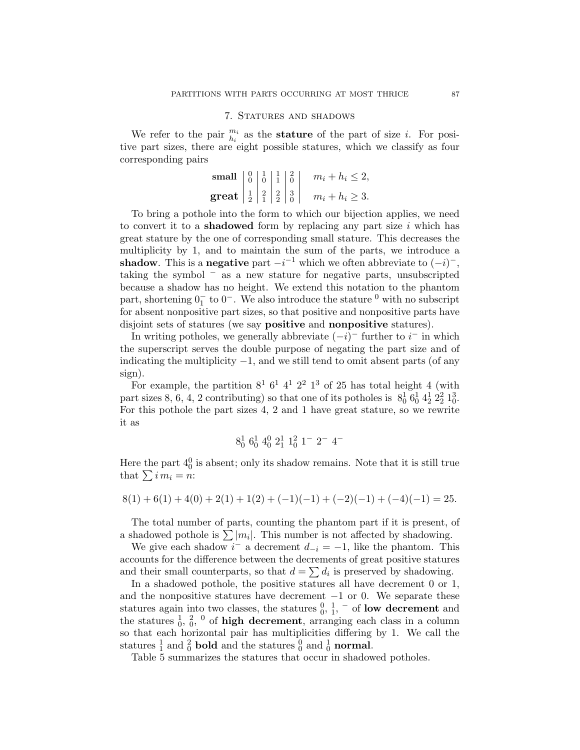## 7. Statures and shadows

We refer to the pair $\genfrac{}{}{0pt}{}{m_i}{h_i}$ as the **stature** of the part of size $i$. For positive part sizes, there are eight possible statures, which we classify as four corresponding pairs

$$\begin{array}{r|c|c|c|c|l} \textbf{small} & \genfrac{}{}{0pt}{}{0}{0} & \genfrac{}{}{0pt}{}{1}{0} & \genfrac{}{}{0pt}{}{1}{1} & \genfrac{}{}{0pt}{}{2}{0} & \quad m_i + h_i \le 2, \\ \textbf{great} & \genfrac{}{}{0pt}{}{1}{2} & \genfrac{}{}{0pt}{}{2}{1} & \genfrac{}{}{0pt}{}{2}{2} & \genfrac{}{}{0pt}{}{3}{0} & \quad m_i + h_i \ge 3. \end{array}$$

To bring a pothole into the form to which our bijection applies, we need to convert it to a **shadowed** form by replacing any part size $i$ which has great stature by the one of corresponding small stature. This decreases the multiplicity by 1, and to maintain the sum of the parts, we introduce a **shadow**. This is a **negative** part $-i^{-1}$ which we often abbreviate to $(-i)^{-}$, taking the symbol $^{-}$ as a new stature for negative parts, unsubscripted because a shadow has no height. We extend this notation to the phantom part, shortening $0_1^-$ to $0^-$. We also introduce the stature $^0$ with no subscript for absent nonpositive part sizes, so that positive and nonpositive parts have disjoint sets of statures (we say **positive** and **nonpositive** statures).

In writing potholes, we generally abbreviate $(-i)^-$ further to $i^-$ in which the superscript serves the double purpose of negating the part size and of indicating the multiplicity $-1$, and we still tend to omit absent parts (of any sign).

For example, the partition $8^1\ 6^1\ 4^1\ 2^2\ 1^3$ of 25 has total height 4 (with part sizes 8, 6, 4, 2 contributing) so that one of its potholes is $8_0^1\ 6_0^1\ 4_2^1\ 2_2^2\ 1_0^3$. For this pothole the part sizes 4, 2 and 1 have great stature, so we rewrite it as

$$8_0^1\ 6_0^1\ 4_0^0\ 2_1^1\ 1_0^2\ 1^-\ 2^-\ 4^-$$

Here the part $4_0^0$ is absent; only its shadow remains. Note that it is still true that $\sum i\, m_i = n$:

$$8(1) + 6(1) + 4(0) + 2(1) + 1(2) + (-1)(-1) + (-2)(-1) + (-4)(-1) = 25.$$

The total number of parts, counting the phantom part if it is present, of a shadowed pothole is $\sum |m_i|$. This number is not affected by shadowing.

We give each shadow $i^-$ a decrement $d_{-i} = -1$, like the phantom. This accounts for the difference between the decrements of great positive statures and their small counterparts, so that $d = \sum d_i$ is preserved by shadowing.

In a shadowed pothole, the positive statures all have decrement 0 or 1, and the nonpositive statures have decrement $-1$ or 0. We separate these statures again into two classes, the statures $\genfrac{}{}{0pt}{}{0}{0}$, $\genfrac{}{}{0pt}{}{1}{1}$, $^-$ of **low decrement** and the statures $\genfrac{}{}{0pt}{}{1}{0}$, $\genfrac{}{}{0pt}{}{2}{0}$, $^0$ of **high decrement**, arranging each class in a column so that each horizontal pair has multiplicities differing by 1. We call the statures $\genfrac{}{}{0pt}{}{1}{1}$ and $\genfrac{}{}{0pt}{}{2}{0}$ **bold** and the statures $\genfrac{}{}{0pt}{}{0}{0}$ and $\genfrac{}{}{0pt}{}{1}{0}$ **normal**.

Table 5 summarizes the statures that occur in shadowed potholes.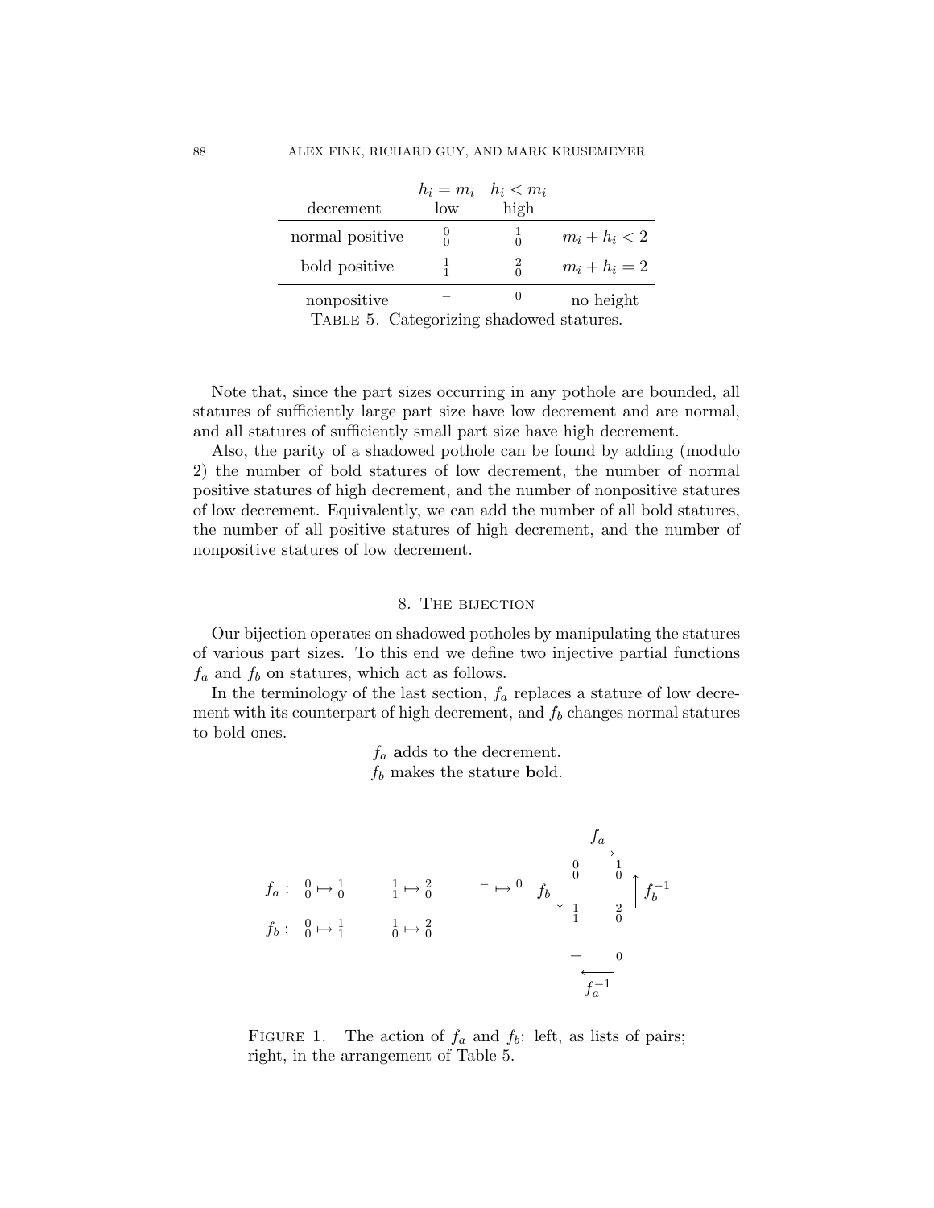| decrement | $h_i = m_i$ low | $h_i < m_i$ high | |
|---|---|---|---|
| normal positive | $\substack{0\\0}$ | $\substack{1\\0}$ | $m_i + h_i < 2$ |
| bold positive | $\substack{1\\1}$ | $\substack{2\\0}$ | $m_i + h_i = 2$ |
| nonpositive | $-$ | $0$ | no height |

Table 5. Categorizing shadowed statures.

Note that, since the part sizes occurring in any pothole are bounded, all statures of sufficiently large part size have low decrement and are normal, and all statures of sufficiently small part size have high decrement.

Also, the parity of a shadowed pothole can be found by adding (modulo 2) the number of bold statures of low decrement, the number of normal positive statures of high decrement, and the number of nonpositive statures of low decrement. Equivalently, we can add the number of all bold statures, the number of all positive statures of high decrement, and the number of nonpositive statures of low decrement.

## 8. The bijection

Our bijection operates on shadowed potholes by manipulating the statures of various part sizes. To this end we define two injective partial functions $f_a$ and $f_b$ on statures, which act as follows.

In the terminology of the last section, $f_a$ replaces a stature of low decrement with its counterpart of high decrement, and $f_b$ changes normal statures to bold ones.

$f_a$ **a**dds to the decrement.
$f_b$ makes the stature **b**old.

$$f_a: \ \substack{0\\0} \mapsto \substack{1\\0} \qquad \substack{1\\1} \mapsto \substack{2\\0} \qquad - \mapsto 0$$

$$f_b: \ \substack{0\\0} \mapsto \substack{1\\1} \qquad \substack{1\\0} \mapsto \substack{2\\0}$$

$$\begin{array}{ccc} \substack{0\\0} & \xrightarrow{f_a} & \substack{1\\0} \\ f_b \downarrow & & \uparrow f_b^{-1} \\ \substack{1\\1} & & \substack{2\\0} \\ - & \xleftarrow[f_a^{-1}]{} & 0 \end{array}$$

Figure 1. The action of $f_a$ and $f_b$: left, as lists of pairs; right, in the arrangement of Table 5.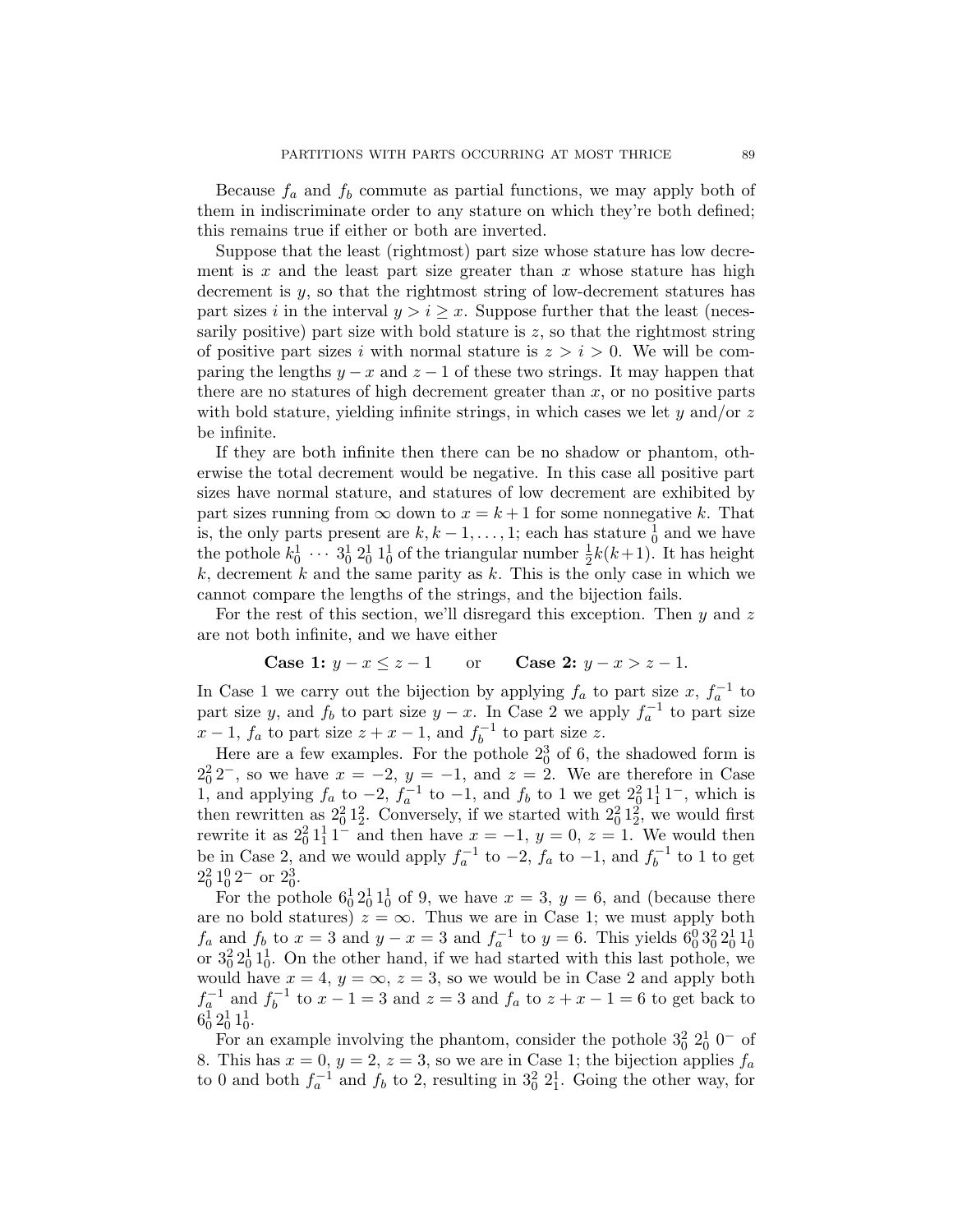Because $f_a$ and $f_b$ commute as partial functions, we may apply both of them in indiscriminate order to any stature on which they're both defined; this remains true if either or both are inverted.

Suppose that the least (rightmost) part size whose stature has low decrement is $x$ and the least part size greater than $x$ whose stature has high decrement is $y$, so that the rightmost string of low-decrement statures has part sizes $i$ in the interval $y > i \geq x$. Suppose further that the least (necessarily positive) part size with bold stature is $z$, so that the rightmost string of positive part sizes $i$ with normal stature is $z > i > 0$. We will be comparing the lengths $y - x$ and $z - 1$ of these two strings. It may happen that there are no statures of high decrement greater than $x$, or no positive parts with bold stature, yielding infinite strings, in which cases we let $y$ and/or $z$ be infinite.

If they are both infinite then there can be no shadow or phantom, otherwise the total decrement would be negative. In this case all positive part sizes have normal stature, and statures of low decrement are exhibited by part sizes running from $\infty$ down to $x = k+1$ for some nonnegative $k$. That is, the only parts present are $k, k-1, \ldots, 1$; each has stature $^1_0$ and we have the pothole $k^1_0 \ \cdots \ 3^1_0\, 2^1_0\, 1^1_0$ of the triangular number $\frac{1}{2}k(k+1)$. It has height $k$, decrement $k$ and the same parity as $k$. This is the only case in which we cannot compare the lengths of the strings, and the bijection fails.

For the rest of this section, we'll disregard this exception. Then $y$ and $z$ are not both infinite, and we have either

$$\textbf{Case 1: } y - x \leq z - 1 \qquad \text{or} \qquad \textbf{Case 2: } y - x > z - 1.$$

In Case 1 we carry out the bijection by applying $f_a$ to part size $x$, $f_a^{-1}$ to part size $y$, and $f_b$ to part size $y - x$. In Case 2 we apply $f_a^{-1}$ to part size $x - 1$, $f_a$ to part size $z + x - 1$, and $f_b^{-1}$ to part size $z$.

Here are a few examples. For the pothole $2^3_0$ of 6, the shadowed form is $2^2_0\, 2^-$, so we have $x = -2$, $y = -1$, and $z = 2$. We are therefore in Case 1, and applying $f_a$ to $-2$, $f_a^{-1}$ to $-1$, and $f_b$ to 1 we get $2^2_0\, 1^1_1\, 1^-$, which is then rewritten as $2^2_0\, 1^2_2$. Conversely, if we started with $2^2_0\, 1^2_2$, we would first rewrite it as $2^2_0\, 1^1_1\, 1^-$ and then have $x = -1$, $y = 0$, $z = 1$. We would then be in Case 2, and we would apply $f_a^{-1}$ to $-2$, $f_a$ to $-1$, and $f_b^{-1}$ to 1 to get $2^2_0\, 1^0_0\, 2^-$ or $2^3_0$.

For the pothole $6^1_0\, 2^1_0\, 1^1_0$ of 9, we have $x = 3$, $y = 6$, and (because there are no bold statures) $z = \infty$. Thus we are in Case 1; we must apply both $f_a$ and $f_b$ to $x = 3$ and $y - x = 3$ and $f_a^{-1}$ to $y = 6$. This yields $6^0_0\, 3^2_0\, 2^1_0\, 1^1_0$ or $3^2_0\, 2^1_0\, 1^1_0$. On the other hand, if we had started with this last pothole, we would have $x = 4$, $y = \infty$, $z = 3$, so we would be in Case 2 and apply both $f_a^{-1}$ and $f_b^{-1}$ to $x - 1 = 3$ and $z = 3$ and $f_a$ to $z + x - 1 = 6$ to get back to $6^1_0\, 2^1_0\, 1^1_0$.

For an example involving the phantom, consider the pothole $3^2_0\, 2^1_0\, 0^-$ of 8. This has $x = 0$, $y = 2$, $z = 3$, so we are in Case 1; the bijection applies $f_a$ to 0 and both $f_a^{-1}$ and $f_b$ to 2, resulting in $3^2_0\, 2^1_1$. Going the other way, for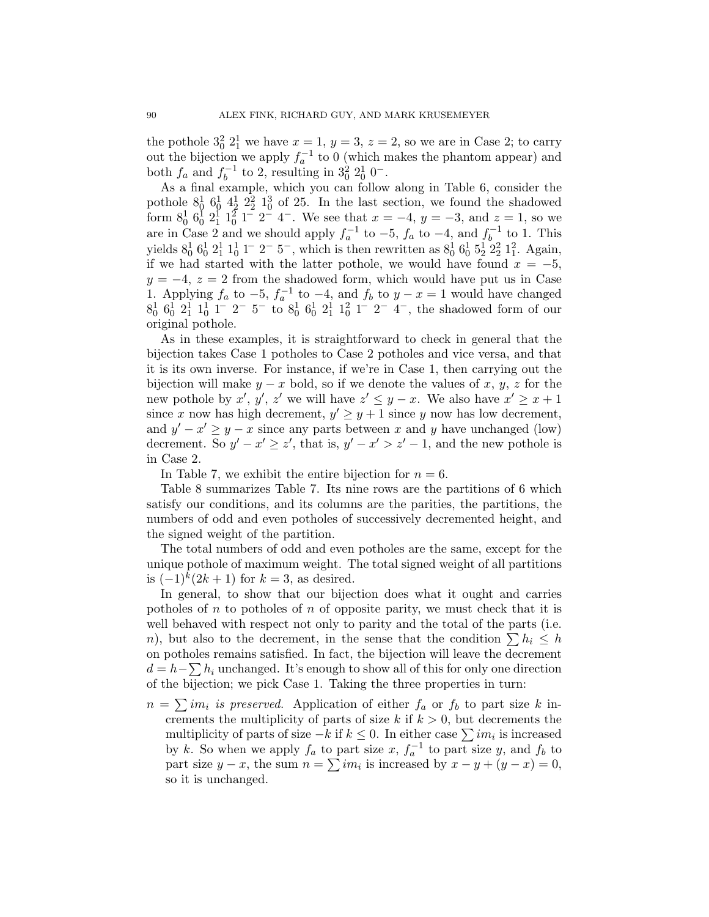the pothole $3_0^2\ 2_1^1$ we have $x = 1$, $y = 3$, $z = 2$, so we are in Case 2; to carry out the bijection we apply $f_a^{-1}$ to 0 (which makes the phantom appear) and both $f_a$ and $f_b^{-1}$ to 2, resulting in $3_0^2\ 2_0^1\ 0^-$.

As a final example, which you can follow along in Table 6, consider the pothole $8_0^1\ 6_0^1\ 4_2^1\ 2_2^2\ 1_0^3$ of 25. In the last section, we found the shadowed form $8_0^1\ 6_0^1\ 2_1^1\ 1_0^2\ 1^-\ 2^-\ 4^-$. We see that $x = -4$, $y = -3$, and $z = 1$, so we are in Case 2 and we should apply $f_a^{-1}$ to $-5$, $f_a$ to $-4$, and $f_b^{-1}$ to 1. This yields $8_0^1\ 6_0^1\ 2_1^1\ 1_0^1\ 1^-\ 2^-\ 5^-$, which is then rewritten as $8_0^1\ 6_0^1\ 5_2^1\ 2_2^2\ 1_1^2$. Again, if we had started with the latter pothole, we would have found $x = -5$, $y = -4$, $z = 2$ from the shadowed form, which would have put us in Case 1. Applying $f_a$ to $-5$, $f_a^{-1}$ to $-4$, and $f_b$ to $y - x = 1$ would have changed $8_0^1\ 6_0^1\ 2_1^1\ 1_0^1\ 1^-\ 2^-\ 5^-$ to $8_0^1\ 6_0^1\ 2_1^1\ 1_0^2\ 1^-\ 2^-\ 4^-$, the shadowed form of our original pothole.

As in these examples, it is straightforward to check in general that the bijection takes Case 1 potholes to Case 2 potholes and vice versa, and that it is its own inverse. For instance, if we're in Case 1, then carrying out the bijection will make $y - x$ bold, so if we denote the values of $x$, $y$, $z$ for the new pothole by $x'$, $y'$, $z'$ we will have $z' \le y - x$. We also have $x' \ge x + 1$ since $x$ now has high decrement, $y' \ge y + 1$ since $y$ now has low decrement, and $y' - x' \ge y - x$ since any parts between $x$ and $y$ have unchanged (low) decrement. So $y' - x' \ge z'$, that is, $y' - x' > z' - 1$, and the new pothole is in Case 2.

In Table 7, we exhibit the entire bijection for $n = 6$.

Table 8 summarizes Table 7. Its nine rows are the partitions of 6 which satisfy our conditions, and its columns are the parities, the partitions, the numbers of odd and even potholes of successively decremented height, and the signed weight of the partition.

The total numbers of odd and even potholes are the same, except for the unique pothole of maximum weight. The total signed weight of all partitions is $(-1)^k(2k+1)$ for $k = 3$, as desired.

In general, to show that our bijection does what it ought and carries potholes of $n$ to potholes of $n$ of opposite parity, we must check that it is well behaved with respect not only to parity and the total of the parts (i.e. $n$), but also to the decrement, in the sense that the condition $\sum h_i \le h$ on potholes remains satisfied. In fact, the bijection will leave the decrement $d = h - \sum h_i$ unchanged. It's enough to show all of this for only one direction of the bijection; we pick Case 1. Taking the three properties in turn:

$n = \sum i m_i$ *is preserved.* Application of either $f_a$ or $f_b$ to part size $k$ increments the multiplicity of parts of size $k$ if $k > 0$, but decrements the multiplicity of parts of size $-k$ if $k \le 0$. In either case $\sum i m_i$ is increased by $k$. So when we apply $f_a$ to part size $x$, $f_a^{-1}$ to part size $y$, and $f_b$ to part size $y - x$, the sum $n = \sum i m_i$ is increased by $x - y + (y - x) = 0$, so it is unchanged.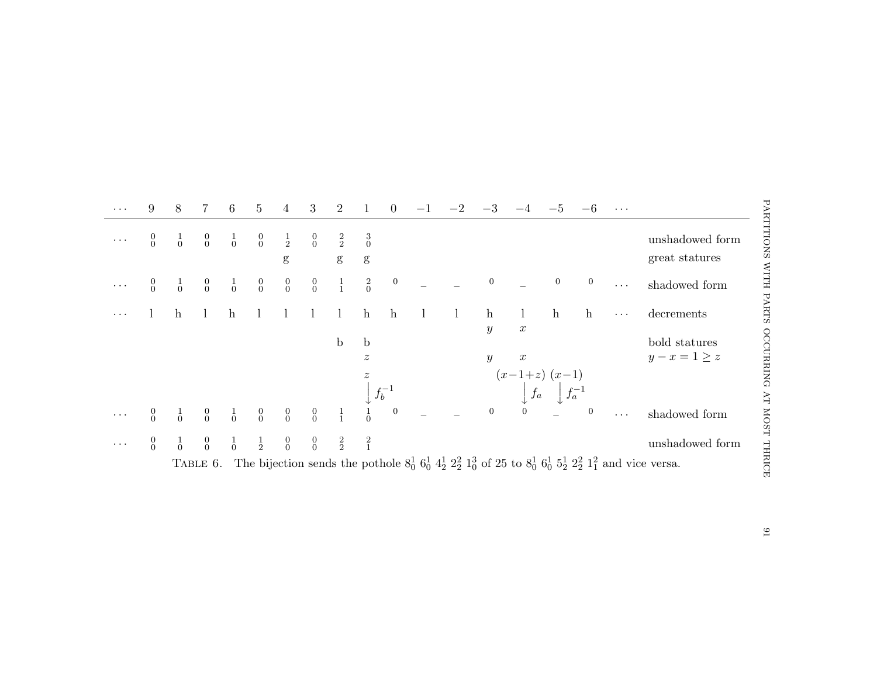| | ⋯ | 9 | 8 | 7 | 6 | 5 | 4 | 3 | 2 | 1 | 0 | −1 | −2 | −3 | −4 | −5 | −6 | ⋯ | |
|---|---|---|---|---|---|---|---|---|---|---|---|---|---|---|---|---|---|---|---|
| | ⋯ | $^{0}_{0}$ | $^{1}_{0}$ | $^{0}_{0}$ | $^{1}_{0}$ | $^{0}_{0}$ | $^{1}_{2}$ | $^{0}_{0}$ | $^{2}_{2}$ | $^{3}_{0}$ | | | | | | | | | unshadowed form |
| | | | | | | | g | | g | g | | | | | | | | | great statures |
| | ⋯ | $^{0}_{0}$ | $^{1}_{0}$ | $^{0}_{0}$ | $^{1}_{0}$ | $^{0}_{0}$ | $^{0}_{0}$ | $^{0}_{0}$ | $^{1}_{1}$ | $^{2}_{0}$ | $^{0}$ | _ | _ | $^{0}$ | _ | $^{0}$ | $^{0}$ | ⋯ | shadowed form |
| | ⋯ | l | h | l | h | l | l | l | l | h | h | l | l | h | l | h | h | ⋯ | decrements |
| | | | | | | | | | | | | | | $y$ | $x$ | | | | |
| | | | | | | | | | b | b | | | | | | | | | bold statures |
| | | | | | | | | | | $z$ | | | | $y$ | $x$ | | | | $y-x=1\geq z$ |
| | | | | | | | | | | $z$ | | | | | $(x{-}1{+}z)$ | $(x{-}1)$ | | | |
| | | | | | | | | | | $\downarrow f_b^{-1}$ | | | | | $\downarrow f_a$ | $\downarrow f_a^{-1}$ | | | |
| | ⋯ | $^{0}_{0}$ | $^{1}_{0}$ | $^{0}_{0}$ | $^{1}_{0}$ | $^{0}_{0}$ | $^{0}_{0}$ | $^{0}_{0}$ | $^{1}_{1}$ | $^{1}_{0}$ | $^{0}$ | _ | _ | $^{0}$ | $^{0}$ | _ | $^{0}$ | ⋯ | shadowed form |
| | ⋯ | $^{0}_{0}$ | $^{1}_{0}$ | $^{0}_{0}$ | $^{1}_{0}$ | $^{1}_{2}$ | $^{0}_{0}$ | $^{0}_{0}$ | $^{2}_{2}$ | $^{2}_{1}$ | | | | | | | | | unshadowed form |

TABLE 6. The bijection sends the pothole $8_0^1\ 6_0^1\ 4_2^1\ 2_2^2\ 1_0^3$ of 25 to $8_0^1\ 6_0^1\ 5_2^1\ 2_2^2\ 1_1^2$ and vice versa.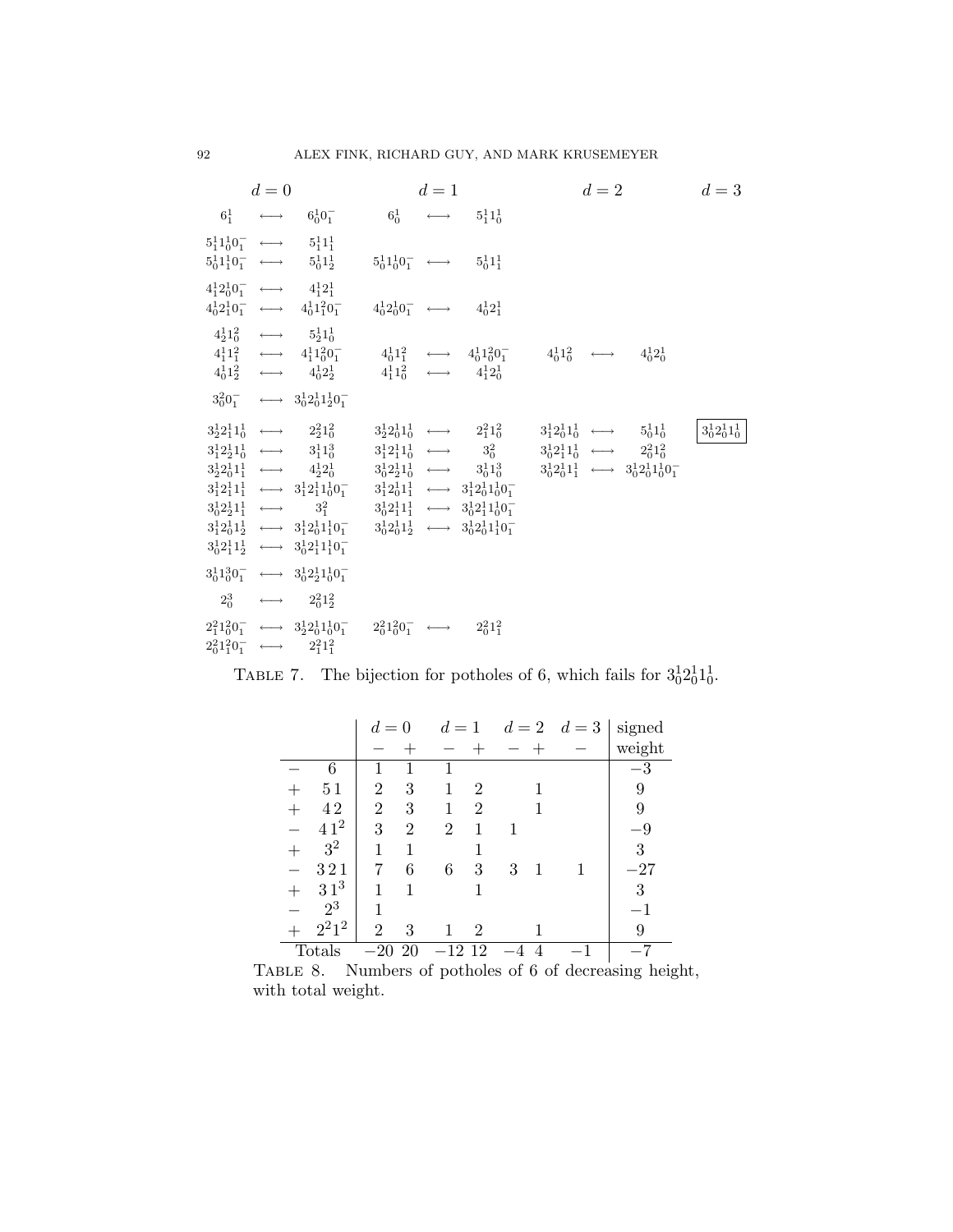| $d=0$ | | | $d=1$ | | | $d=2$ | | | $d=3$ |
|---|---|---|---|---|---|---|---|---|---|
| $6^1_1$ | $\longleftrightarrow$ | $6^1_0 0^-_1$ | $6^1_0$ | $\longleftrightarrow$ | $5^1_1 1^1_0$ | | | | |
| $5^1_1 1^1_0 0^-_1$ | $\longleftrightarrow$ | $5^1_1 1^1_1$ | | | | | | | |
| $5^1_0 1^1_1 0^-_1$ | $\longleftrightarrow$ | $5^1_0 1^1_2$ | $5^1_0 1^1_0 0^-_1$ | $\longleftrightarrow$ | $5^1_0 1^1_1$ | | | | |
| $4^1_1 2^1_0 0^-_1$ | $\longleftrightarrow$ | $4^1_1 2^1_1$ | | | | | | | |
| $4^1_0 2^1_1 0^-_1$ | $\longleftrightarrow$ | $4^1_0 1^2_1 0^-_1$ | $4^1_0 2^1_0 0^-_1$ | $\longleftrightarrow$ | $4^1_0 2^1_1$ | | | | |
| $4^1_2 1^2_0$ | $\longleftrightarrow$ | $5^1_2 1^1_0$ | | | | | | | |
| $4^1_1 1^2_1$ | $\longleftrightarrow$ | $4^1_1 1^2_0 0^-_1$ | $4^1_0 1^2_1$ | $\longleftrightarrow$ | $4^1_0 1^2_0 0^-_1$ | $4^1_0 1^2_0$ | $\longleftrightarrow$ | $4^1_0 2^1_0$ | |
| $4^1_0 1^2_2$ | $\longleftrightarrow$ | $4^1_0 2^1_2$ | $4^1_1 1^2_0$ | $\longleftrightarrow$ | $4^1_2 2^1_0$ | | | | |
| $3^2_0 0^-_1$ | $\longleftrightarrow$ | $3^1_0 2^1_0 1^1_2 0^-_1$ | | | | | | | |
| $3^1_2 2^1_1 1^1_0$ | $\longleftrightarrow$ | $2^2_2 1^2_0$ | $3^1_2 2^1_0 1^1_0$ | $\longleftrightarrow$ | $2^2_1 1^2_0$ | $3^1_1 2^1_0 1^1_0$ | $\longleftrightarrow$ | $5^1_0 1^1_0$ | $\boxed{3^1_0 2^1_0 1^1_0}$ |
| $3^1_1 2^1_2 1^1_0$ | $\longleftrightarrow$ | $3^1_1 1^3_0$ | $3^1_1 2^1_1 1^1_0$ | $\longleftrightarrow$ | $3^2_0$ | $3^1_0 2^1_1 1^1_0$ | $\longleftrightarrow$ | $2^2_0 1^2_0$ | |
| $3^1_2 2^1_0 1^1_1$ | $\longleftrightarrow$ | $4^1_2 2^1_0$ | $3^1_0 2^1_2 1^1_0$ | $\longleftrightarrow$ | $3^1_0 1^3_0$ | $3^1_0 2^1_0 1^1_1$ | $\longleftrightarrow$ | $3^1_0 2^1_0 1^1_0 0^-_1$ | |
| $3^1_1 2^1_1 1^1_1$ | $\longleftrightarrow$ | $3^1_1 2^1_1 1^1_0 0^-_1$ | $3^1_1 2^1_0 1^1_1$ | $\longleftrightarrow$ | $3^1_1 2^1_0 1^1_0 0^-_1$ | | | | |
| $3^1_0 2^1_2 1^1_1$ | $\longleftrightarrow$ | $3^2_1$ | $3^1_0 2^1_1 1^1_1$ | $\longleftrightarrow$ | $3^1_0 2^1_1 1^1_0 0^-_1$ | | | | |
| $3^1_1 2^1_0 1^1_2$ | $\longleftrightarrow$ | $3^1_1 2^1_0 1^1_1 0^-_1$ | $3^1_0 2^1_0 1^1_2$ | $\longleftrightarrow$ | $3^1_0 2^1_0 1^1_1 0^-_1$ | | | | |
| $3^1_0 2^1_1 1^1_2$ | $\longleftrightarrow$ | $3^1_0 2^1_1 1^1_1 0^-_1$ | | | | | | | |
| $3^1_0 1^3_0 0^-_1$ | $\longleftrightarrow$ | $3^1_0 2^1_2 1^1_0 0^-_1$ | | | | | | | |
| $2^3_0$ | $\longleftrightarrow$ | $2^2_0 1^2_2$ | | | | | | | |
| $2^2_1 1^2_0 0^-_1$ | $\longleftrightarrow$ | $3^1_2 2^1_0 1^1_0 0^-_1$ | $2^2_0 1^2_0 0^-_1$ | $\longleftrightarrow$ | $2^2_0 1^2_1$ | | | | |
| $2^2_0 1^2_1 0^-_1$ | $\longleftrightarrow$ | $2^2_1 1^2_1$ | | | | | | | |

TABLE 7. The bijection for potholes of 6, which fails for $3^1_0 2^1_0 1^1_0$.

| | | $d=0$ | | $d=1$ | | $d=2$ | | $d=3$ | signed |
|---|---|---|---|---|---|---|---|---|---|
| | | $-$ | $+$ | $-$ | $+$ | $-$ | $+$ | $-$ | weight |
| $-$ | $6$ | 1 | 1 | 1 | | | | | $-3$ |
| $+$ | $5\,1$ | 2 | 3 | 1 | 2 | | 1 | | 9 |
| $+$ | $4\,2$ | 2 | 3 | 1 | 2 | | 1 | | 9 |
| $-$ | $4\,1^2$ | 3 | 2 | 2 | 1 | 1 | | | $-9$ |
| $+$ | $3^2$ | 1 | 1 | | 1 | | | | 3 |
| $-$ | $3\,2\,1$ | 7 | 6 | 6 | 3 | 3 | 1 | 1 | $-27$ |
| $+$ | $3\,1^3$ | 1 | 1 | | 1 | | | | 3 |
| $-$ | $2^3$ | 1 | | | | | | | $-1$ |
| $+$ | $2^2 1^2$ | 2 | 3 | 1 | 2 | | 1 | | 9 |
| Totals | | $-20$ | 20 | $-12$ | 12 | $-4$ | 4 | $-1$ | $-7$ |

TABLE 8. Numbers of potholes of 6 of decreasing height, with total weight.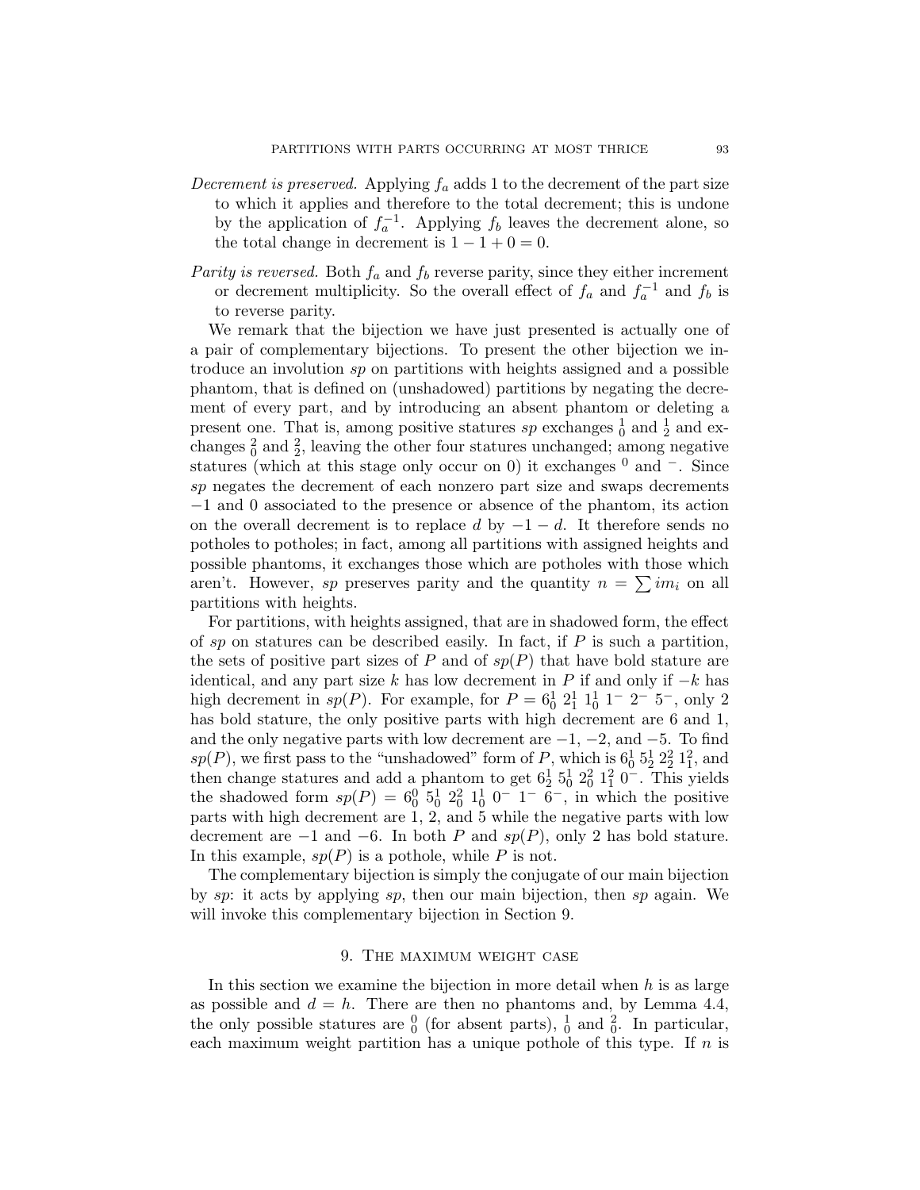*Decrement is preserved.* Applying $f_a$ adds 1 to the decrement of the part size to which it applies and therefore to the total decrement; this is undone by the application of $f_a^{-1}$. Applying $f_b$ leaves the decrement alone, so the total change in decrement is $1 - 1 + 0 = 0$.

*Parity is reversed.* Both $f_a$ and $f_b$ reverse parity, since they either increment or decrement multiplicity. So the overall effect of $f_a$ and $f_a^{-1}$ and $f_b$ is to reverse parity.

We remark that the bijection we have just presented is actually one of a pair of complementary bijections. To present the other bijection we introduce an involution $sp$ on partitions with heights assigned and a possible phantom, that is defined on (unshadowed) partitions by negating the decrement of every part, and by introducing an absent phantom or deleting a present one. That is, among positive statures $sp$ exchanges ${}^1_0$ and ${}^1_2$ and exchanges ${}^2_0$ and ${}^2_2$, leaving the other four statures unchanged; among negative statures (which at this stage only occur on 0) it exchanges ${}^0$ and ${}^-$. Since $sp$ negates the decrement of each nonzero part size and swaps decrements $-1$ and 0 associated to the presence or absence of the phantom, its action on the overall decrement is to replace $d$ by $-1-d$. It therefore sends no potholes to potholes; in fact, among all partitions with assigned heights and possible phantoms, it exchanges those which are potholes with those which aren't. However, $sp$ preserves parity and the quantity $n = \sum i m_i$ on all partitions with heights.

For partitions, with heights assigned, that are in shadowed form, the effect of $sp$ on statures can be described easily. In fact, if $P$ is such a partition, the sets of positive part sizes of $P$ and of $sp(P)$ that have bold stature are identical, and any part size $k$ has low decrement in $P$ if and only if $-k$ has high decrement in $sp(P)$. For example, for $P = 6^1_0\ 2^1_1\ 1^1_0\ 1^-\ 2^-\ 5^-$, only 2 has bold stature, the only positive parts with high decrement are 6 and 1, and the only negative parts with low decrement are $-1$, $-2$, and $-5$. To find $sp(P)$, we first pass to the "unshadowed" form of $P$, which is $6^1_0\ 5^1_2\ 2^2_2\ 1^2_1$, and then change statures and add a phantom to get $6^1_2\ 5^1_0\ 2^2_0\ 1^2_1\ 0^-$. This yields the shadowed form $sp(P) = 6^0_0\ 5^1_0\ 2^2_0\ 1^1_0\ 0^-\ 1^-\ 6^-$, in which the positive parts with high decrement are 1, 2, and 5 while the negative parts with low decrement are $-1$ and $-6$. In both $P$ and $sp(P)$, only 2 has bold stature. In this example, $sp(P)$ is a pothole, while $P$ is not.

The complementary bijection is simply the conjugate of our main bijection by $sp$: it acts by applying $sp$, then our main bijection, then $sp$ again. We will invoke this complementary bijection in Section 9.

## 9. The maximum weight case

In this section we examine the bijection in more detail when $h$ is as large as possible and $d = h$. There are then no phantoms and, by Lemma 4.4, the only possible statures are ${}^0_0$ (for absent parts), ${}^1_0$ and ${}^2_0$. In particular, each maximum weight partition has a unique pothole of this type. If $n$ is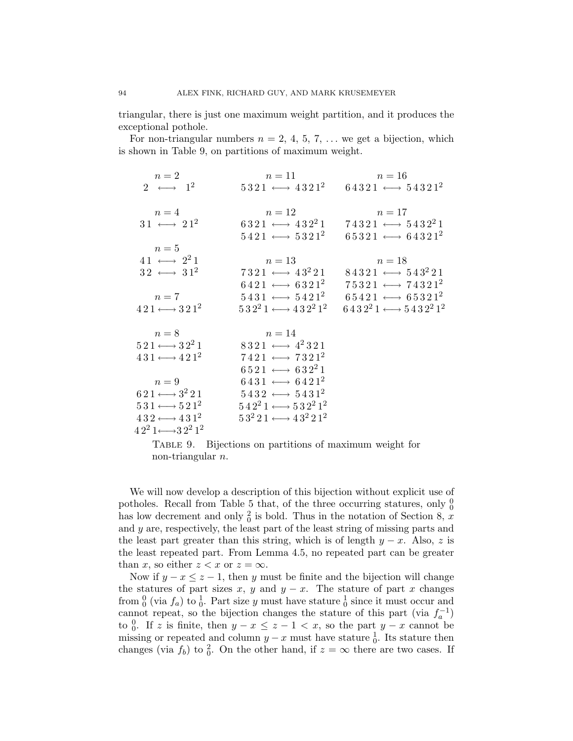triangular, there is just one maximum weight partition, and it produces the exceptional pothole.

For non-triangular numbers $n = 2, 4, 5, 7, \ldots$ we get a bijection, which is shown in Table 9, on partitions of maximum weight.

| $n=2$ | $n=11$ | $n=16$ |
|---|---|---|
| $2 \longleftrightarrow 1^2$ | $5\,3\,2\,1 \longleftrightarrow 4\,3\,2\,1^2$ | $6\,4\,3\,2\,1 \longleftrightarrow 5\,4\,3\,2\,1^2$ |
| $n=4$ | $n=12$ | $n=17$ |
| $3\,1 \longleftrightarrow 2\,1^2$ | $6\,3\,2\,1 \longleftrightarrow 4\,3\,2^2\,1$ | $7\,4\,3\,2\,1 \longleftrightarrow 5\,4\,3\,2^2\,1$ |
| | $5\,4\,2\,1 \longleftrightarrow 5\,3\,2\,1^2$ | $6\,5\,3\,2\,1 \longleftrightarrow 6\,4\,3\,2\,1^2$ |
| $n=5$ | | |
| $4\,1 \longleftrightarrow 2^2\,1$ | $n=13$ | $n=18$ |
| $3\,2 \longleftrightarrow 3\,1^2$ | $7\,3\,2\,1 \longleftrightarrow 4\,3^2\,2\,1$ | $8\,4\,3\,2\,1 \longleftrightarrow 5\,4\,3^2\,2\,1$ |
| | $6\,4\,2\,1 \longleftrightarrow 6\,3\,2\,1^2$ | $7\,5\,3\,2\,1 \longleftrightarrow 7\,4\,3\,2\,1^2$ |
| $n=7$ | $5\,4\,3\,1 \longleftrightarrow 5\,4\,2\,1^2$ | $6\,5\,4\,2\,1 \longleftrightarrow 6\,5\,3\,2\,1^2$ |
| $4\,2\,1 \longleftrightarrow 3\,2\,1^2$ | $5\,3\,2^2\,1 \longleftrightarrow 4\,3\,2^2\,1^2$ | $6\,4\,3\,2^2\,1 \longleftrightarrow 5\,4\,3\,2^2\,1^2$ |
| $n=8$ | $n=14$ | |
| $5\,2\,1 \longleftrightarrow 3\,2^2\,1$ | $8\,3\,2\,1 \longleftrightarrow 4^2\,3\,2\,1$ | |
| $4\,3\,1 \longleftrightarrow 4\,2\,1^2$ | $7\,4\,2\,1 \longleftrightarrow 7\,3\,2\,1^2$ | |
| | $6\,5\,2\,1 \longleftrightarrow 6\,3\,2^2\,1$ | |
| $n=9$ | $6\,4\,3\,1 \longleftrightarrow 6\,4\,2\,1^2$ | |
| $6\,2\,1 \longleftrightarrow 3^2\,2\,1$ | $5\,4\,3\,2 \longleftrightarrow 5\,4\,3\,1^2$ | |
| $5\,3\,1 \longleftrightarrow 5\,2\,1^2$ | $5\,4\,2^2\,1 \longleftrightarrow 5\,3\,2^2\,1^2$ | |
| $4\,3\,2 \longleftrightarrow 4\,3\,1^2$ | $5\,3^2\,2\,1 \longleftrightarrow 4\,3^2\,2\,1^2$ | |
| $4\,2^2\,1 \longleftrightarrow 3\,2^2\,1^2$ | | |

Table 9. Bijections on partitions of maximum weight for non-triangular $n$.

We will now develop a description of this bijection without explicit use of potholes. Recall from Table 5 that, of the three occurring statures, only $\substack{0\\0}$ has low decrement and only $\substack{2\\0}$ is bold. Thus in the notation of Section 8, $x$ and $y$ are, respectively, the least part of the least string of missing parts and the least part greater than this string, which is of length $y - x$. Also, $z$ is the least repeated part. From Lemma 4.5, no repeated part can be greater than $x$, so either $z < x$ or $z = \infty$.

Now if $y - x \le z - 1$, then $y$ must be finite and the bijection will change the statures of part sizes $x$, $y$ and $y - x$. The stature of part $x$ changes from $\substack{0\\0}$ (via $f_a$) to $\substack{1\\0}$. Part size $y$ must have stature $\substack{1\\0}$ since it must occur and cannot repeat, so the bijection changes the stature of this part (via $f_a^{-1}$) to $\substack{0\\0}$. If $z$ is finite, then $y - x \le z - 1 < x$, so the part $y - x$ cannot be missing or repeated and column $y - x$ must have stature $\substack{1\\0}$. Its stature then changes (via $f_b$) to $\substack{2\\0}$. On the other hand, if $z = \infty$ there are two cases. If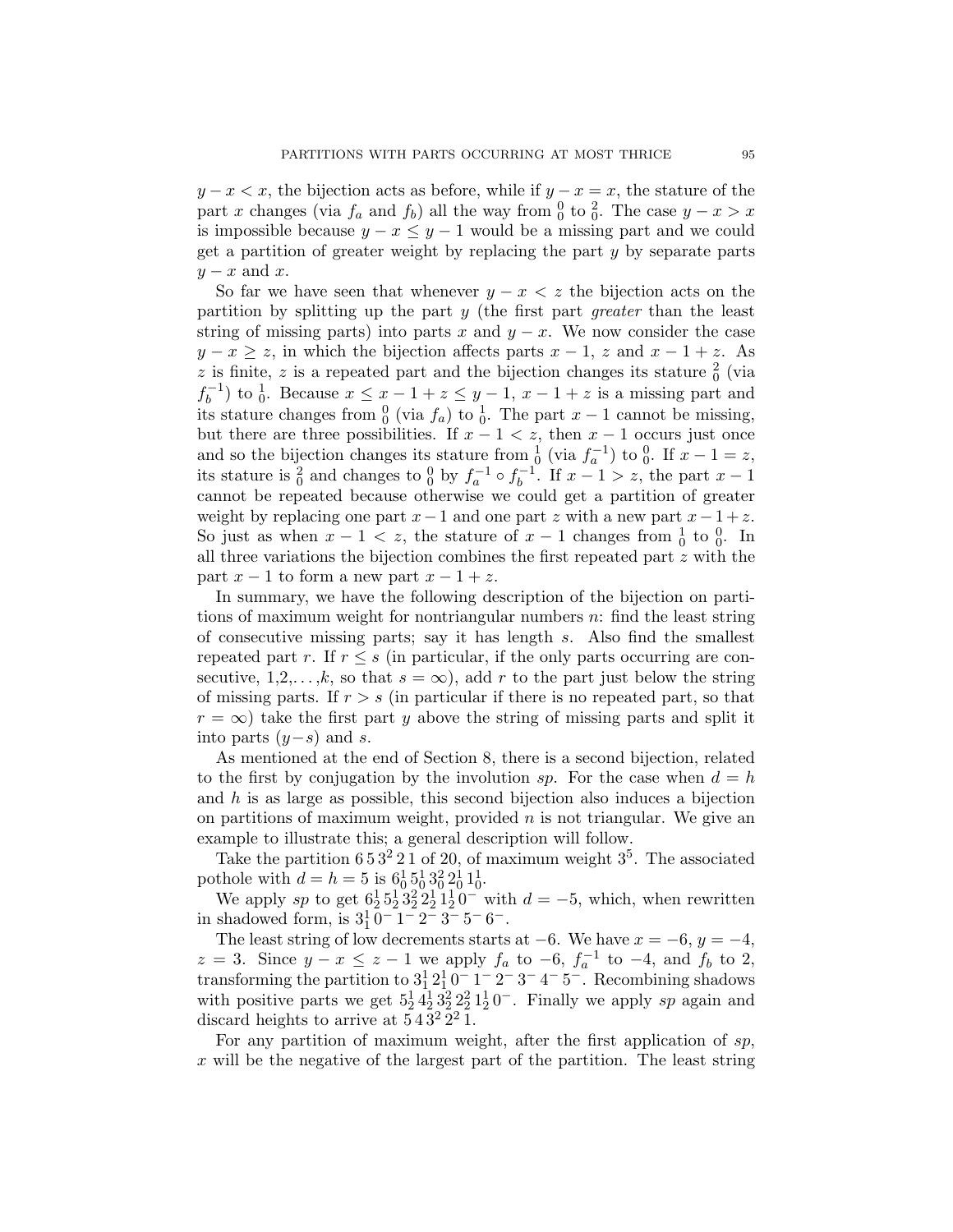$y - x < x$, the bijection acts as before, while if $y - x = x$, the stature of the part $x$ changes (via $f_a$ and $f_b$) all the way from ${}^0_0$ to ${}^2_0$. The case $y - x > x$ is impossible because $y - x \le y - 1$ would be a missing part and we could get a partition of greater weight by replacing the part $y$ by separate parts $y - x$ and $x$.

So far we have seen that whenever $y - x < z$ the bijection acts on the partition by splitting up the part $y$ (the first part *greater* than the least string of missing parts) into parts $x$ and $y - x$. We now consider the case $y - x \ge z$, in which the bijection affects parts $x - 1$, $z$ and $x - 1 + z$. As $z$ is finite, $z$ is a repeated part and the bijection changes its stature ${}^2_0$ (via $f_b^{-1}$) to ${}^1_0$. Because $x \le x - 1 + z \le y - 1$, $x - 1 + z$ is a missing part and its stature changes from ${}^0_0$ (via $f_a$) to ${}^1_0$. The part $x - 1$ cannot be missing, but there are three possibilities. If $x - 1 < z$, then $x - 1$ occurs just once and so the bijection changes its stature from ${}^1_0$ (via $f_a^{-1}$) to ${}^0_0$. If $x - 1 = z$, its stature is ${}^2_0$ and changes to ${}^0_0$ by $f_a^{-1} \circ f_b^{-1}$. If $x - 1 > z$, the part $x - 1$ cannot be repeated because otherwise we could get a partition of greater weight by replacing one part $x - 1$ and one part $z$ with a new part $x - 1 + z$. So just as when $x - 1 < z$, the stature of $x - 1$ changes from ${}^1_0$ to ${}^0_0$. In all three variations the bijection combines the first repeated part $z$ with the part $x - 1$ to form a new part $x - 1 + z$.

In summary, we have the following description of the bijection on partitions of maximum weight for nontriangular numbers $n$: find the least string of consecutive missing parts; say it has length $s$. Also find the smallest repeated part $r$. If $r \le s$ (in particular, if the only parts occurring are consecutive, $1, 2, \ldots, k$, so that $s = \infty$), add $r$ to the part just below the string of missing parts. If $r > s$ (in particular if there is no repeated part, so that $r = \infty$) take the first part $y$ above the string of missing parts and split it into parts $(y - s)$ and $s$.

As mentioned at the end of Section 8, there is a second bijection, related to the first by conjugation by the involution $sp$. For the case when $d = h$ and $h$ is as large as possible, this second bijection also induces a bijection on partitions of maximum weight, provided $n$ is not triangular. We give an example to illustrate this; a general description will follow.

Take the partition $6\,5\,3^2\,2\,1$ of 20, of maximum weight $3^5$. The associated pothole with $d = h = 5$ is $6^1_0\,5^1_0\,3^2_0\,2^1_0\,1^1_0$.

We apply $sp$ to get $6^1_2\,5^1_2\,3^2_2\,2^1_2\,1^1_2\,0^-$ with $d = -5$, which, when rewritten in shadowed form, is $3^1_1\,0^-\,1^-\,2^-\,3^-\,5^-\,6^-$.

The least string of low decrements starts at $-6$. We have $x = -6$, $y = -4$, $z = 3$. Since $y - x \le z - 1$ we apply $f_a$ to $-6$, $f_a^{-1}$ to $-4$, and $f_b$ to $2$, transforming the partition to $3^1_1\,2^1_1\,0^-\,1^-\,2^-\,3^-\,4^-\,5^-$. Recombining shadows with positive parts we get $5^1_2\,4^1_2\,3^2_2\,2^2_2\,1^1_2\,0^-$. Finally we apply $sp$ again and discard heights to arrive at $5\,4\,3^2\,2^2\,1$.

For any partition of maximum weight, after the first application of $sp$, $x$ will be the negative of the largest part of the partition. The least string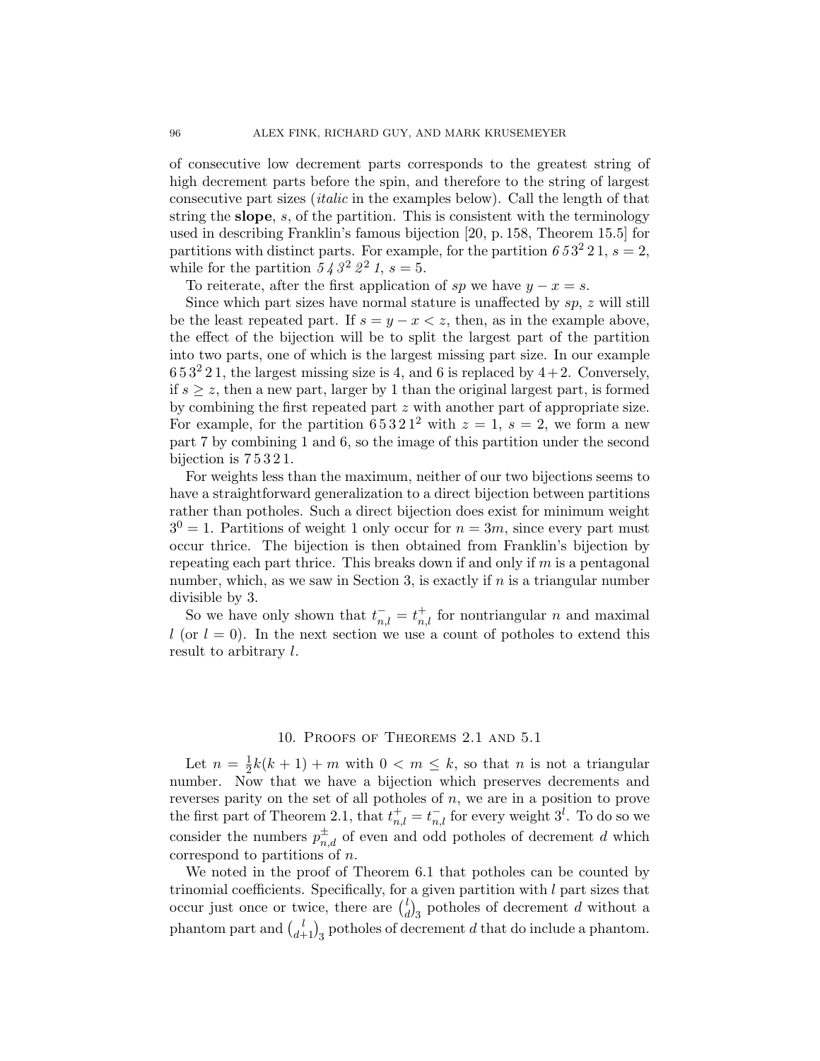of consecutive low decrement parts corresponds to the greatest string of high decrement parts before the spin, and therefore to the string of largest consecutive part sizes (*italic* in the examples below). Call the length of that string the **slope**, $s$, of the partition. This is consistent with the terminology used in describing Franklin's famous bijection [20, p. 158, Theorem 15.5] for partitions with distinct parts. For example, for the partition *6 5* $3^2$ 2 1, $s = 2$, while for the partition *5 4* $3^2$ $2^2$ *1*, $s = 5$.

To reiterate, after the first application of $sp$ we have $y - x = s$.

Since which part sizes have normal stature is unaffected by $sp$, $z$ will still be the least repeated part. If $s = y - x < z$, then, as in the example above, the effect of the bijection will be to split the largest part of the partition into two parts, one of which is the largest missing part size. In our example $6\,5\,3^2\,2\,1$, the largest missing size is 4, and 6 is replaced by $4+2$. Conversely, if $s \geq z$, then a new part, larger by 1 than the original largest part, is formed by combining the first repeated part $z$ with another part of appropriate size. For example, for the partition $6\,5\,3\,2\,1^2$ with $z = 1$, $s = 2$, we form a new part 7 by combining 1 and 6, so the image of this partition under the second bijection is $7\,5\,3\,2\,1$.

For weights less than the maximum, neither of our two bijections seems to have a straightforward generalization to a direct bijection between partitions rather than potholes. Such a direct bijection does exist for minimum weight $3^0 = 1$. Partitions of weight 1 only occur for $n = 3m$, since every part must occur thrice. The bijection is then obtained from Franklin's bijection by repeating each part thrice. This breaks down if and only if $m$ is a pentagonal number, which, as we saw in Section 3, is exactly if $n$ is a triangular number divisible by 3.

So we have only shown that $t^-_{n,l} = t^+_{n,l}$ for nontriangular $n$ and maximal $l$ (or $l = 0$). In the next section we use a count of potholes to extend this result to arbitrary $l$.

## 10. Proofs of Theorems 2.1 and 5.1

Let $n = \frac{1}{2}k(k+1) + m$ with $0 < m \leq k$, so that $n$ is not a triangular number. Now that we have a bijection which preserves decrements and reverses parity on the set of all potholes of $n$, we are in a position to prove the first part of Theorem 2.1, that $t^+_{n,l} = t^-_{n,l}$ for every weight $3^l$. To do so we consider the numbers $p^{\pm}_{n,d}$ of even and odd potholes of decrement $d$ which correspond to partitions of $n$.

We noted in the proof of Theorem 6.1 that potholes can be counted by trinomial coefficients. Specifically, for a given partition with $l$ part sizes that occur just once or twice, there are $\binom{l}{d}_3$ potholes of decrement $d$ without a phantom part and $\binom{l}{d+1}_3$ potholes of decrement $d$ that do include a phantom.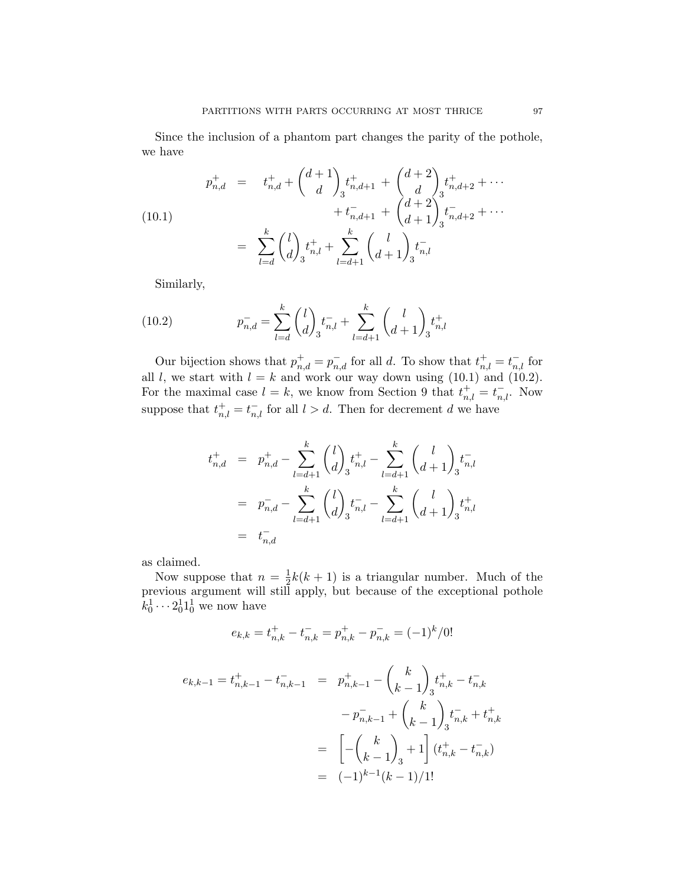Since the inclusion of a phantom part changes the parity of the pothole, we have

$$
\begin{aligned}
p^+_{n,d} &= \quad t^+_{n,d} + \binom{d+1}{d}_3 t^+_{n,d+1} + \binom{d+2}{d}_3 t^+_{n,d+2} + \cdots \\
&\qquad\qquad\qquad\qquad + t^-_{n,d+1} + \binom{d+2}{d+1}_3 t^-_{n,d+2} + \cdots \\
&= \sum_{l=d}^{k} \binom{l}{d}_3 t^+_{n,l} + \sum_{l=d+1}^{k} \binom{l}{d+1}_3 t^-_{n,l}
\end{aligned}
\tag{10.1}
$$

Similarly,

$$
p^-_{n,d} = \sum_{l=d}^{k} \binom{l}{d}_3 t^-_{n,l} + \sum_{l=d+1}^{k} \binom{l}{d+1}_3 t^+_{n,l}
\tag{10.2}
$$

Our bijection shows that $p^+_{n,d} = p^-_{n,d}$ for all $d$. To show that $t^+_{n,l} = t^-_{n,l}$ for all $l$, we start with $l = k$ and work our way down using (10.1) and (10.2). For the maximal case $l = k$, we know from Section 9 that $t^+_{n,l} = t^-_{n,l}$. Now suppose that $t^+_{n,l} = t^-_{n,l}$ for all $l > d$. Then for decrement $d$ we have

$$
\begin{aligned}
t^+_{n,d} &= p^+_{n,d} - \sum_{l=d+1}^{k} \binom{l}{d}_3 t^+_{n,l} - \sum_{l=d+1}^{k} \binom{l}{d+1}_3 t^-_{n,l} \\
&= p^-_{n,d} - \sum_{l=d+1}^{k} \binom{l}{d}_3 t^-_{n,l} - \sum_{l=d+1}^{k} \binom{l}{d+1}_3 t^+_{n,l} \\
&= t^-_{n,d}
\end{aligned}
$$

as claimed.

Now suppose that $n = \frac{1}{2}k(k+1)$ is a triangular number. Much of the previous argument will still apply, but because of the exceptional pothole $k^1_0 \cdots 2^1_0 1^1_0$ we now have

$$
e_{k,k} = t^+_{n,k} - t^-_{n,k} = p^+_{n,k} - p^-_{n,k} = (-1)^k/0!
$$

$$
\begin{aligned}
e_{k,k-1} = t^+_{n,k-1} - t^-_{n,k-1} &= p^+_{n,k-1} - \binom{k}{k-1}_3 t^+_{n,k} - t^-_{n,k} \\
&\qquad - p^-_{n,k-1} + \binom{k}{k-1}_3 t^-_{n,k} + t^+_{n,k} \\
&= \left[ -\binom{k}{k-1}_3 + 1 \right] (t^+_{n,k} - t^-_{n,k}) \\
&= (-1)^{k-1}(k-1)/1!
\end{aligned}
$$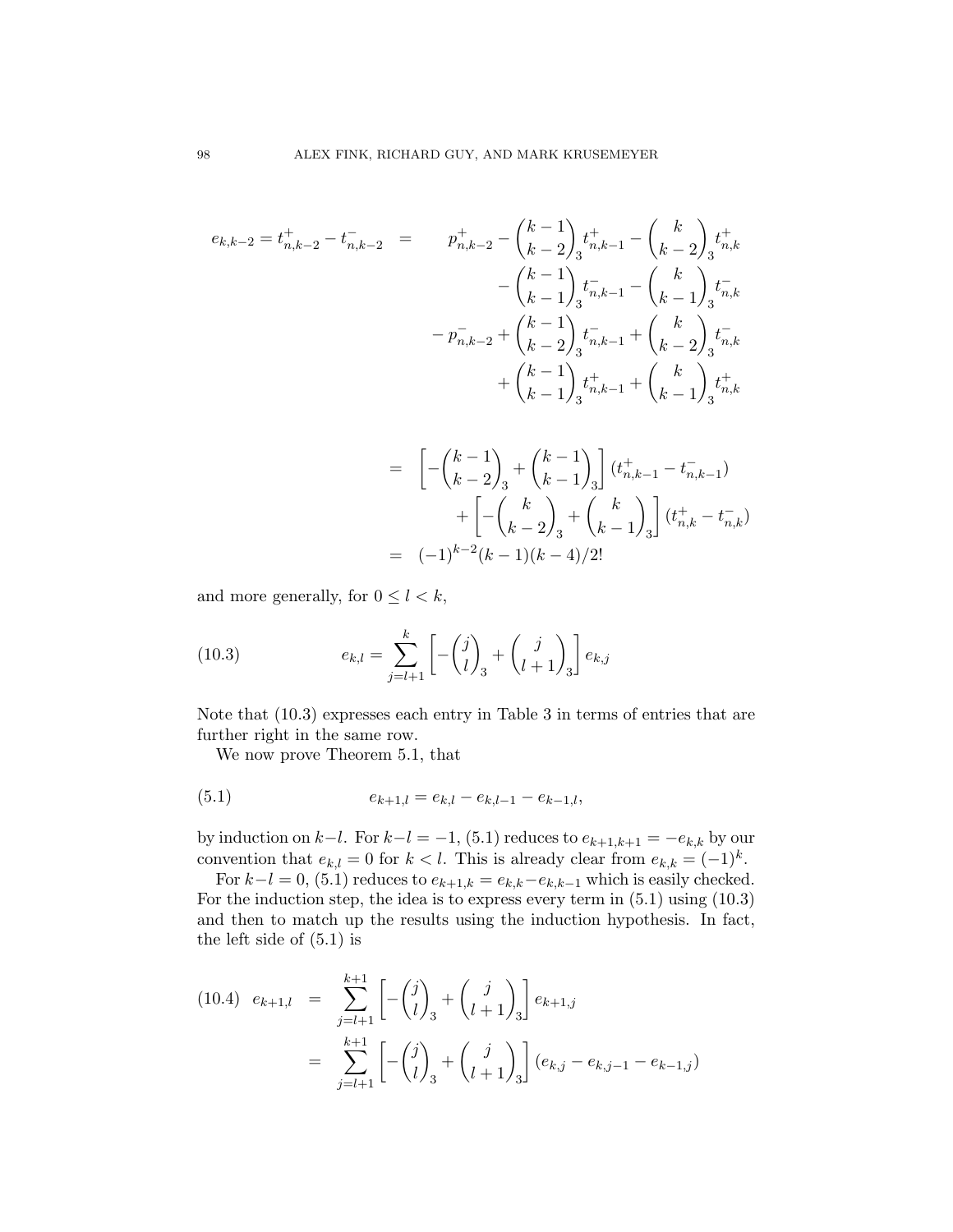$$
\begin{aligned}
e_{k,k-2} = t^+_{n,k-2} - t^-_{n,k-2} \quad = \quad & p^+_{n,k-2} - \binom{k-1}{k-2}_3 t^+_{n,k-1} - \binom{k}{k-2}_3 t^+_{n,k} \\
& - \binom{k-1}{k-1}_3 t^-_{n,k-1} - \binom{k}{k-1}_3 t^-_{n,k} \\
& - p^-_{n,k-2} + \binom{k-1}{k-2}_3 t^-_{n,k-1} + \binom{k}{k-2}_3 t^-_{n,k} \\
& + \binom{k-1}{k-1}_3 t^+_{n,k-1} + \binom{k}{k-1}_3 t^+_{n,k}
\end{aligned}
$$

$$
\begin{aligned}
= \quad & \left[ -\binom{k-1}{k-2}_3 + \binom{k-1}{k-1}_3 \right] (t^+_{n,k-1} - t^-_{n,k-1}) \\
& + \left[ -\binom{k}{k-2}_3 + \binom{k}{k-1}_3 \right] (t^+_{n,k} - t^-_{n,k}) \\
= \quad & (-1)^{k-2}(k-1)(k-4)/2!
\end{aligned}
$$

and more generally, for $0 \le l < k$,

$$
e_{k,l} = \sum_{j=l+1}^{k} \left[ -\binom{j}{l}_3 + \binom{j}{l+1}_3 \right] e_{k,j} \tag{10.3}
$$

Note that (10.3) expresses each entry in Table 3 in terms of entries that are further right in the same row.

We now prove Theorem 5.1, that

$$
e_{k+1,l} = e_{k,l} - e_{k,l-1} - e_{k-1,l}, \tag{5.1}
$$

by induction on $k-l$. For $k-l = -1$, (5.1) reduces to $e_{k+1,k+1} = -e_{k,k}$ by our convention that $e_{k,l} = 0$ for $k < l$. This is already clear from $e_{k,k} = (-1)^k$.

For $k-l = 0$, (5.1) reduces to $e_{k+1,k} = e_{k,k} - e_{k,k-1}$ which is easily checked. For the induction step, the idea is to express every term in (5.1) using (10.3) and then to match up the results using the induction hypothesis. In fact, the left side of (5.1) is

$$
\begin{aligned}
e_{k+1,l} \quad = \quad & \sum_{j=l+1}^{k+1} \left[ -\binom{j}{l}_3 + \binom{j}{l+1}_3 \right] e_{k+1,j} \\
= \quad & \sum_{j=l+1}^{k+1} \left[ -\binom{j}{l}_3 + \binom{j}{l+1}_3 \right] (e_{k,j} - e_{k,j-1} - e_{k-1,j})
\end{aligned} \tag{10.4}
$$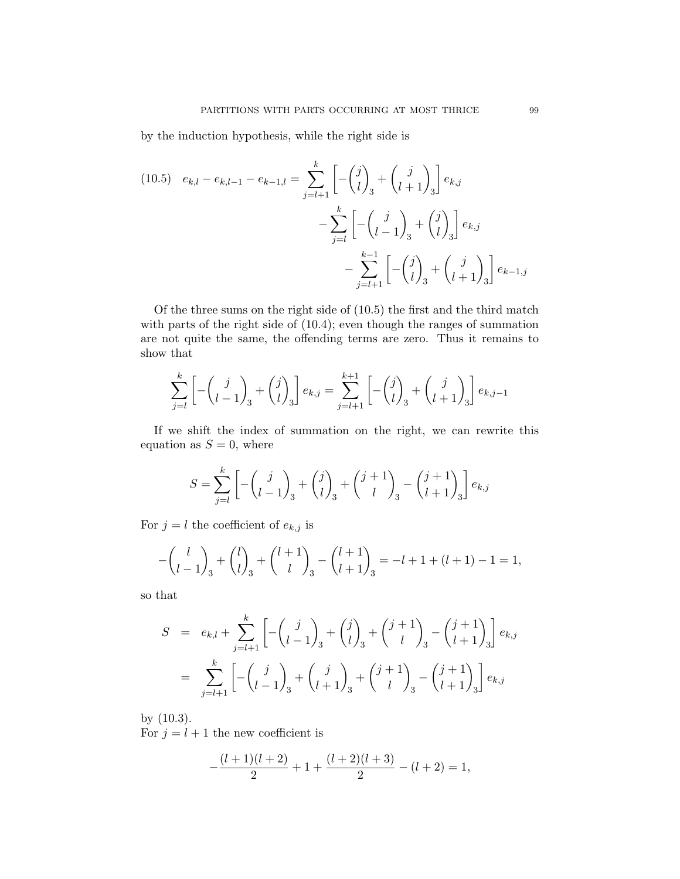by the induction hypothesis, while the right side is

$$
(10.5)\quad e_{k,l} - e_{k,l-1} - e_{k-1,l} = \sum_{j=l+1}^{k} \left[ -\binom{j}{l}_3 + \binom{j}{l+1}_3 \right] e_{k,j} - \sum_{j=l}^{k} \left[ -\binom{j}{l-1}_3 + \binom{j}{l}_3 \right] e_{k,j} - \sum_{j=l+1}^{k-1} \left[ -\binom{j}{l}_3 + \binom{j}{l+1}_3 \right] e_{k-1,j}
$$

Of the three sums on the right side of (10.5) the first and the third match with parts of the right side of (10.4); even though the ranges of summation are not quite the same, the offending terms are zero. Thus it remains to show that

$$
\sum_{j=l}^{k} \left[ -\binom{j}{l-1}_3 + \binom{j}{l}_3 \right] e_{k,j} = \sum_{j=l+1}^{k+1} \left[ -\binom{j}{l}_3 + \binom{j}{l+1}_3 \right] e_{k,j-1}
$$

If we shift the index of summation on the right, we can rewrite this equation as $S = 0$, where

$$
S = \sum_{j=l}^{k} \left[ -\binom{j}{l-1}_3 + \binom{j}{l}_3 + \binom{j+1}{l}_3 - \binom{j+1}{l+1}_3 \right] e_{k,j}
$$

For $j = l$ the coefficient of $e_{k,j}$ is

$$
-\binom{l}{l-1}_3 + \binom{l}{l}_3 + \binom{l+1}{l}_3 - \binom{l+1}{l+1}_3 = -l + 1 + (l+1) - 1 = 1,
$$

so that

$$
\begin{aligned}
S &= e_{k,l} + \sum_{j=l+1}^{k} \left[ -\binom{j}{l-1}_3 + \binom{j}{l}_3 + \binom{j+1}{l}_3 - \binom{j+1}{l+1}_3 \right] e_{k,j} \\
&= \sum_{j=l+1}^{k} \left[ -\binom{j}{l-1}_3 + \binom{j}{l+1}_3 + \binom{j+1}{l}_3 - \binom{j+1}{l+1}_3 \right] e_{k,j}
\end{aligned}
$$

by (10.3).

For $j = l + 1$ the new coefficient is

$$
-\frac{(l+1)(l+2)}{2} + 1 + \frac{(l+2)(l+3)}{2} - (l+2) = 1,
$$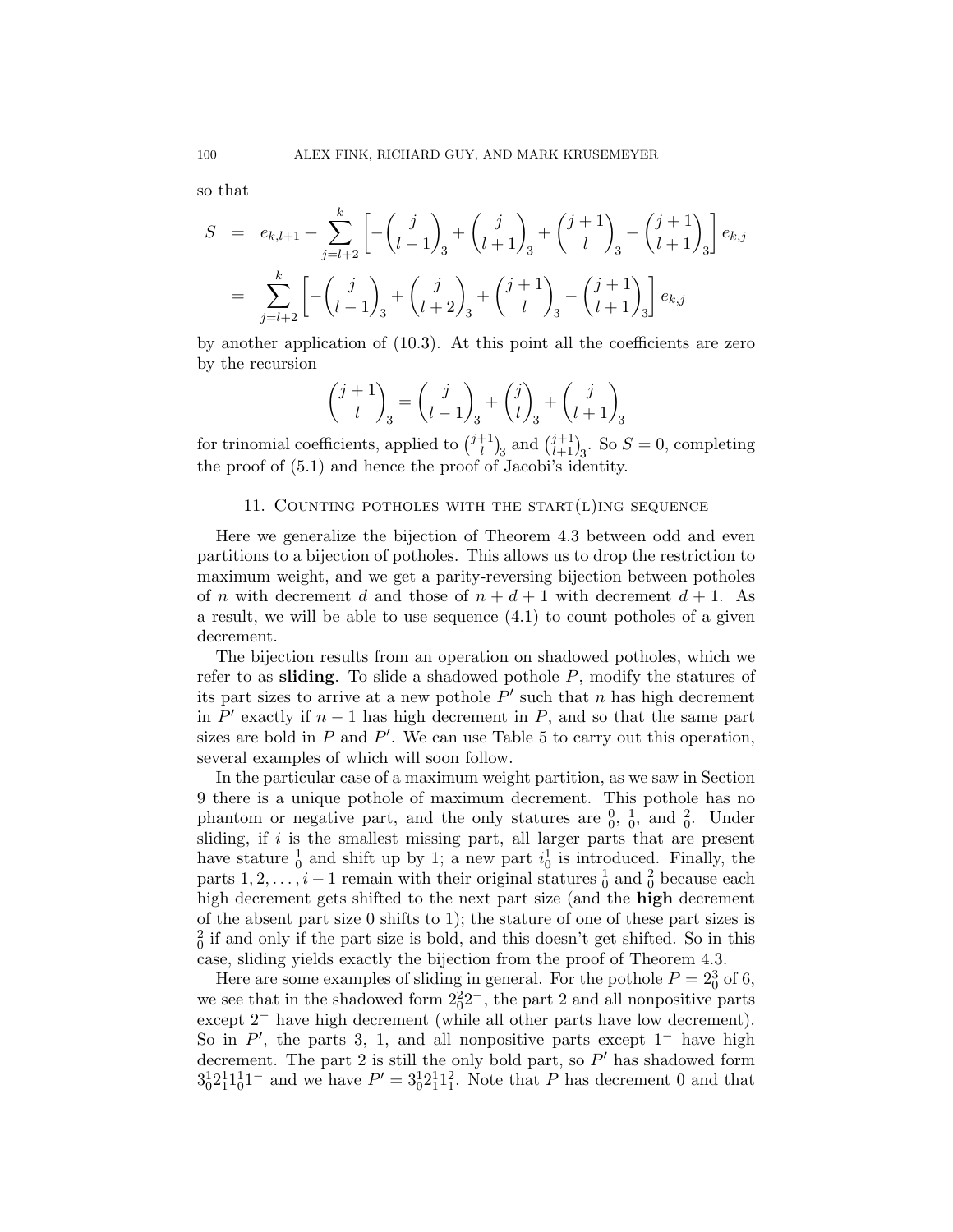so that

$$
\begin{aligned}
S &= e_{k,l+1} + \sum_{j=l+2}^{k} \left[ -\binom{j}{l-1}_3 + \binom{j}{l+1}_3 + \binom{j+1}{l}_3 - \binom{j+1}{l+1}_3 \right] e_{k,j} \\
&= \sum_{j=l+2}^{k} \left[ -\binom{j}{l-1}_3 + \binom{j}{l+2}_3 + \binom{j+1}{l}_3 - \binom{j+1}{l+1}_3 \right] e_{k,j}
\end{aligned}
$$

by another application of (10.3). At this point all the coefficients are zero by the recursion

$$
\binom{j+1}{l}_3 = \binom{j}{l-1}_3 + \binom{j}{l}_3 + \binom{j}{l+1}_3
$$

for trinomial coefficients, applied to $\binom{j+1}{l}_3$ and $\binom{j+1}{l+1}_3$. So $S = 0$, completing the proof of (5.1) and hence the proof of Jacobi's identity.

## 11. Counting potholes with the start(l)ing sequence

Here we generalize the bijection of Theorem 4.3 between odd and even partitions to a bijection of potholes. This allows us to drop the restriction to maximum weight, and we get a parity-reversing bijection between potholes of $n$ with decrement $d$ and those of $n + d + 1$ with decrement $d + 1$. As a result, we will be able to use sequence (4.1) to count potholes of a given decrement.

The bijection results from an operation on shadowed potholes, which we refer to as **sliding**. To slide a shadowed pothole $P$, modify the statures of its part sizes to arrive at a new pothole $P'$ such that $n$ has high decrement in $P'$ exactly if $n-1$ has high decrement in $P$, and so that the same part sizes are bold in $P$ and $P'$. We can use Table 5 to carry out this operation, several examples of which will soon follow.

In the particular case of a maximum weight partition, as we saw in Section 9 there is a unique pothole of maximum decrement. This pothole has no phantom or negative part, and the only statures are ${}^0_0$, ${}^1_0$, and ${}^2_0$. Under sliding, if $i$ is the smallest missing part, all larger parts that are present have stature ${}^1_0$ and shift up by 1; a new part $i^1_0$ is introduced. Finally, the parts $1, 2, \ldots, i-1$ remain with their original statures ${}^1_0$ and ${}^2_0$ because each high decrement gets shifted to the next part size (and the **high** decrement of the absent part size 0 shifts to 1); the stature of one of these part sizes is ${}^2_0$ if and only if the part size is bold, and this doesn't get shifted. So in this case, sliding yields exactly the bijection from the proof of Theorem 4.3.

Here are some examples of sliding in general. For the pothole $P = 2^3_0$ of 6, we see that in the shadowed form $2^2_0 2^-$, the part 2 and all nonpositive parts except $2^-$ have high decrement (while all other parts have low decrement). So in $P'$, the parts 3, 1, and all nonpositive parts except $1^-$ have high decrement. The part 2 is still the only bold part, so $P'$ has shadowed form $3^1_0 2^1_1 1^1_0 1^-$ and we have $P' = 3^1_0 2^1_1 1^2_1$. Note that $P$ has decrement 0 and that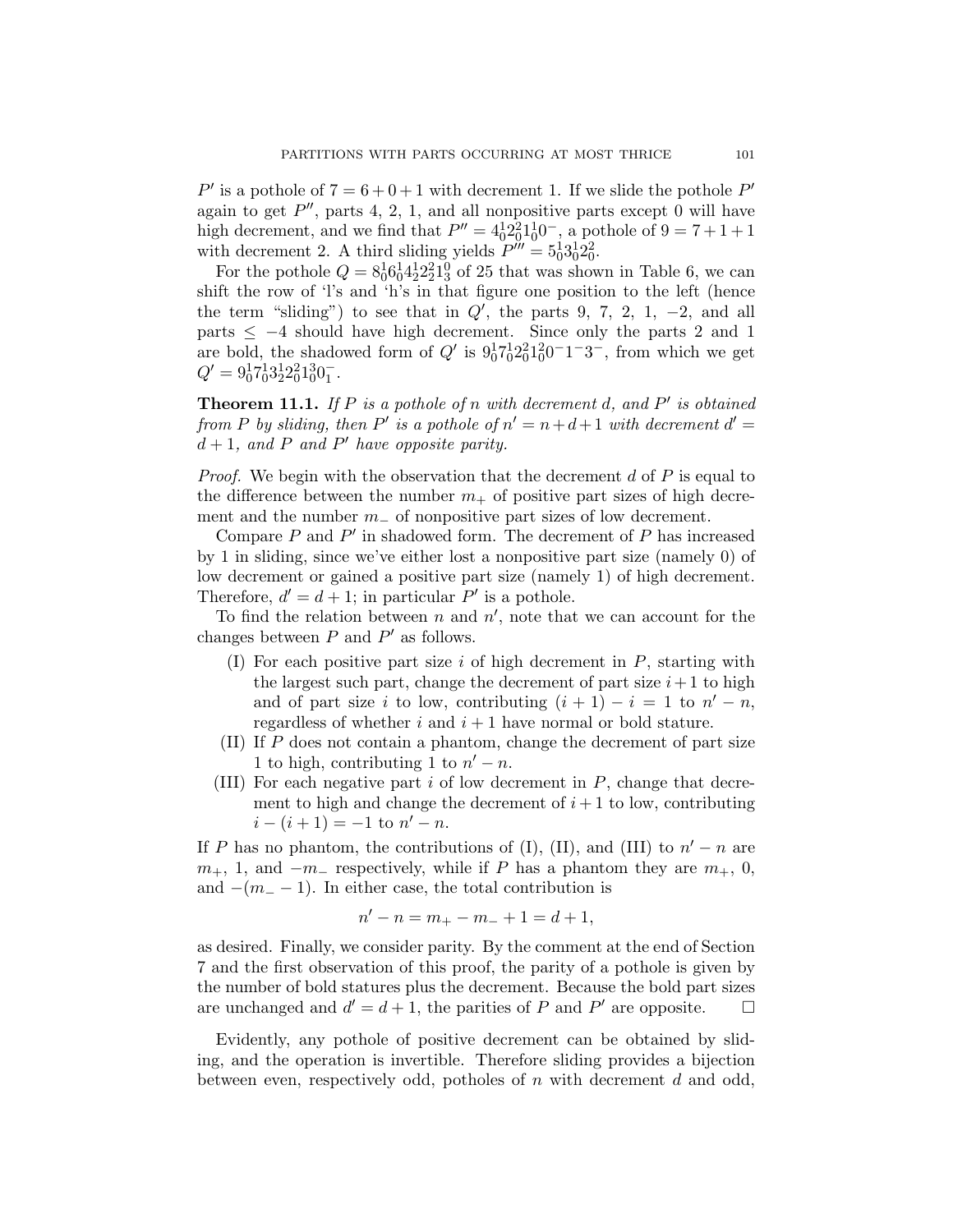$P'$ is a pothole of $7 = 6 + 0 + 1$ with decrement 1. If we slide the pothole $P'$ again to get $P''$, parts 4, 2, 1, and all nonpositive parts except 0 will have high decrement, and we find that $P'' = 4_0^1 2_0^2 1_0^1 0^-$, a pothole of $9 = 7 + 1 + 1$ with decrement 2. A third sliding yields $P''' = 5_0^1 3_0^1 2_0^2$.

For the pothole $Q = 8_0^1 6_0^1 4_2^1 2_2^2 1_3^0$ of 25 that was shown in Table 6, we can shift the row of 'l's and 'h's in that figure one position to the left (hence the term "sliding") to see that in $Q'$, the parts 9, 7, 2, 1, $-2$, and all parts $\leq -4$ should have high decrement. Since only the parts 2 and 1 are bold, the shadowed form of $Q'$ is $9_0^1 7_0^1 2_0^2 1_0^2 0^- 1^- 3^-$, from which we get $Q' = 9_0^1 7_0^1 3_2^1 2_0^2 1_0^3 0_1^-$.

**Theorem 11.1.** *If $P$ is a pothole of $n$ with decrement $d$, and $P'$ is obtained from $P$ by sliding, then $P'$ is a pothole of $n' = n + d + 1$ with decrement $d' = d + 1$, and $P$ and $P'$ have opposite parity.*

*Proof.* We begin with the observation that the decrement $d$ of $P$ is equal to the difference between the number $m_+$ of positive part sizes of high decrement and the number $m_-$ of nonpositive part sizes of low decrement.

Compare $P$ and $P'$ in shadowed form. The decrement of $P$ has increased by 1 in sliding, since we've either lost a nonpositive part size (namely 0) of low decrement or gained a positive part size (namely 1) of high decrement. Therefore, $d' = d + 1$; in particular $P'$ is a pothole.

To find the relation between $n$ and $n'$, note that we can account for the changes between $P$ and $P'$ as follows.

- (I) For each positive part size $i$ of high decrement in $P$, starting with the largest such part, change the decrement of part size $i + 1$ to high and of part size $i$ to low, contributing $(i + 1) - i = 1$ to $n' - n$, regardless of whether $i$ and $i + 1$ have normal or bold stature.
- (II) If $P$ does not contain a phantom, change the decrement of part size 1 to high, contributing 1 to $n' - n$.
- (III) For each negative part $i$ of low decrement in $P$, change that decrement to high and change the decrement of $i + 1$ to low, contributing $i - (i + 1) = -1$ to $n' - n$.

If $P$ has no phantom, the contributions of (I), (II), and (III) to $n' - n$ are $m_+$, 1, and $-m_-$ respectively, while if $P$ has a phantom they are $m_+$, 0, and $-(m_- - 1)$. In either case, the total contribution is

$$n' - n = m_+ - m_- + 1 = d + 1,$$

as desired. Finally, we consider parity. By the comment at the end of Section 7 and the first observation of this proof, the parity of a pothole is given by the number of bold statures plus the decrement. Because the bold part sizes are unchanged and $d' = d + 1$, the parities of $P$ and $P'$ are opposite. $\square$

Evidently, any pothole of positive decrement can be obtained by sliding, and the operation is invertible. Therefore sliding provides a bijection between even, respectively odd, potholes of $n$ with decrement $d$ and odd,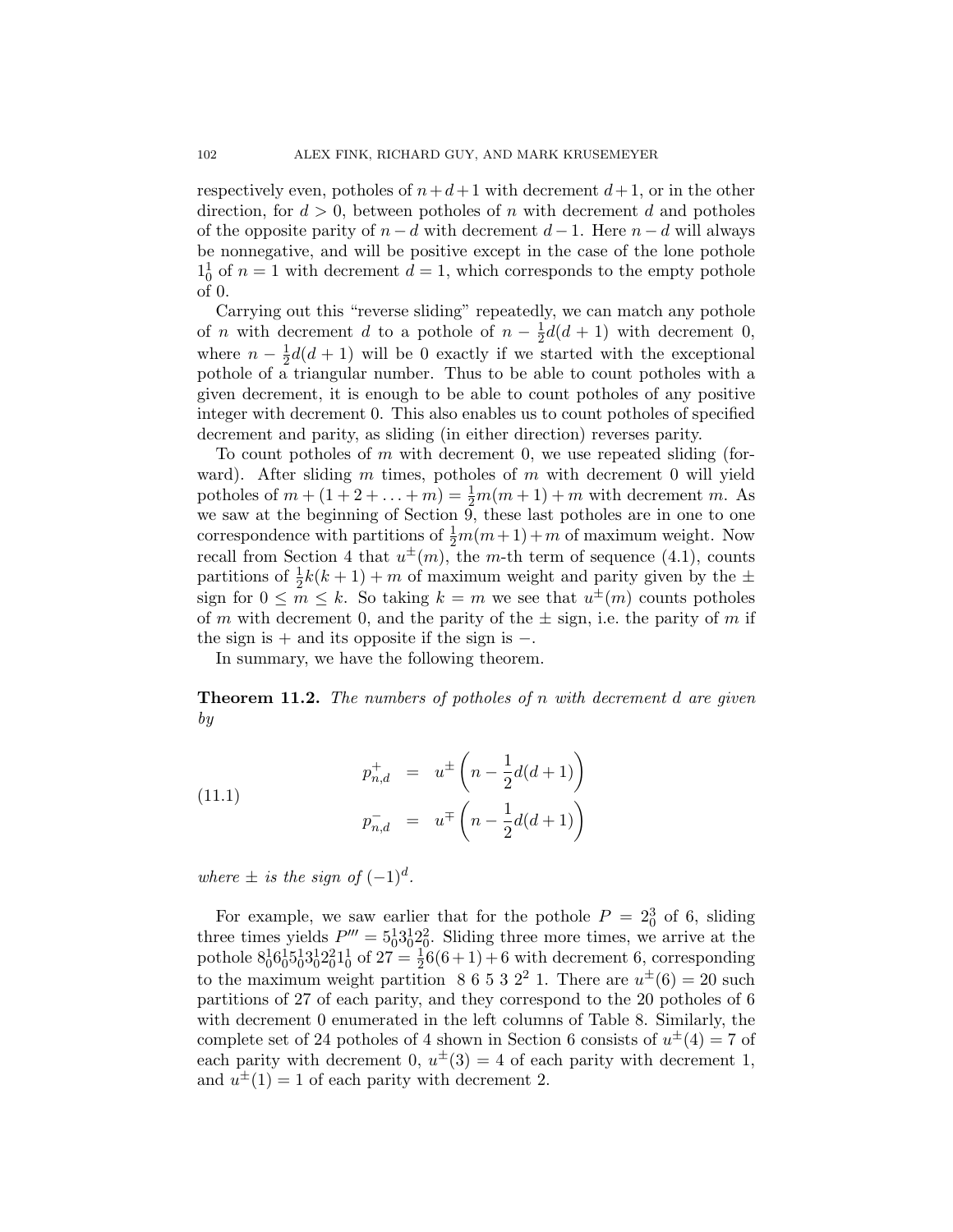respectively even, potholes of $n+d+1$ with decrement $d+1$, or in the other direction, for $d>0$, between potholes of $n$ with decrement $d$ and potholes of the opposite parity of $n-d$ with decrement $d-1$. Here $n-d$ will always be nonnegative, and will be positive except in the case of the lone pothole $1_0^1$ of $n=1$ with decrement $d=1$, which corresponds to the empty pothole of 0.

Carrying out this "reverse sliding" repeatedly, we can match any pothole of $n$ with decrement $d$ to a pothole of $n-\frac{1}{2}d(d+1)$ with decrement 0, where $n-\frac{1}{2}d(d+1)$ will be 0 exactly if we started with the exceptional pothole of a triangular number. Thus to be able to count potholes with a given decrement, it is enough to be able to count potholes of any positive integer with decrement 0. This also enables us to count potholes of specified decrement and parity, as sliding (in either direction) reverses parity.

To count potholes of $m$ with decrement 0, we use repeated sliding (forward). After sliding $m$ times, potholes of $m$ with decrement 0 will yield potholes of $m+(1+2+\ldots+m)=\frac{1}{2}m(m+1)+m$ with decrement $m$. As we saw at the beginning of Section 9, these last potholes are in one to one correspondence with partitions of $\frac{1}{2}m(m+1)+m$ of maximum weight. Now recall from Section 4 that $u^{\pm}(m)$, the $m$-th term of sequence (4.1), counts partitions of $\frac{1}{2}k(k+1)+m$ of maximum weight and parity given by the $\pm$ sign for $0 \le m \le k$. So taking $k=m$ we see that $u^{\pm}(m)$ counts potholes of $m$ with decrement 0, and the parity of the $\pm$ sign, i.e. the parity of $m$ if the sign is $+$ and its opposite if the sign is $-$.

In summary, we have the following theorem.

**Theorem 11.2.** *The numbers of potholes of $n$ with decrement $d$ are given by*

$$
\begin{aligned}
p^{+}_{n,d} &= u^{\pm}\left(n-\frac{1}{2}d(d+1)\right) \\
p^{-}_{n,d} &= u^{\mp}\left(n-\frac{1}{2}d(d+1)\right)
\end{aligned}
\tag{11.1}
$$

*where $\pm$ is the sign of $(-1)^d$.*

For example, we saw earlier that for the pothole $P=2_0^3$ of 6, sliding three times yields $P'''=5_0^1 3_0^1 2_0^2$. Sliding three more times, we arrive at the pothole $8_0^1 6_0^1 5_0^1 3_0^1 2_0^2 1_0^1$ of $27=\frac{1}{2}6(6+1)+6$ with decrement 6, corresponding to the maximum weight partition $8\ 6\ 5\ 3\ 2^2\ 1$. There are $u^{\pm}(6)=20$ such partitions of 27 of each parity, and they correspond to the 20 potholes of 6 with decrement 0 enumerated in the left columns of Table 8. Similarly, the complete set of 24 potholes of 4 shown in Section 6 consists of $u^{\pm}(4)=7$ of each parity with decrement 0, $u^{\pm}(3)=4$ of each parity with decrement 1, and $u^{\pm}(1)=1$ of each parity with decrement 2.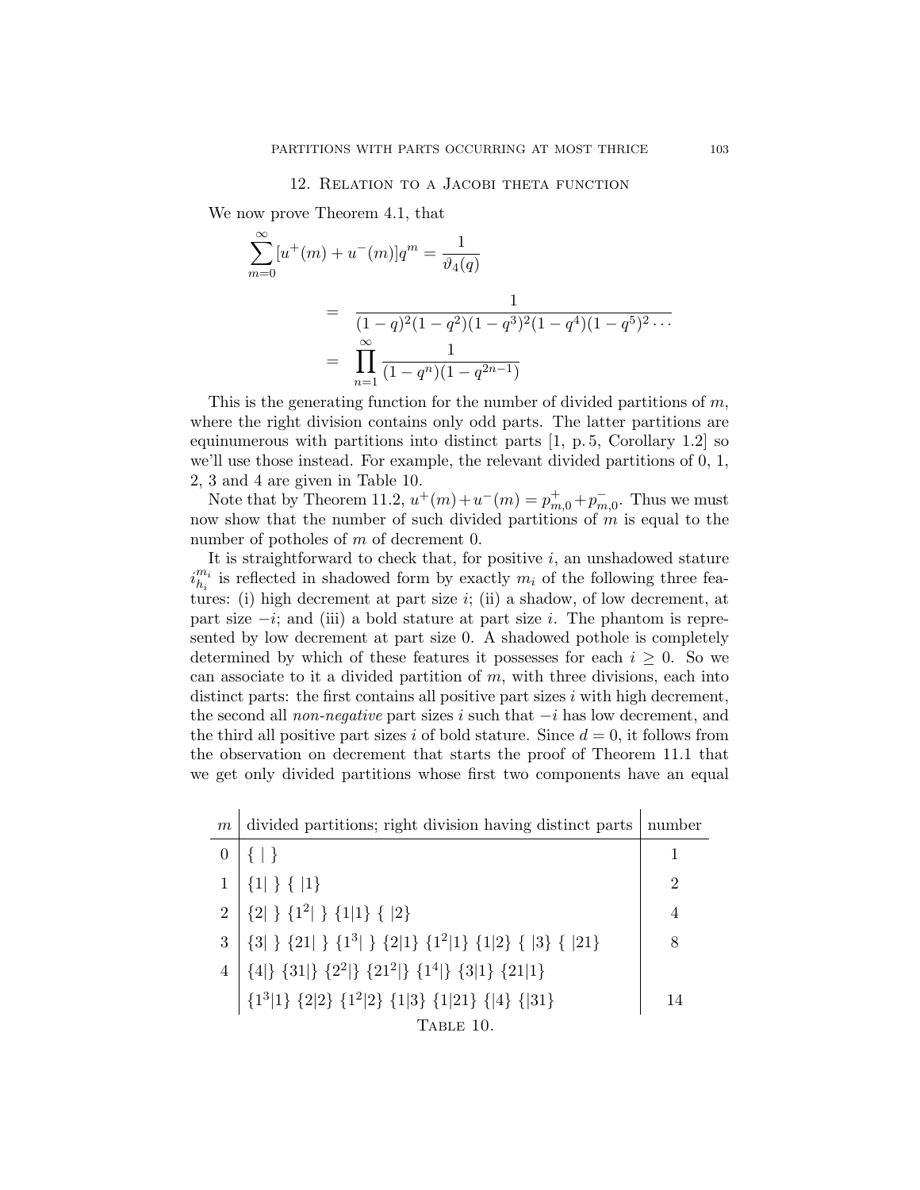## 12. Relation to a Jacobi theta function

We now prove Theorem 4.1, that

$$\sum_{m=0}^{\infty}[u^+(m)+u^-(m)]q^m = \frac{1}{\vartheta_4(q)}$$

$$= \frac{1}{(1-q)^2(1-q^2)(1-q^3)^2(1-q^4)(1-q^5)^2\cdots}$$

$$= \prod_{n=1}^{\infty}\frac{1}{(1-q^n)(1-q^{2n-1})}$$

This is the generating function for the number of divided partitions of $m$, where the right division contains only odd parts. The latter partitions are equinumerous with partitions into distinct parts [1, p. 5, Corollary 1.2] so we'll use those instead. For example, the relevant divided partitions of 0, 1, 2, 3 and 4 are given in Table 10.

Note that by Theorem 11.2, $u^+(m)+u^-(m) = p^+_{m,0}+p^-_{m,0}$. Thus we must now show that the number of such divided partitions of $m$ is equal to the number of potholes of $m$ of decrement 0.

It is straightforward to check that, for positive $i$, an unshadowed stature $i^{m_i}_{h_i}$ is reflected in shadowed form by exactly $m_i$ of the following three features: (i) high decrement at part size $i$; (ii) a shadow, of low decrement, at part size $-i$; and (iii) a bold stature at part size $i$. The phantom is represented by low decrement at part size 0. A shadowed pothole is completely determined by which of these features it possesses for each $i \geq 0$. So we can associate to it a divided partition of $m$, with three divisions, each into distinct parts: the first contains all positive part sizes $i$ with high decrement, the second all *non-negative* part sizes $i$ such that $-i$ has low decrement, and the third all positive part sizes $i$ of bold stature. Since $d = 0$, it follows from the observation on decrement that starts the proof of Theorem 11.1 that we get only divided partitions whose first two components have an equal

| $m$ | divided partitions; right division having distinct parts | number |
|---|---|---|
| 0 | $\{\,\|\,\}$ | 1 |
| 1 | $\{1\|\,\}$ $\{\,\|1\}$ | 2 |
| 2 | $\{2\|\,\}$ $\{1^2\|\,\}$ $\{1\|1\}$ $\{\,\|2\}$ | 4 |
| 3 | $\{3\|\,\}$ $\{21\|\,\}$ $\{1^3\|\,\}$ $\{2\|1\}$ $\{1^2\|1\}$ $\{1\|2\}$ $\{\,\|3\}$ $\{\,\|21\}$ | 8 |
| 4 | $\{4\|\}$ $\{31\|\}$ $\{2^2\|\}$ $\{21^2\|\}$ $\{1^4\|\}$ $\{3\|1\}$ $\{21\|1\}$ $\{1^3\|1\}$ $\{2\|2\}$ $\{1^2\|2\}$ $\{1\|3\}$ $\{1\|21\}$ $\{\|4\}$ $\{\|31\}$ | 14 |

Table 10.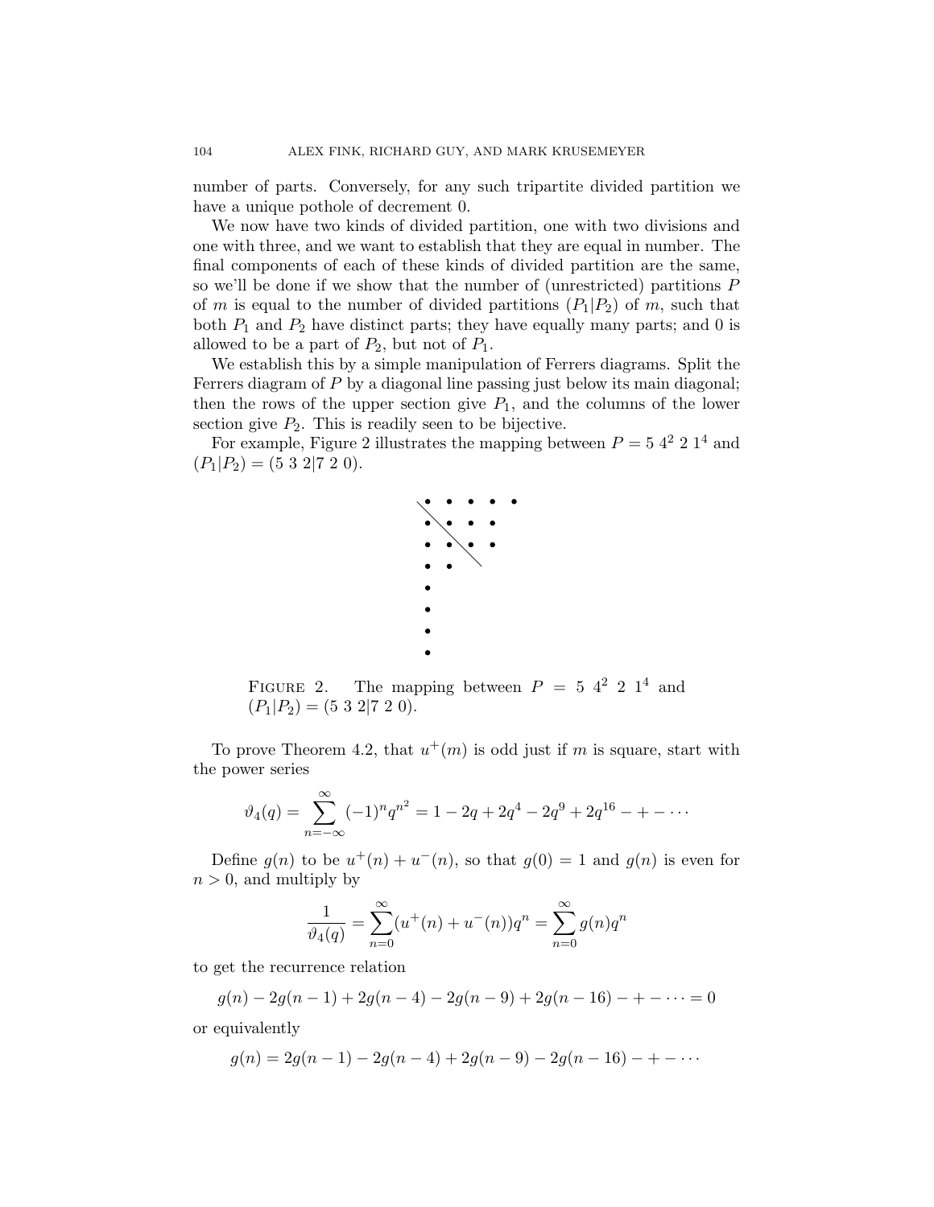number of parts. Conversely, for any such tripartite divided partition we have a unique pothole of decrement 0.

We now have two kinds of divided partition, one with two divisions and one with three, and we want to establish that they are equal in number. The final components of each of these kinds of divided partition are the same, so we'll be done if we show that the number of (unrestricted) partitions $P$ of $m$ is equal to the number of divided partitions $(P_1|P_2)$ of $m$, such that both $P_1$ and $P_2$ have distinct parts; they have equally many parts; and 0 is allowed to be a part of $P_2$, but not of $P_1$.

We establish this by a simple manipulation of Ferrers diagrams. Split the Ferrers diagram of $P$ by a diagonal line passing just below its main diagonal; then the rows of the upper section give $P_1$, and the columns of the lower section give $P_2$. This is readily seen to be bijective.

For example, Figure 2 illustrates the mapping between $P = 5\ 4^2\ 2\ 1^4$ and $(P_1|P_2) = (5\ 3\ 2|7\ 2\ 0)$.

FIGURE 2. The mapping between $P = 5\ 4^2\ 2\ 1^4$ and $(P_1|P_2) = (5\ 3\ 2|7\ 2\ 0)$.

To prove Theorem 4.2, that $u^+(m)$ is odd just if $m$ is square, start with the power series

$$\vartheta_4(q) = \sum_{n=-\infty}^{\infty} (-1)^n q^{n^2} = 1 - 2q + 2q^4 - 2q^9 + 2q^{16} - + - \cdots$$

Define $g(n)$ to be $u^+(n) + u^-(n)$, so that $g(0) = 1$ and $g(n)$ is even for $n > 0$, and multiply by

$$\frac{1}{\vartheta_4(q)} = \sum_{n=0}^{\infty} (u^+(n) + u^-(n))q^n = \sum_{n=0}^{\infty} g(n)q^n$$

to get the recurrence relation

$$g(n) - 2g(n-1) + 2g(n-4) - 2g(n-9) + 2g(n-16) - + - \cdots = 0$$

or equivalently

$$g(n) = 2g(n-1) - 2g(n-4) + 2g(n-9) - 2g(n-16) - + - \cdots$$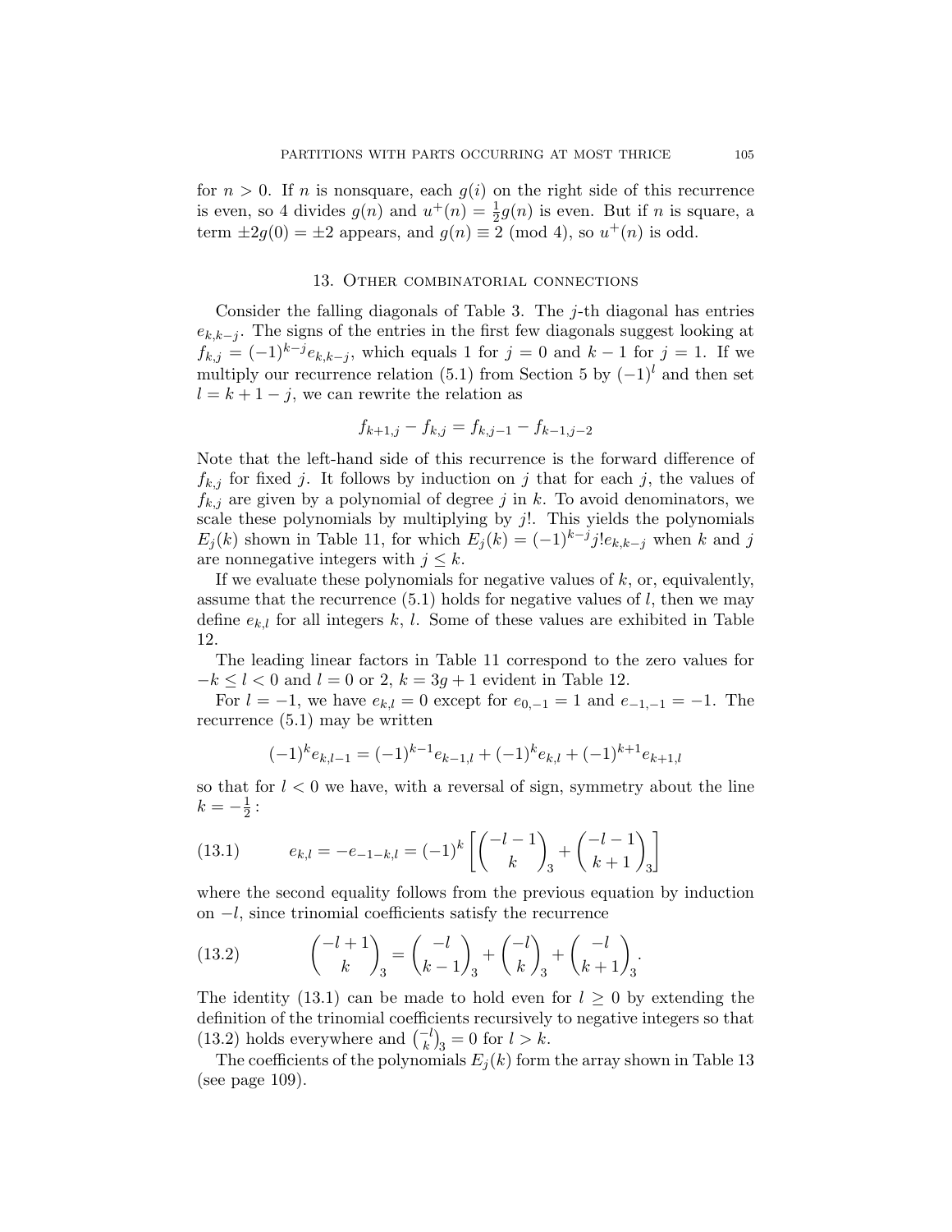for $n > 0$. If $n$ is nonsquare, each $g(i)$ on the right side of this recurrence is even, so 4 divides $g(n)$ and $u^+(n) = \frac{1}{2}g(n)$ is even. But if $n$ is square, a term $\pm 2g(0) = \pm 2$ appears, and $g(n) \equiv 2 \pmod 4$, so $u^+(n)$ is odd.

## 13. Other combinatorial connections

Consider the falling diagonals of Table 3. The $j$-th diagonal has entries $e_{k,k-j}$. The signs of the entries in the first few diagonals suggest looking at $f_{k,j} = (-1)^{k-j} e_{k,k-j}$, which equals 1 for $j = 0$ and $k - 1$ for $j = 1$. If we multiply our recurrence relation (5.1) from Section 5 by $(-1)^l$ and then set $l = k + 1 - j$, we can rewrite the relation as

$$f_{k+1,j} - f_{k,j} = f_{k,j-1} - f_{k-1,j-2}$$

Note that the left-hand side of this recurrence is the forward difference of $f_{k,j}$ for fixed $j$. It follows by induction on $j$ that for each $j$, the values of $f_{k,j}$ are given by a polynomial of degree $j$ in $k$. To avoid denominators, we scale these polynomials by multiplying by $j!$. This yields the polynomials $E_j(k)$ shown in Table 11, for which $E_j(k) = (-1)^{k-j} j! e_{k,k-j}$ when $k$ and $j$ are nonnegative integers with $j \leq k$.

If we evaluate these polynomials for negative values of $k$, or, equivalently, assume that the recurrence (5.1) holds for negative values of $l$, then we may define $e_{k,l}$ for all integers $k$, $l$. Some of these values are exhibited in Table 12.

The leading linear factors in Table 11 correspond to the zero values for $-k \leq l < 0$ and $l = 0$ or 2, $k = 3g + 1$ evident in Table 12.

For $l = -1$, we have $e_{k,l} = 0$ except for $e_{0,-1} = 1$ and $e_{-1,-1} = -1$. The recurrence (5.1) may be written

$$(-1)^k e_{k,l-1} = (-1)^{k-1} e_{k-1,l} + (-1)^k e_{k,l} + (-1)^{k+1} e_{k+1,l}$$

so that for $l < 0$ we have, with a reversal of sign, symmetry about the line $k = -\frac{1}{2}$ :

$$e_{k,l} = -e_{-1-k,l} = (-1)^k \left[ \binom{-l-1}{k}_3 + \binom{-l-1}{k+1}_3 \right] \tag{13.1}$$

where the second equality follows from the previous equation by induction on $-l$, since trinomial coefficients satisfy the recurrence

$$\binom{-l+1}{k}_3 = \binom{-l}{k-1}_3 + \binom{-l}{k}_3 + \binom{-l}{k+1}_3. \tag{13.2}$$

The identity (13.1) can be made to hold even for $l \geq 0$ by extending the definition of the trinomial coefficients recursively to negative integers so that (13.2) holds everywhere and $\binom{-l}{k}_3 = 0$ for $l > k$.

The coefficients of the polynomials $E_j(k)$ form the array shown in Table 13 (see page 109).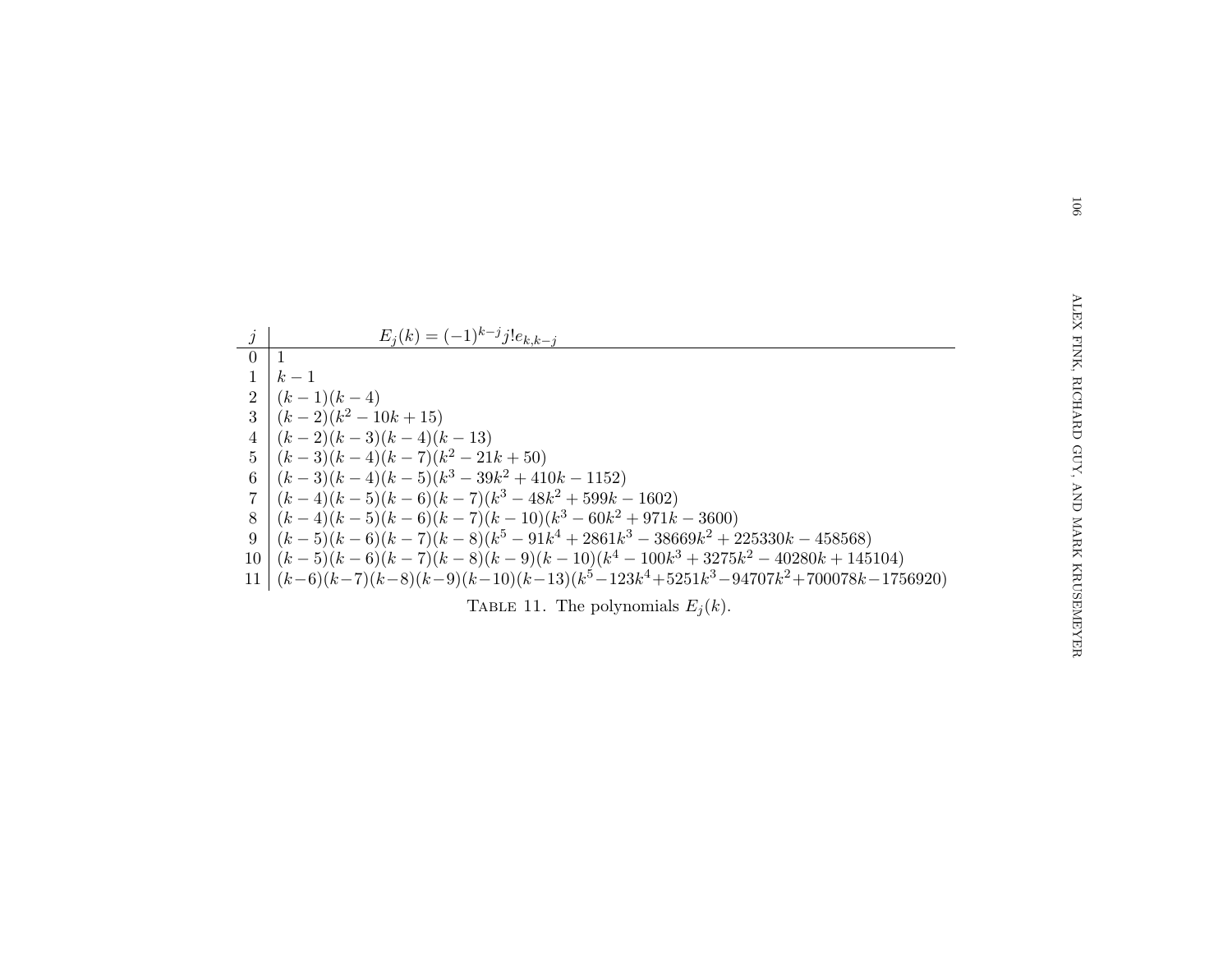| $j$ | $E_j(k) = (-1)^{k-j} j! e_{k,k-j}$ |
|---|---|
| 0 | $1$ |
| 1 | $k-1$ |
| 2 | $(k-1)(k-4)$ |
| 3 | $(k-2)(k^2-10k+15)$ |
| 4 | $(k-2)(k-3)(k-4)(k-13)$ |
| 5 | $(k-3)(k-4)(k-7)(k^2-21k+50)$ |
| 6 | $(k-3)(k-4)(k-5)(k^3-39k^2+410k-1152)$ |
| 7 | $(k-4)(k-5)(k-6)(k-7)(k^3-48k^2+599k-1602)$ |
| 8 | $(k-4)(k-5)(k-6)(k-7)(k-10)(k^3-60k^2+971k-3600)$ |
| 9 | $(k-5)(k-6)(k-7)(k-8)(k^5-91k^4+2861k^3-38669k^2+225330k-458568)$ |
| 10 | $(k-5)(k-6)(k-7)(k-8)(k-9)(k-10)(k^4-100k^3+3275k^2-40280k+145104)$ |
| 11 | $(k-6)(k-7)(k-8)(k-9)(k-10)(k-13)(k^5-123k^4+5251k^3-94707k^2+700078k-1756920)$ |

TABLE 11. The polynomials $E_j(k)$.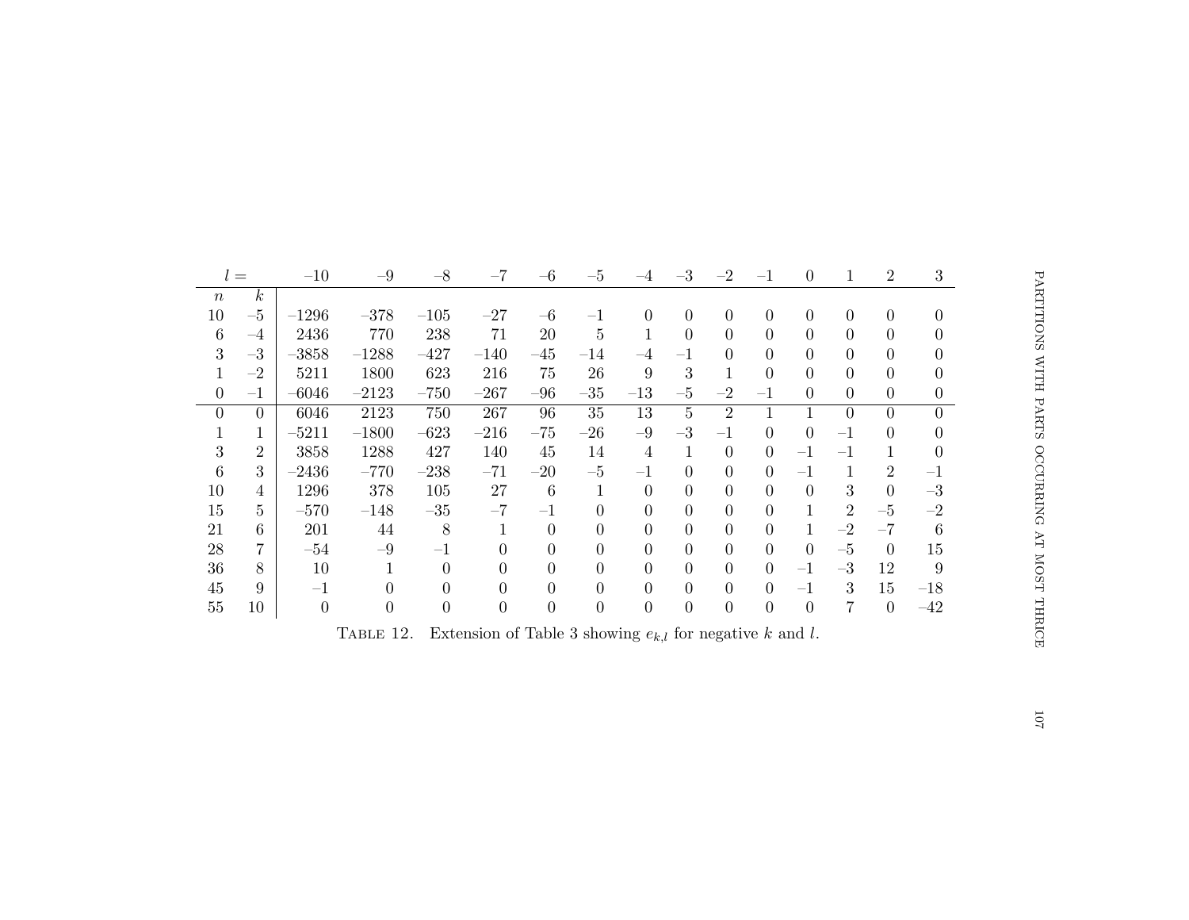| $n$ | $k$ \ $l =$ | −10 | −9 | −8 | −7 | −6 | −5 | −4 | −3 | −2 | −1 | 0 | 1 | 2 | 3 |
|---|---|---|---|---|---|---|---|---|---|---|---|---|---|---|---|
| 10 | −5 | −1296 | −378 | −105 | −27 | −6 | −1 | 0 | 0 | 0 | 0 | 0 | 0 | 0 | 0 |
| 6 | −4 | 2436 | 770 | 238 | 71 | 20 | 5 | 1 | 0 | 0 | 0 | 0 | 0 | 0 | 0 |
| 3 | −3 | −3858 | −1288 | −427 | −140 | −45 | −14 | −4 | −1 | 0 | 0 | 0 | 0 | 0 | 0 |
| 1 | −2 | 5211 | 1800 | 623 | 216 | 75 | 26 | 9 | 3 | 1 | 0 | 0 | 0 | 0 | 0 |
| 0 | −1 | −6046 | −2123 | −750 | −267 | −96 | −35 | −13 | −5 | −2 | −1 | 0 | 0 | 0 | 0 |
| 0 | 0 | 6046 | 2123 | 750 | 267 | 96 | 35 | 13 | 5 | 2 | 1 | 1 | 0 | 0 | 0 |
| 1 | 1 | −5211 | −1800 | −623 | −216 | −75 | −26 | −9 | −3 | −1 | 0 | 0 | −1 | 0 | 0 |
| 3 | 2 | 3858 | 1288 | 427 | 140 | 45 | 14 | 4 | 1 | 0 | 0 | −1 | −1 | 1 | 0 |
| 6 | 3 | −2436 | −770 | −238 | −71 | −20 | −5 | −1 | 0 | 0 | 0 | −1 | 1 | 2 | −1 |
| 10 | 4 | 1296 | 378 | 105 | 27 | 6 | 1 | 0 | 0 | 0 | 0 | 0 | 3 | 0 | −3 |
| 15 | 5 | −570 | −148 | −35 | −7 | −1 | 0 | 0 | 0 | 0 | 0 | 1 | 2 | −5 | −2 |
| 21 | 6 | 201 | 44 | 8 | 1 | 0 | 0 | 0 | 0 | 0 | 0 | 1 | −2 | −7 | 6 |
| 28 | 7 | −54 | −9 | −1 | 0 | 0 | 0 | 0 | 0 | 0 | 0 | 0 | −5 | 0 | 15 |
| 36 | 8 | 10 | 1 | 0 | 0 | 0 | 0 | 0 | 0 | 0 | 0 | −1 | −3 | 12 | 9 |
| 45 | 9 | −1 | 0 | 0 | 0 | 0 | 0 | 0 | 0 | 0 | 0 | −1 | 3 | 15 | −18 |
| 55 | 10 | 0 | 0 | 0 | 0 | 0 | 0 | 0 | 0 | 0 | 0 | 0 | 7 | 0 | −42 |

TABLE 12. Extension of Table 3 showing $e_{k,l}$ for negative $k$ and $l$.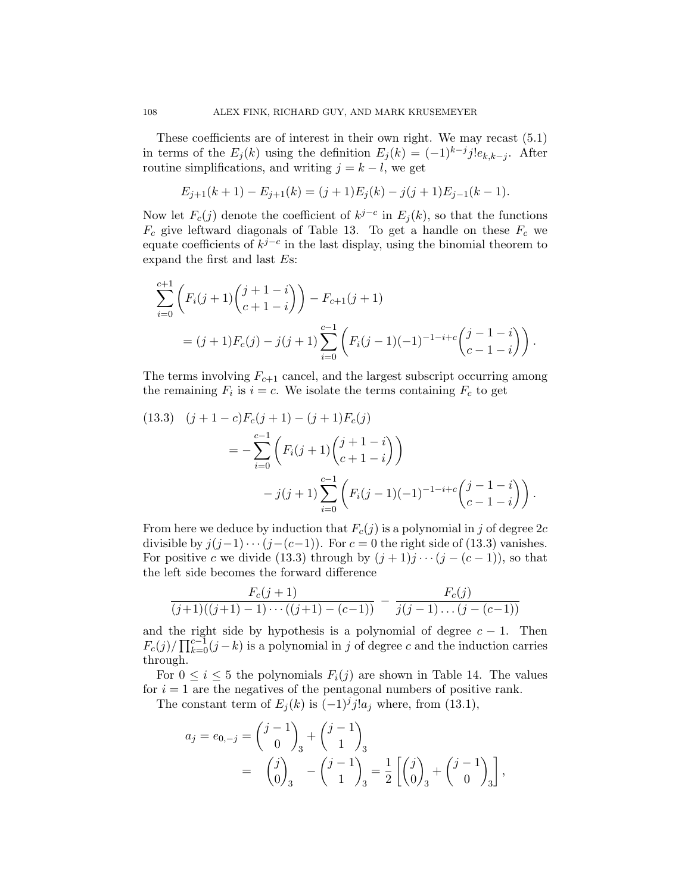These coefficients are of interest in their own right. We may recast (5.1) in terms of the $E_j(k)$ using the definition $E_j(k) = (-1)^{k-j}j!e_{k,k-j}$. After routine simplifications, and writing $j = k - l$, we get

$$E_{j+1}(k+1) - E_{j+1}(k) = (j+1)E_j(k) - j(j+1)E_{j-1}(k-1).$$

Now let $F_c(j)$ denote the coefficient of $k^{j-c}$ in $E_j(k)$, so that the functions $F_c$ give leftward diagonals of Table 13. To get a handle on these $F_c$ we equate coefficients of $k^{j-c}$ in the last display, using the binomial theorem to expand the first and last $E$s:

$$\sum_{i=0}^{c+1}\left(F_i(j+1)\binom{j+1-i}{c+1-i}\right) - F_{c+1}(j+1)$$
$$= (j+1)F_c(j) - j(j+1)\sum_{i=0}^{c-1}\left(F_i(j-1)(-1)^{-1-i+c}\binom{j-1-i}{c-1-i}\right).$$

The terms involving $F_{c+1}$ cancel, and the largest subscript occurring among the remaining $F_i$ is $i = c$. We isolate the terms containing $F_c$ to get

$$\begin{aligned}(13.3)\quad (j+1-c)F_c(j+1) - (j+1)F_c(j) &\\ = -\sum_{i=0}^{c-1}&\left(F_i(j+1)\binom{j+1-i}{c+1-i}\right)\\ &- j(j+1)\sum_{i=0}^{c-1}\left(F_i(j-1)(-1)^{-1-i+c}\binom{j-1-i}{c-1-i}\right).\end{aligned}$$

From here we deduce by induction that $F_c(j)$ is a polynomial in $j$ of degree $2c$ divisible by $j(j-1)\cdots(j-(c-1))$. For $c = 0$ the right side of (13.3) vanishes. For positive $c$ we divide (13.3) through by $(j+1)j\cdots(j-(c-1))$, so that the left side becomes the forward difference

$$\frac{F_c(j+1)}{(j+1)((j+1)-1)\cdots((j+1)-(c-1))} - \frac{F_c(j)}{j(j-1)\dots(j-(c-1))}$$

and the right side by hypothesis is a polynomial of degree $c-1$. Then $F_c(j)/\prod_{k=0}^{c-1}(j-k)$ is a polynomial in $j$ of degree $c$ and the induction carries through.

For $0 \le i \le 5$ the polynomials $F_i(j)$ are shown in Table 14. The values for $i = 1$ are the negatives of the pentagonal numbers of positive rank.

The constant term of $E_j(k)$ is $(-1)^j j! a_j$ where, from (13.1),

$$\begin{aligned}a_j = e_{0,-j} &= \binom{j-1}{0}_3 + \binom{j-1}{1}_3\\ &= \binom{j}{0}_3 - \binom{j-1}{1}_3 = \frac{1}{2}\left[\binom{j}{0}_3 + \binom{j-1}{0}_3\right],\end{aligned}$$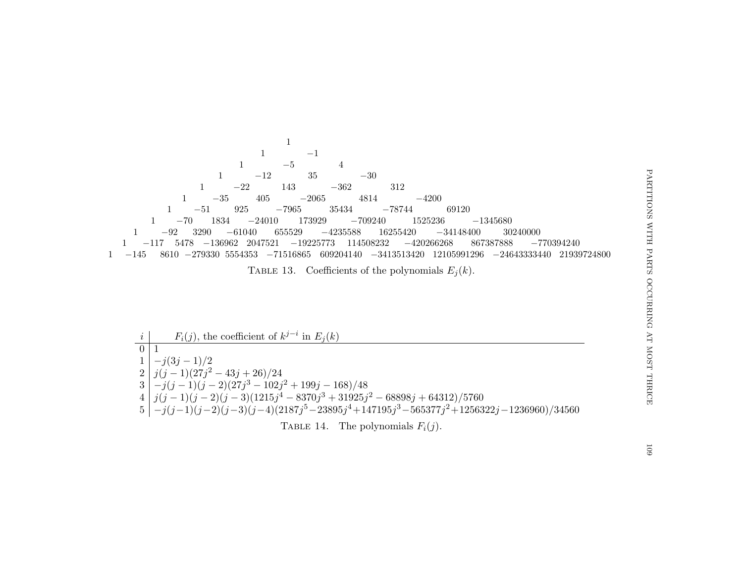$$
\begin{array}{c}
1 \\
1 \quad -1 \\
1 \quad -5 \quad 4 \\
1 \quad -12 \quad 35 \quad -30 \\
1 \quad -22 \quad 143 \quad -362 \quad 312 \\
1 \quad -35 \quad 405 \quad -2065 \quad 4814 \quad -4200 \\
1 \quad -51 \quad 925 \quad -7965 \quad 35434 \quad -78744 \quad 69120 \\
1 \quad -70 \quad 1834 \quad -24010 \quad 173929 \quad -709240 \quad 1525236 \quad -1345680 \\
1 \quad -92 \quad 3290 \quad -61040 \quad 655529 \quad -4235588 \quad 16255420 \quad -34148400 \quad 30240000 \\
1 \quad -117 \quad 5478 \quad -136962 \quad 2047521 \quad -19225773 \quad 114508232 \quad -420266268 \quad 867387888 \quad -770394240 \\
1 \quad -145 \quad 8610 \quad -279330 \quad 5554353 \quad -71516865 \quad 609204140 \quad -3413513420 \quad 12105991296 \quad -24643333440 \quad 21939724800
\end{array}
$$

TABLE 13. Coefficients of the polynomials $E_j(k)$.

| $i$ | $F_i(j)$, the coefficient of $k^{j-i}$ in $E_j(k)$ |
|---|---|
| 0 | $1$ |
| 1 | $-j(3j-1)/2$ |
| 2 | $j(j-1)(27j^2-43j+26)/24$ |
| 3 | $-j(j-1)(j-2)(27j^3-102j^2+199j-168)/48$ |
| 4 | $j(j-1)(j-2)(j-3)(1215j^4-8370j^3+31925j^2-68898j+64312)/5760$ |
| 5 | $-j(j-1)(j-2)(j-3)(j-4)(2187j^5-23895j^4+147195j^3-565377j^2+1256322j-1236960)/34560$ |

TABLE 14. The polynomials $F_i(j)$.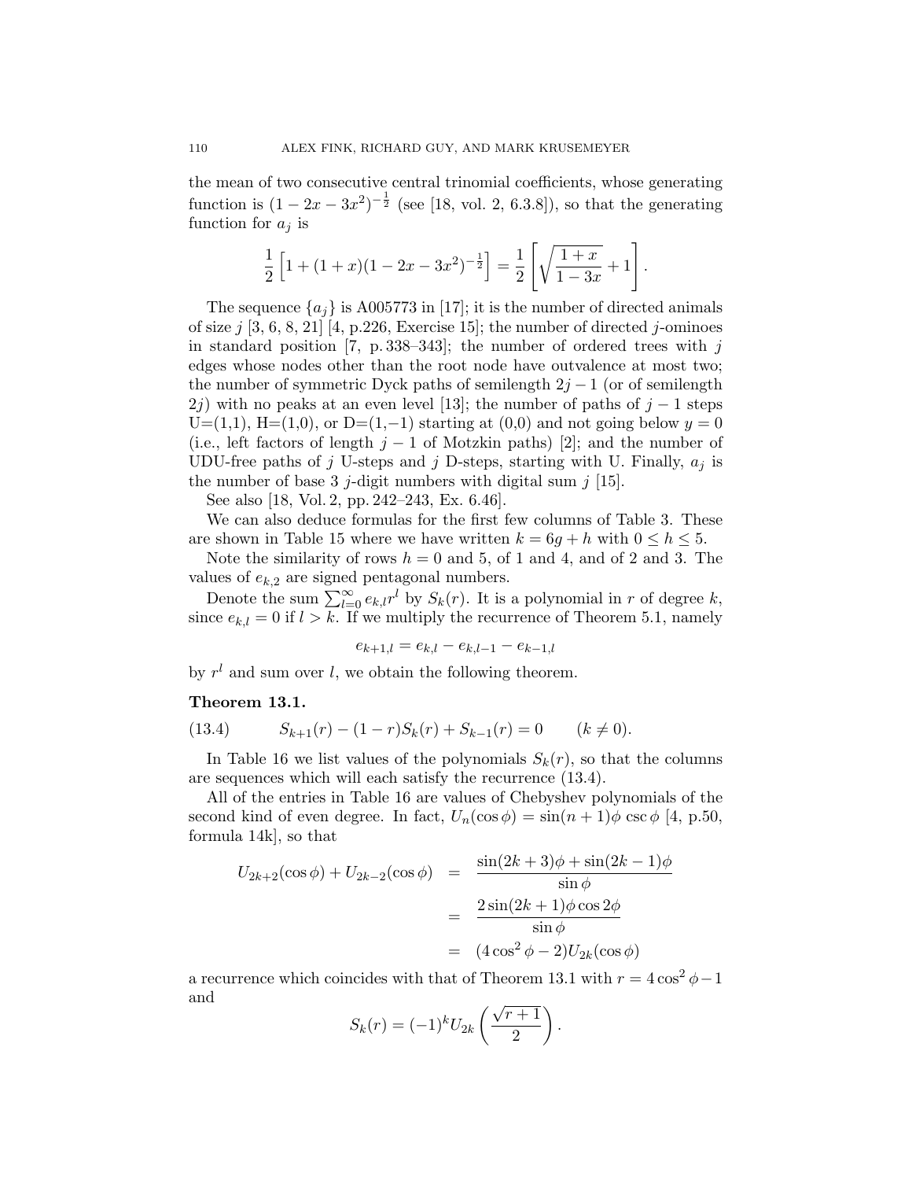the mean of two consecutive central trinomial coefficients, whose generating function is $(1-2x-3x^2)^{-\frac{1}{2}}$ (see [18, vol. 2, 6.3.8]), so that the generating function for $a_j$ is

$$\frac{1}{2}\left[1+(1+x)(1-2x-3x^2)^{-\frac{1}{2}}\right] = \frac{1}{2}\left[\sqrt{\frac{1+x}{1-3x}}+1\right].$$

The sequence $\{a_j\}$ is A005773 in [17]; it is the number of directed animals of size $j$ [3, 6, 8, 21] [4, p.226, Exercise 15]; the number of directed $j$-ominoes in standard position [7, p. 338–343]; the number of ordered trees with $j$ edges whose nodes other than the root node have outvalence at most two; the number of symmetric Dyck paths of semilength $2j-1$ (or of semilength $2j$) with no peaks at an even level [13]; the number of paths of $j-1$ steps U=(1,1), H=(1,0), or D=(1,−1) starting at (0,0) and not going below $y=0$ (i.e., left factors of length $j-1$ of Motzkin paths) [2]; and the number of UDU-free paths of $j$ U-steps and $j$ D-steps, starting with U. Finally, $a_j$ is the number of base 3 $j$-digit numbers with digital sum $j$ [15].

See also [18, Vol. 2, pp. 242–243, Ex. 6.46].

We can also deduce formulas for the first few columns of Table 3. These are shown in Table 15 where we have written $k = 6g+h$ with $0 \le h \le 5$.

Note the similarity of rows $h=0$ and 5, of 1 and 4, and of 2 and 3. The values of $e_{k,2}$ are signed pentagonal numbers.

Denote the sum $\sum_{l=0}^{\infty} e_{k,l} r^l$ by $S_k(r)$. It is a polynomial in $r$ of degree $k$, since $e_{k,l} = 0$ if $l > k$. If we multiply the recurrence of Theorem 5.1, namely

$$e_{k+1,l} = e_{k,l} - e_{k,l-1} - e_{k-1,l}$$

by $r^l$ and sum over $l$, we obtain the following theorem.

**Theorem 13.1.**

$$S_{k+1}(r) - (1-r)S_k(r) + S_{k-1}(r) = 0 \qquad (k \ne 0). \tag{13.4}$$

In Table 16 we list values of the polynomials $S_k(r)$, so that the columns are sequences which will each satisfy the recurrence (13.4).

All of the entries in Table 16 are values of Chebyshev polynomials of the second kind of even degree. In fact, $U_n(\cos\phi) = \sin(n+1)\phi \csc\phi$ [4, p.50, formula 14k], so that

$$\begin{aligned} U_{2k+2}(\cos\phi) + U_{2k-2}(\cos\phi) &= \frac{\sin(2k+3)\phi + \sin(2k-1)\phi}{\sin\phi} \\ &= \frac{2\sin(2k+1)\phi\cos 2\phi}{\sin\phi} \\ &= (4\cos^2\phi - 2)U_{2k}(\cos\phi) \end{aligned}$$

a recurrence which coincides with that of Theorem 13.1 with $r = 4\cos^2\phi - 1$ and

$$S_k(r) = (-1)^k U_{2k}\left(\frac{\sqrt{r+1}}{2}\right).$$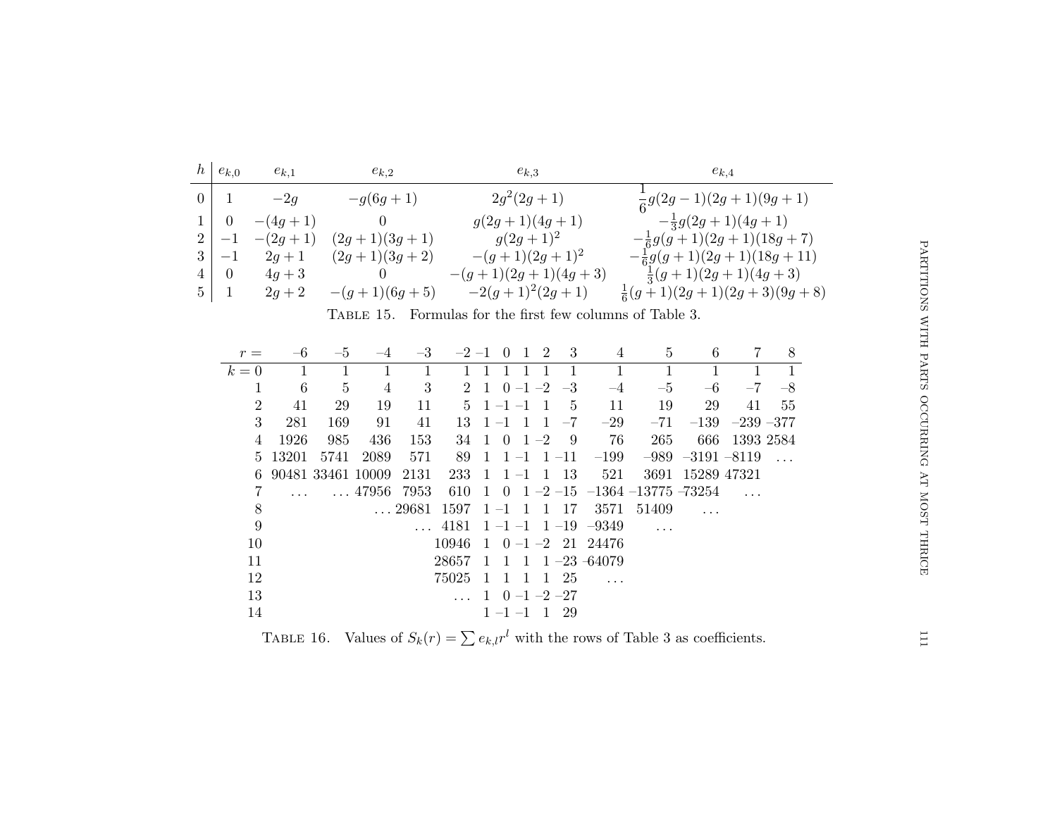| $h$ | $e_{k,0}$ | $e_{k,1}$ | $e_{k,2}$ | $e_{k,3}$ | $e_{k,4}$ |
|---|---|---|---|---|---|
| 0 | 1 | $-2g$ | $-g(6g+1)$ | $2g^2(2g+1)$ | $\frac{1}{6}g(2g-1)(2g+1)(9g+1)$ |
| 1 | 0 | $-(4g+1)$ | 0 | $g(2g+1)(4g+1)$ | $-\frac{1}{3}g(2g+1)(4g+1)$ |
| 2 | $-1$ | $-(2g+1)$ | $(2g+1)(3g+1)$ | $g(2g+1)^2$ | $-\frac{1}{6}g(g+1)(2g+1)(18g+7)$ |
| 3 | $-1$ | $2g+1$ | $(2g+1)(3g+2)$ | $-(g+1)(2g+1)^2$ | $-\frac{1}{6}g(g+1)(2g+1)(18g+11)$ |
| 4 | 0 | $4g+3$ | 0 | $-(g+1)(2g+1)(4g+3)$ | $\frac{1}{3}(g+1)(2g+1)(4g+3)$ |
| 5 | 1 | $2g+2$ | $-(g+1)(6g+5)$ | $-2(g+1)^2(2g+1)$ | $\frac{1}{6}(g+1)(2g+1)(2g+3)(9g+8)$ |

Table 15. Formulas for the first few columns of Table 3.

| $r =$ | –6 | –5 | –4 | –3 | –2 | –1 | 0 | 1 | 2 | 3 | 4 | 5 | 6 | 7 | 8 |
|---|---|---|---|---|---|---|---|---|---|---|---|---|---|---|---|
| $k = 0$ | 1 | 1 | 1 | 1 | 1 | 1 | 1 | 1 | 1 | 1 | 1 | 1 | 1 | 1 | 1 |
| 1 | 6 | 5 | 4 | 3 | 2 | 1 | 0 | –1 | –2 | –3 | –4 | –5 | –6 | –7 | –8 |
| 2 | 41 | 29 | 19 | 11 | 5 | 1 | –1 | –1 | 1 | 5 | 11 | 19 | 29 | 41 | 55 |
| 3 | 281 | 169 | 91 | 41 | 13 | 1 | –1 | 1 | 1 | –7 | –29 | –71 | –139 | –239 | –377 |
| 4 | 1926 | 985 | 436 | 153 | 34 | 1 | 0 | 1 | –2 | 9 | 76 | 265 | 666 | 1393 | 2584 |
| 5 | 13201 | 5741 | 2089 | 571 | 89 | 1 | 1 | –1 | 1 | –11 | –199 | –989 | –3191 | –8119 | ... |
| 6 | 90481 | 33461 | 10009 | 2131 | 233 | 1 | 1 | –1 | 1 | 13 | 521 | 3691 | 15289 | 47321 | |
| 7 | ... | ... | 47956 | 7953 | 610 | 1 | 0 | 1 | –2 | –15 | –1364 | –13775 | –73254 | ... | |
| 8 | | | ... | 29681 | 1597 | 1 | –1 | 1 | 1 | 17 | 3571 | 51409 | ... | | |
| 9 | | | | ... | 4181 | 1 | –1 | –1 | 1 | –19 | –9349 | ... | | | |
| 10 | | | | | 10946 | 1 | 0 | –1 | –2 | 21 | 24476 | | | | |
| 11 | | | | | 28657 | 1 | 1 | 1 | 1 | –23 | –64079 | | | | |
| 12 | | | | | 75025 | 1 | 1 | 1 | 1 | 25 | ... | | | | |
| 13 | | | | | ... | 1 | 0 | –1 | –2 | –27 | | | | | |
| 14 | | | | | | 1 | –1 | –1 | 1 | 29 | | | | | |

Table 16. Values of $S_k(r) = \sum e_{k,l} r^l$ with the rows of Table 3 as coefficients.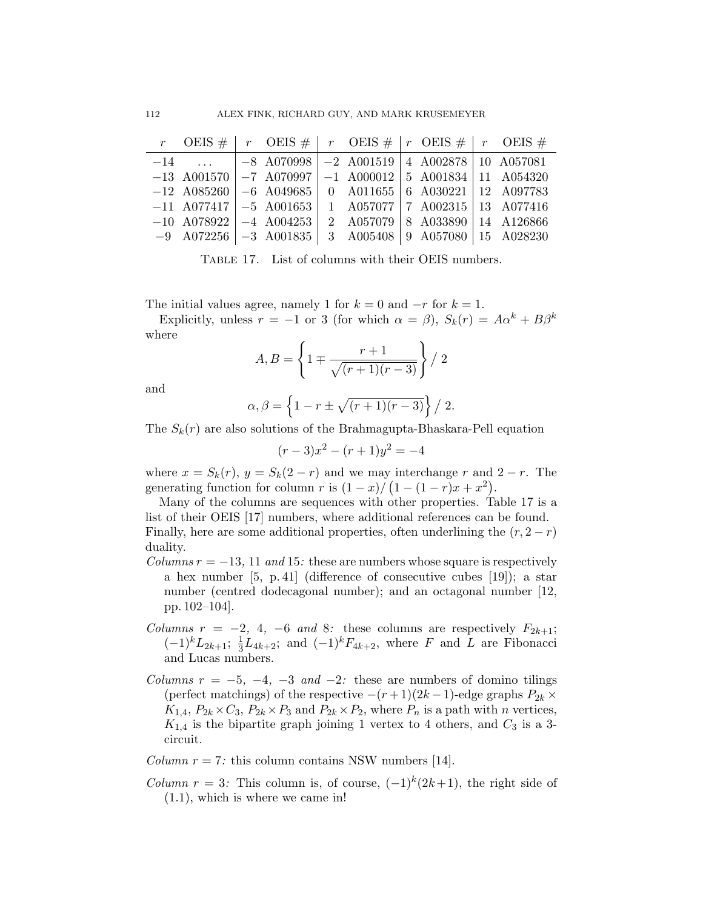| $r$ | OEIS # | $r$ | OEIS # | $r$ | OEIS # | $r$ | OEIS # | $r$ | OEIS # |
|---|---|---|---|---|---|---|---|---|---|
| $-14$ | ... | $-8$ | A070998 | $-2$ | A001519 | 4 | A002878 | 10 | A057081 |
| $-13$ | A001570 | $-7$ | A070997 | $-1$ | A000012 | 5 | A001834 | 11 | A054320 |
| $-12$ | A085260 | $-6$ | A049685 | 0 | A011655 | 6 | A030221 | 12 | A097783 |
| $-11$ | A077417 | $-5$ | A001653 | 1 | A057077 | 7 | A002315 | 13 | A077416 |
| $-10$ | A078922 | $-4$ | A004253 | 2 | A057079 | 8 | A033890 | 14 | A126866 |
| $-9$ | A072256 | $-3$ | A001835 | 3 | A005408 | 9 | A057080 | 15 | A028230 |

Table 17. List of columns with their OEIS numbers.

The initial values agree, namely 1 for $k = 0$ and $-r$ for $k = 1$.

Explicitly, unless $r = -1$ or 3 (for which $\alpha = \beta$), $S_k(r) = A\alpha^k + B\beta^k$ where

$$A, B = \left\{ 1 \mp \frac{r+1}{\sqrt{(r+1)(r-3)}} \right\} \Big/ \, 2$$

and

$$\alpha, \beta = \left\{ 1 - r \pm \sqrt{(r+1)(r-3)} \right\} \Big/ \, 2.$$

The $S_k(r)$ are also solutions of the Brahmagupta-Bhaskara-Pell equation

$$(r-3)x^2 - (r+1)y^2 = -4$$

where $x = S_k(r)$, $y = S_k(2-r)$ and we may interchange $r$ and $2-r$. The generating function for column $r$ is $(1-x)/\left(1-(1-r)x+x^2\right)$.

Many of the columns are sequences with other properties. Table 17 is a list of their OEIS [17] numbers, where additional references can be found. Finally, here are some additional properties, often underlining the $(r, 2-r)$ duality.

*Columns* $r = -13$, 11 *and* 15*:* these are numbers whose square is respectively a hex number [5, p. 41] (difference of consecutive cubes [19]); a star number (centred dodecagonal number); and an octagonal number [12, pp. 102–104].

*Columns* $r = -2$, 4, $-6$ *and* 8*:* these columns are respectively $F_{2k+1}$; $(-1)^k L_{2k+1}$; $\frac{1}{3}L_{4k+2}$; and $(-1)^k F_{4k+2}$, where $F$ and $L$ are Fibonacci and Lucas numbers.

*Columns* $r = -5$, $-4$, $-3$ *and* $-2$*:* these are numbers of domino tilings (perfect matchings) of the respective $-(r+1)(2k-1)$-edge graphs $P_{2k} \times K_{1,4}$, $P_{2k} \times C_3$, $P_{2k} \times P_3$ and $P_{2k} \times P_2$, where $P_n$ is a path with $n$ vertices, $K_{1,4}$ is the bipartite graph joining 1 vertex to 4 others, and $C_3$ is a 3-circuit.

*Column* $r = 7$*:* this column contains NSW numbers [14].

*Column* $r = 3$*:* This column is, of course, $(-1)^k(2k+1)$, the right side of (1.1), which is where we came in!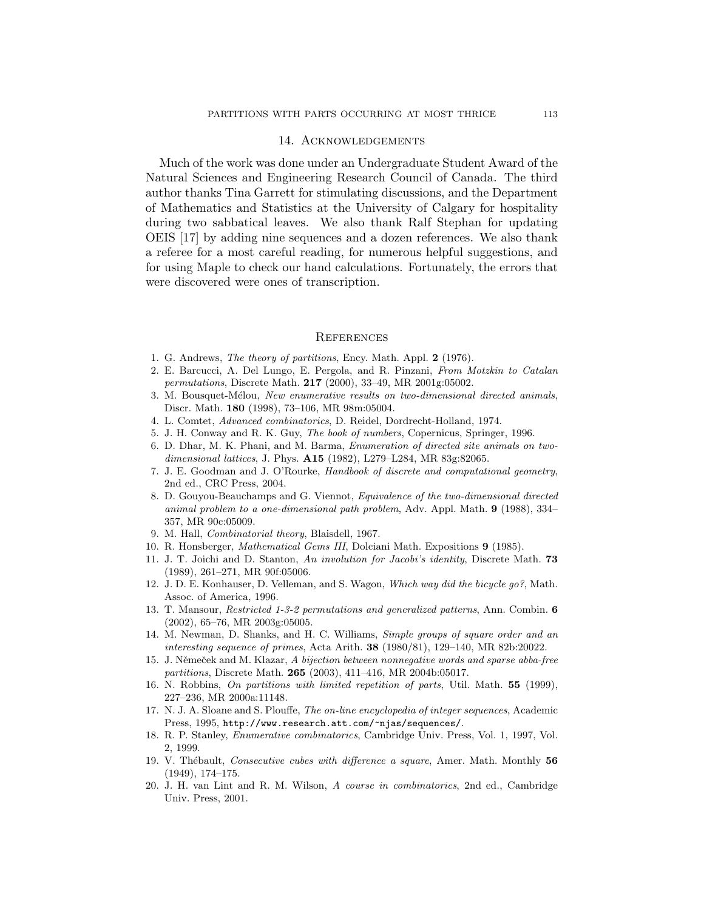## 14. Acknowledgements

Much of the work was done under an Undergraduate Student Award of the Natural Sciences and Engineering Research Council of Canada. The third author thanks Tina Garrett for stimulating discussions, and the Department of Mathematics and Statistics at the University of Calgary for hospitality during two sabbatical leaves. We also thank Ralf Stephan for updating OEIS [17] by adding nine sequences and a dozen references. We also thank a referee for a most careful reading, for numerous helpful suggestions, and for using Maple to check our hand calculations. Fortunately, the errors that were discovered were ones of transcription.

## References

1. G. Andrews, *The theory of partitions*, Ency. Math. Appl. **2** (1976).
2. E. Barcucci, A. Del Lungo, E. Pergola, and R. Pinzani, *From Motzkin to Catalan permutations*, Discrete Math. **217** (2000), 33–49, MR 2001g:05002.
3. M. Bousquet-Mélou, *New enumerative results on two-dimensional directed animals*, Discr. Math. **180** (1998), 73–106, MR 98m:05004.
4. L. Comtet, *Advanced combinatorics*, D. Reidel, Dordrecht-Holland, 1974.
5. J. H. Conway and R. K. Guy, *The book of numbers*, Copernicus, Springer, 1996.
6. D. Dhar, M. K. Phani, and M. Barma, *Enumeration of directed site animals on two-dimensional lattices*, J. Phys. **A15** (1982), L279–L284, MR 83g:82065.
7. J. E. Goodman and J. O'Rourke, *Handbook of discrete and computational geometry*, 2nd ed., CRC Press, 2004.
8. D. Gouyou-Beauchamps and G. Viennot, *Equivalence of the two-dimensional directed animal problem to a one-dimensional path problem*, Adv. Appl. Math. **9** (1988), 334–357, MR 90c:05009.
9. M. Hall, *Combinatorial theory*, Blaisdell, 1967.
10. R. Honsberger, *Mathematical Gems III*, Dolciani Math. Expositions **9** (1985).
11. J. T. Joichi and D. Stanton, *An involution for Jacobi's identity*, Discrete Math. **73** (1989), 261–271, MR 90f:05006.
12. J. D. E. Konhauser, D. Velleman, and S. Wagon, *Which way did the bicycle go?*, Math. Assoc. of America, 1996.
13. T. Mansour, *Restricted 1-3-2 permutations and generalized patterns*, Ann. Combin. **6** (2002), 65–76, MR 2003g:05005.
14. M. Newman, D. Shanks, and H. C. Williams, *Simple groups of square order and an interesting sequence of primes*, Acta Arith. **38** (1980/81), 129–140, MR 82b:20022.
15. J. Němeček and M. Klazar, *A bijection between nonnegative words and sparse abba-free partitions*, Discrete Math. **265** (2003), 411–416, MR 2004b:05017.
16. N. Robbins, *On partitions with limited repetition of parts*, Util. Math. **55** (1999), 227–236, MR 2000a:11148.
17. N. J. A. Sloane and S. Plouffe, *The on-line encyclopedia of integer sequences*, Academic Press, 1995, `http://www.research.att.com/~njas/sequences/`.
18. R. P. Stanley, *Enumerative combinatorics*, Cambridge Univ. Press, Vol. 1, 1997, Vol. 2, 1999.
19. V. Thébault, *Consecutive cubes with difference a square*, Amer. Math. Monthly **56** (1949), 174–175.
20. J. H. van Lint and R. M. Wilson, *A course in combinatorics*, 2nd ed., Cambridge Univ. Press, 2001.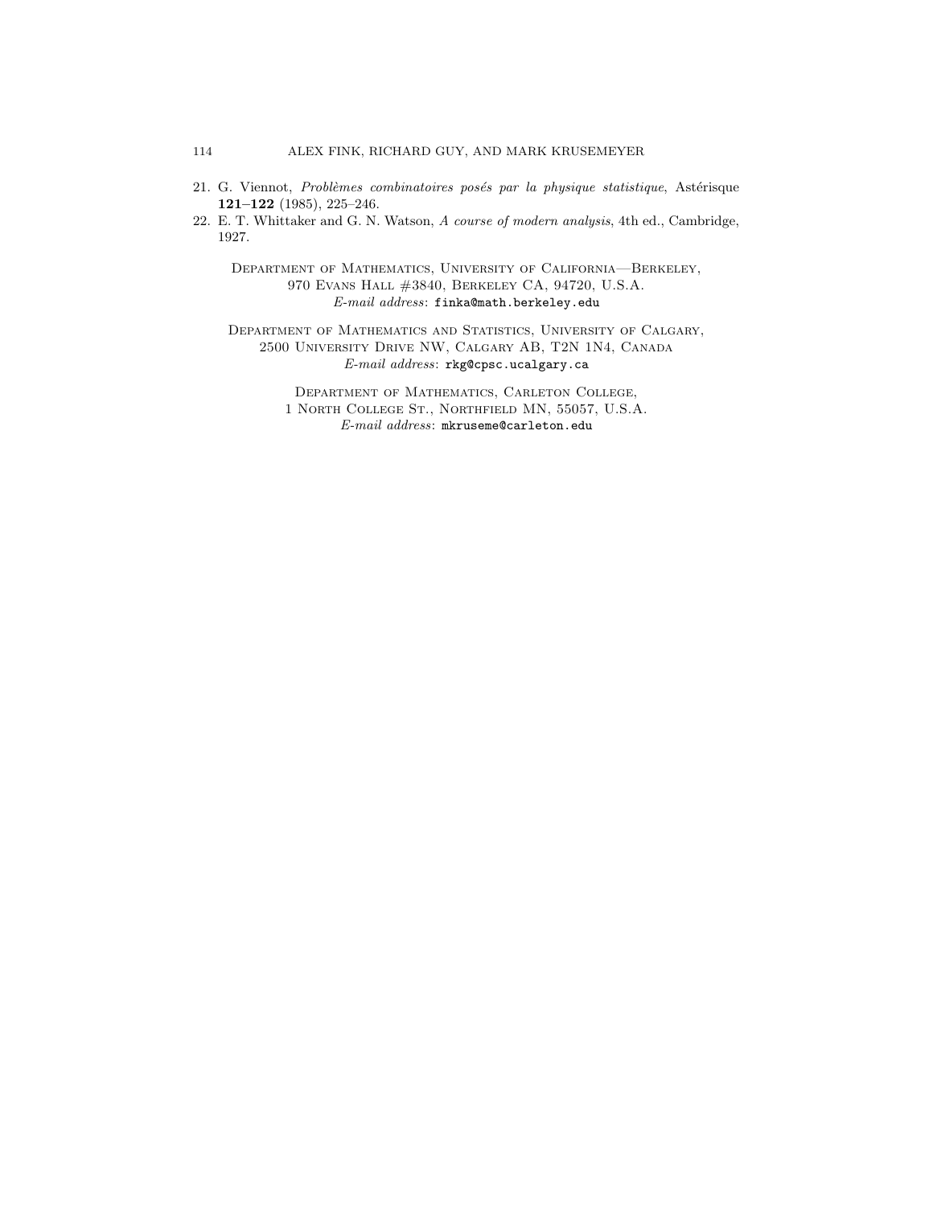21. G. Viennot, *Problèmes combinatoires posés par la physique statistique*, Astérisque **121–122** (1985), 225–246.
22. E. T. Whittaker and G. N. Watson, *A course of modern analysis*, 4th ed., Cambridge, 1927.

Department of Mathematics, University of California—Berkeley,
970 Evans Hall #3840, Berkeley CA, 94720, U.S.A.
*E-mail address*: `finka@math.berkeley.edu`

Department of Mathematics and Statistics, University of Calgary,
2500 University Drive NW, Calgary AB, T2N 1N4, Canada
*E-mail address*: `rkg@cpsc.ucalgary.ca`

Department of Mathematics, Carleton College,
1 North College St., Northfield MN, 55057, U.S.A.
*E-mail address*: `mkruseme@carleton.edu`